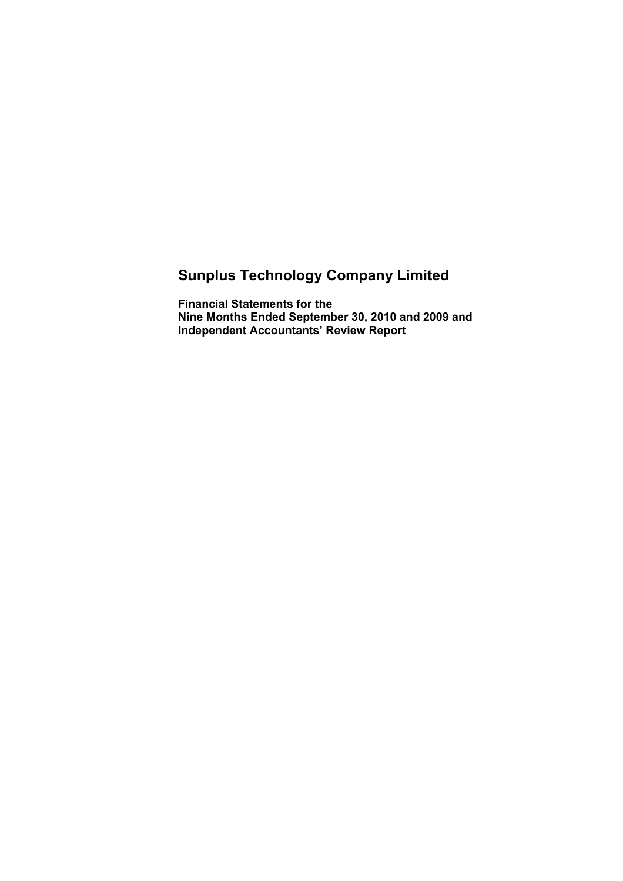# Sunplus Technology Company Limited

**Financial Statements for the**
**Nine Months Ended September 30, 2010 and 2009 and**
**Independent Accountants' Review Report**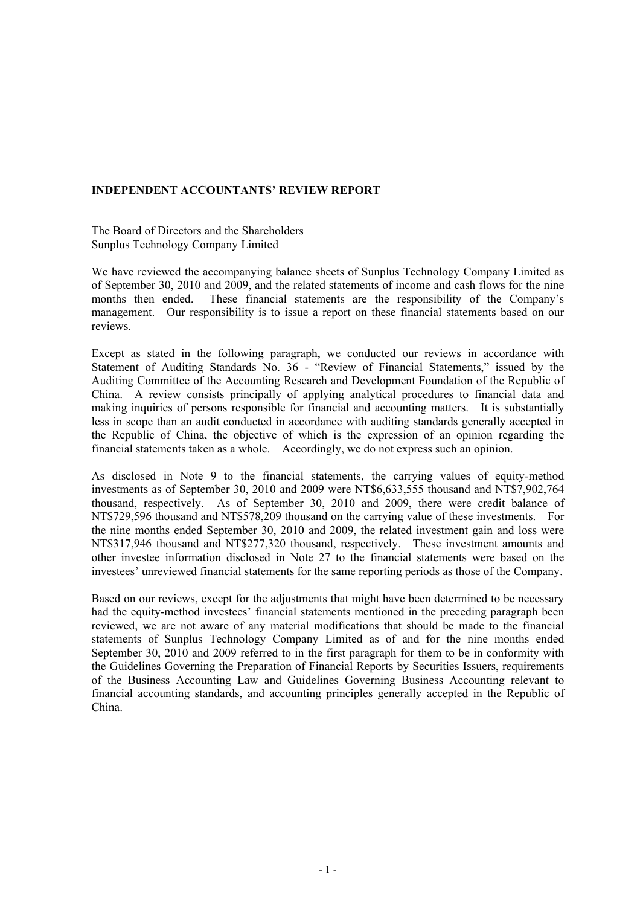## INDEPENDENT ACCOUNTANTS' REVIEW REPORT

The Board of Directors and the Shareholders
Sunplus Technology Company Limited

We have reviewed the accompanying balance sheets of Sunplus Technology Company Limited as of September 30, 2010 and 2009, and the related statements of income and cash flows for the nine months then ended. These financial statements are the responsibility of the Company's management. Our responsibility is to issue a report on these financial statements based on our reviews.

Except as stated in the following paragraph, we conducted our reviews in accordance with Statement of Auditing Standards No. 36 - "Review of Financial Statements," issued by the Auditing Committee of the Accounting Research and Development Foundation of the Republic of China. A review consists principally of applying analytical procedures to financial data and making inquiries of persons responsible for financial and accounting matters. It is substantially less in scope than an audit conducted in accordance with auditing standards generally accepted in the Republic of China, the objective of which is the expression of an opinion regarding the financial statements taken as a whole. Accordingly, we do not express such an opinion.

As disclosed in Note 9 to the financial statements, the carrying values of equity-method investments as of September 30, 2010 and 2009 were NT$6,633,555 thousand and NT$7,902,764 thousand, respectively. As of September 30, 2010 and 2009, there were credit balance of NT$729,596 thousand and NT$578,209 thousand on the carrying value of these investments. For the nine months ended September 30, 2010 and 2009, the related investment gain and loss were NT$317,946 thousand and NT$277,320 thousand, respectively. These investment amounts and other investee information disclosed in Note 27 to the financial statements were based on the investees' unreviewed financial statements for the same reporting periods as those of the Company.

Based on our reviews, except for the adjustments that might have been determined to be necessary had the equity-method investees' financial statements mentioned in the preceding paragraph been reviewed, we are not aware of any material modifications that should be made to the financial statements of Sunplus Technology Company Limited as of and for the nine months ended September 30, 2010 and 2009 referred to in the first paragraph for them to be in conformity with the Guidelines Governing the Preparation of Financial Reports by Securities Issuers, requirements of the Business Accounting Law and Guidelines Governing Business Accounting relevant to financial accounting standards, and accounting principles generally accepted in the Republic of China.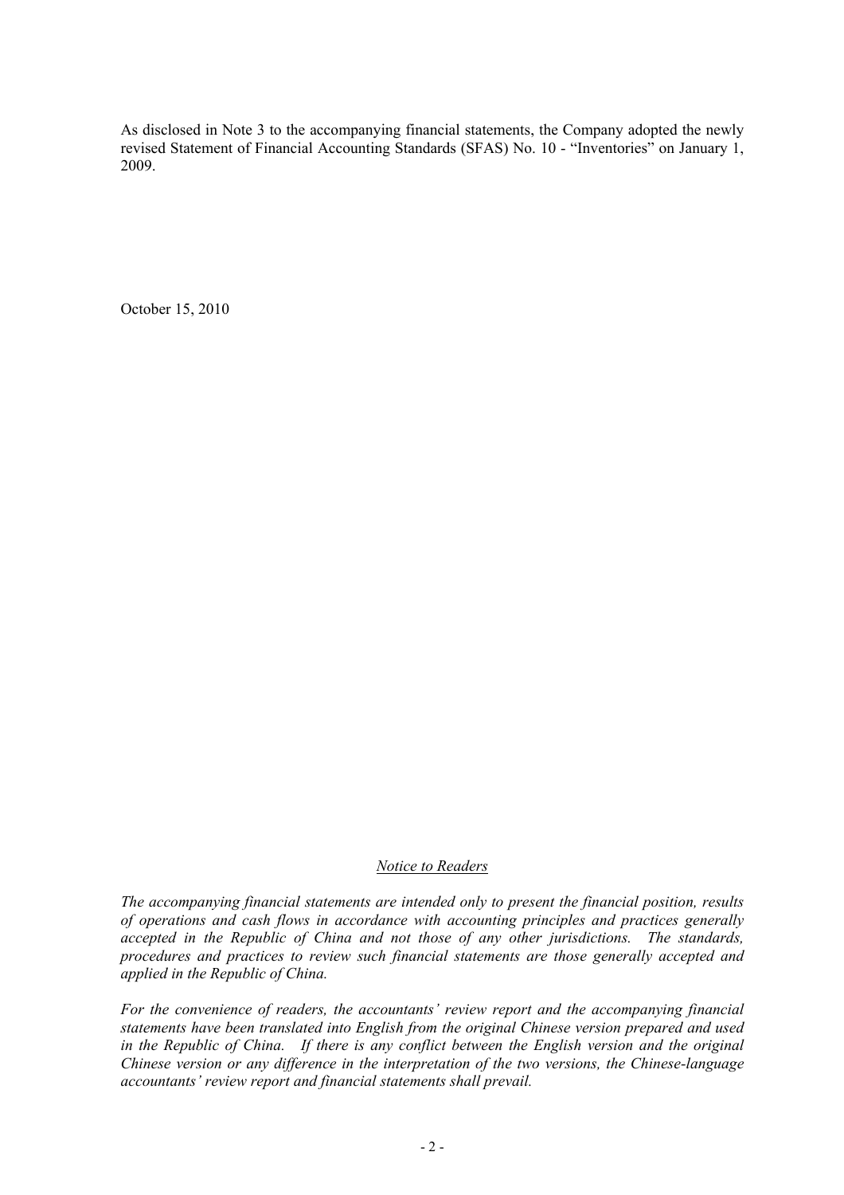As disclosed in Note 3 to the accompanying financial statements, the Company adopted the newly revised Statement of Financial Accounting Standards (SFAS) No. 10 - "Inventories" on January 1, 2009.

October 15, 2010

*Notice to Readers*

*The accompanying financial statements are intended only to present the financial position, results of operations and cash flows in accordance with accounting principles and practices generally accepted in the Republic of China and not those of any other jurisdictions. The standards, procedures and practices to review such financial statements are those generally accepted and applied in the Republic of China.*

*For the convenience of readers, the accountants' review report and the accompanying financial statements have been translated into English from the original Chinese version prepared and used in the Republic of China. If there is any conflict between the English version and the original Chinese version or any difference in the interpretation of the two versions, the Chinese-language accountants' review report and financial statements shall prevail.*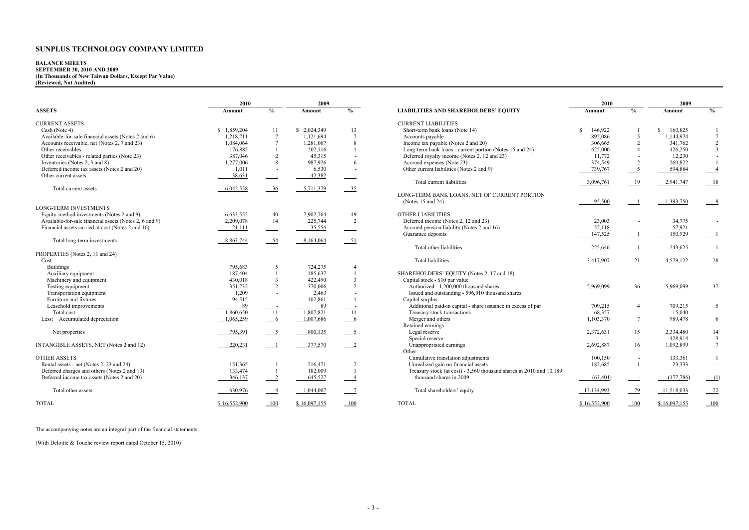# SUNPLUS TECHNOLOGY COMPANY LIMITED

**BALANCE SHEETS**
**SEPTEMBER 30, 2010 AND 2009**
**(In Thousands of New Taiwan Dollars, Except Par Value)**
**(Reviewed, Not Audited)**

| ASSETS | 2010 Amount | % | 2009 Amount | % |
|---|---|---|---|---|
| CURRENT ASSETS | | | | |
| Cash (Note 4) | $ 1,859,204 | 11 | $ 2,024,349 | 13 |
| Available-for-sale financial assets (Notes 2 and 6) | 1,218,711 | 7 | 1,121,694 | 7 |
| Accounts receivable, net (Notes 2, 7 and 23) | 1,084,064 | 7 | 1,281,067 | 8 |
| Other receivables | 176,885 | 1 | 202,116 | 1 |
| Other receivables - related parties (Note 23) | 387,046 | 2 | 45,315 | - |
| Inventories (Notes 2, 3 and 8) | 1,277,006 | 8 | 987,926 | 6 |
| Deferred income tax assets (Notes 2 and 20) | 1,011 | - | 6,530 | - |
| Other current assets | 38,631 | - | 42,382 | - |
| Total current assets | 6,042,558 | 36 | 5,711,379 | 35 |
| LONG-TERM INVESTMENTS | | | | |
| Equity-method investments (Notes 2 and 9) | 6,633,555 | 40 | 7,902,764 | 49 |
| Available-for-sale financial assets (Notes 2, 6 and 9) | 2,209,078 | 14 | 225,744 | 2 |
| Financial assets carried at cost (Notes 2 and 10) | 21,111 | - | 35,556 | - |
| Total long-term investments | 8,863,744 | 54 | 8,164,064 | 51 |
| PROPERTIES (Notes 2, 11 and 24) | | | | |
| Cost | | | | |
| Buildings | 795,683 | 5 | 724,275 | 4 |
| Auxiliary equipment | 187,404 | 1 | 185,637 | 1 |
| Machinery and equipment | 430,018 | 3 | 422,490 | 3 |
| Testing equipment | 351,732 | 2 | 370,006 | 2 |
| Transportation equipment | 1,209 | - | 2,463 | - |
| Furniture and fixtures | 94,515 | - | 102,861 | 1 |
| Leasehold improvements | 89 | - | 89 | - |
| Total cost | 1,860,650 | 11 | 1,807,821 | 11 |
| Less: Accumulated depreciation | 1,065,259 | 6 | 1,007,686 | 6 |
| Net properties | 795,391 | 5 | 800,135 | 5 |
| INTANGIBLE ASSETS, NET (Notes 2 and 12) | 220,231 | 1 | 377,570 | 2 |
| OTHER ASSETS | | | | |
| Rental assets - net (Notes 2, 23 and 24) | 151,365 | 1 | 216,471 | 2 |
| Deferred charges and others (Notes 2 and 13) | 133,474 | 1 | 182,009 | 1 |
| Deferred income tax assets (Notes 2 and 20) | 346,137 | 2 | 645,527 | 4 |
| Total other assets | 630,976 | 4 | 1,044,007 | 7 |
| TOTAL | $ 16,552,900 | 100 | $ 16,097,155 | 100 |

| LIABILITIES AND SHAREHOLDERS' EQUITY | 2010 Amount | % | 2009 Amount | % |
|---|---|---|---|---|
| CURRENT LIABILITIES | | | | |
| Short-term bank loans (Note 14) | $ 146,922 | 1 | $ 160,825 | 1 |
| Accounts payable | 892,086 | 5 | 1,144,974 | 7 |
| Income tax payable (Notes 2 and 20) | 306,665 | 2 | 341,762 | 2 |
| Long-term bank loans - current portion (Notes 15 and 24) | 625,000 | 4 | 426,250 | 3 |
| Deferred royalty income (Notes 2, 12 and 23) | 11,772 | - | 12,230 | - |
| Accrued expenses (Note 23) | 374,549 | 2 | 260,822 | 1 |
| Other current liabilities (Notes 2 and 9) | 739,767 | 5 | 594,884 | 4 |
| Total current liabilities | 3,096,761 | 19 | 2,941,747 | 18 |
| LONG-TERM BANK LOANS, NET OF CURRENT PORTION (Notes 15 and 24) | 95,500 | 1 | 1,393,750 | 9 |
| OTHER LIABILITIES | | | | |
| Deferred income (Notes 2, 12 and 23) | 23,003 | - | 34,775 | - |
| Accrued pension liability (Notes 2 and 16) | 55,118 | - | 57,921 | - |
| Guarantee deposits | 147,525 | 1 | 150,929 | 1 |
| Total other liabilities | 225,646 | 1 | 243,625 | 1 |
| Total liabilities | 3,417,907 | 21 | 4,579,122 | 28 |
| SHAREHOLDERS' EQUITY (Notes 2, 17 and 18) | | | | |
| Capital stock - $10 par value | | | | |
| Authorized - 1,200,000 thousand shares | | | | |
| Issued and outstanding - 596,910 thousand shares | 5,969,099 | 36 | 5,969,099 | 37 |
| Capital surplus | | | | |
| Additional paid-in capital - share issuance in excess of par | 709,215 | 4 | 709,215 | 5 |
| Treasury stock transactions | 68,357 | - | 15,040 | - |
| Merger and others | 1,103,370 | 7 | 989,478 | 6 |
| Retained earnings | | | | |
| Legal reserve | 2,372,631 | 15 | 2,334,480 | 14 |
| Special reserve | - | - | 428,914 | 3 |
| Unappropriated earnings | 2,692,887 | 16 | 1,092,899 | 7 |
| Other | | | | |
| Cumulative translation adjustments | 100,150 | - | 133,361 | 1 |
| Unrealized gain on financial assets | 182,685 | 1 | 23,333 | - |
| Treasury stock (at cost) - 3,560 thousand shares in 2010 and 10,189 thousand shares in 2009 | (63,401) | - | (177,786) | (1) |
| Total shareholders' equity | 13,134,993 | 79 | 11,518,033 | 72 |
| TOTAL | $ 16,552,900 | 100 | $ 16,097,155 | 100 |

The accompanying notes are an integral part of the financial statements.

(With Deloitte & Touche review report dated October 15, 2010)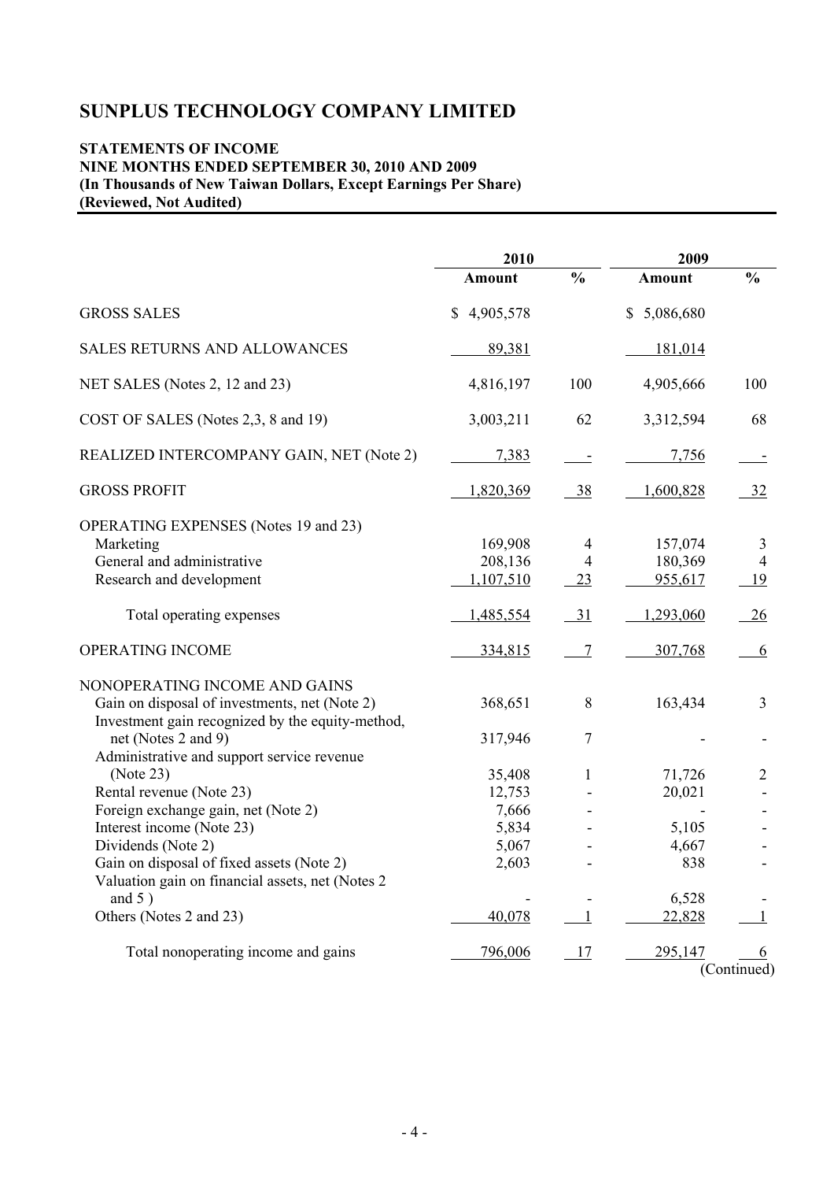# SUNPLUS TECHNOLOGY COMPANY LIMITED

**STATEMENTS OF INCOME**
**NINE MONTHS ENDED SEPTEMBER 30, 2010 AND 2009**
**(In Thousands of New Taiwan Dollars, Except Earnings Per Share)**
**(Reviewed, Not Audited)**

| | 2010 | | 2009 | |
|---|---|---|---|---|
| | **Amount** | **%** | **Amount** | **%** |
| GROSS SALES | $ 4,905,578 | | $ 5,086,680 | |
| SALES RETURNS AND ALLOWANCES | 89,381 | | 181,014 | |
| NET SALES (Notes 2, 12 and 23) | 4,816,197 | 100 | 4,905,666 | 100 |
| COST OF SALES (Notes 2,3, 8 and 19) | 3,003,211 | 62 | 3,312,594 | 68 |
| REALIZED INTERCOMPANY GAIN, NET (Note 2) | 7,383 | - | 7,756 | - |
| GROSS PROFIT | 1,820,369 | 38 | 1,600,828 | 32 |
| OPERATING EXPENSES (Notes 19 and 23) | | | | |
| Marketing | 169,908 | 4 | 157,074 | 3 |
| General and administrative | 208,136 | 4 | 180,369 | 4 |
| Research and development | 1,107,510 | 23 | 955,617 | 19 |
| Total operating expenses | 1,485,554 | 31 | 1,293,060 | 26 |
| OPERATING INCOME | 334,815 | 7 | 307,768 | 6 |
| NONOPERATING INCOME AND GAINS | | | | |
| Gain on disposal of investments, net (Note 2) | 368,651 | 8 | 163,434 | 3 |
| Investment gain recognized by the equity-method, net (Notes 2 and 9) | 317,946 | 7 | - | - |
| Administrative and support service revenue (Note 23) | 35,408 | 1 | 71,726 | 2 |
| Rental revenue (Note 23) | 12,753 | - | 20,021 | - |
| Foreign exchange gain, net (Note 2) | 7,666 | - | - | - |
| Interest income (Note 23) | 5,834 | - | 5,105 | - |
| Dividends (Note 2) | 5,067 | - | 4,667 | - |
| Gain on disposal of fixed assets (Note 2) | 2,603 | - | 838 | - |
| Valuation gain on financial assets, net (Notes 2 and 5 ) | - | - | 6,528 | - |
| Others (Notes 2 and 23) | 40,078 | 1 | 22,828 | 1 |
| Total nonoperating income and gains | 796,006 | 17 | 295,147 | 6 |

(Continued)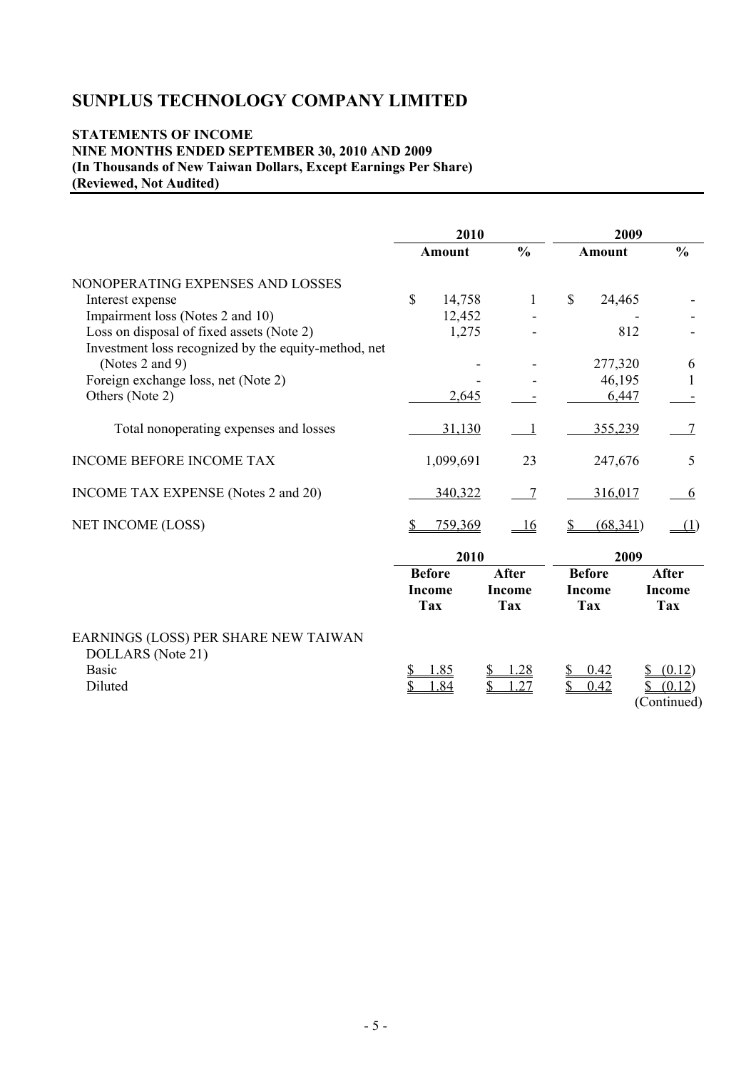# SUNPLUS TECHNOLOGY COMPANY LIMITED

**STATEMENTS OF INCOME**
**NINE MONTHS ENDED SEPTEMBER 30, 2010 AND 2009**
**(In Thousands of New Taiwan Dollars, Except Earnings Per Share)**
**(Reviewed, Not Audited)**

| | 2010 | | 2009 | |
|---|---|---|---|---|
| | **Amount** | **%** | **Amount** | **%** |
| NONOPERATING EXPENSES AND LOSSES | | | | |
| Interest expense | $ 14,758 | 1 | $ 24,465 | - |
| Impairment loss (Notes 2 and 10) | 12,452 | - | - | - |
| Loss on disposal of fixed assets (Note 2) | 1,275 | - | 812 | - |
| Investment loss recognized by the equity-method, net (Notes 2 and 9) | - | - | 277,320 | 6 |
| Foreign exchange loss, net (Note 2) | - | - | 46,195 | 1 |
| Others (Note 2) | 2,645 | - | 6,447 | - |
| Total nonoperating expenses and losses | 31,130 | 1 | 355,239 | 7 |
| INCOME BEFORE INCOME TAX | 1,099,691 | 23 | 247,676 | 5 |
| INCOME TAX EXPENSE (Notes 2 and 20) | 340,322 | 7 | 316,017 | 6 |
| NET INCOME (LOSS) | $ 759,369 | 16 | $ (68,341) | (1) |

| | 2010 | | 2009 | |
|---|---|---|---|---|
| | **Before Income Tax** | **After Income Tax** | **Before Income Tax** | **After Income Tax** |
| EARNINGS (LOSS) PER SHARE NEW TAIWAN DOLLARS (Note 21) | | | | |
| Basic | $ 1.85 | $ 1.28 | $ 0.42 | $ (0.12) |
| Diluted | $ 1.84 | $ 1.27 | $ 0.42 | $ (0.12) |

(Continued)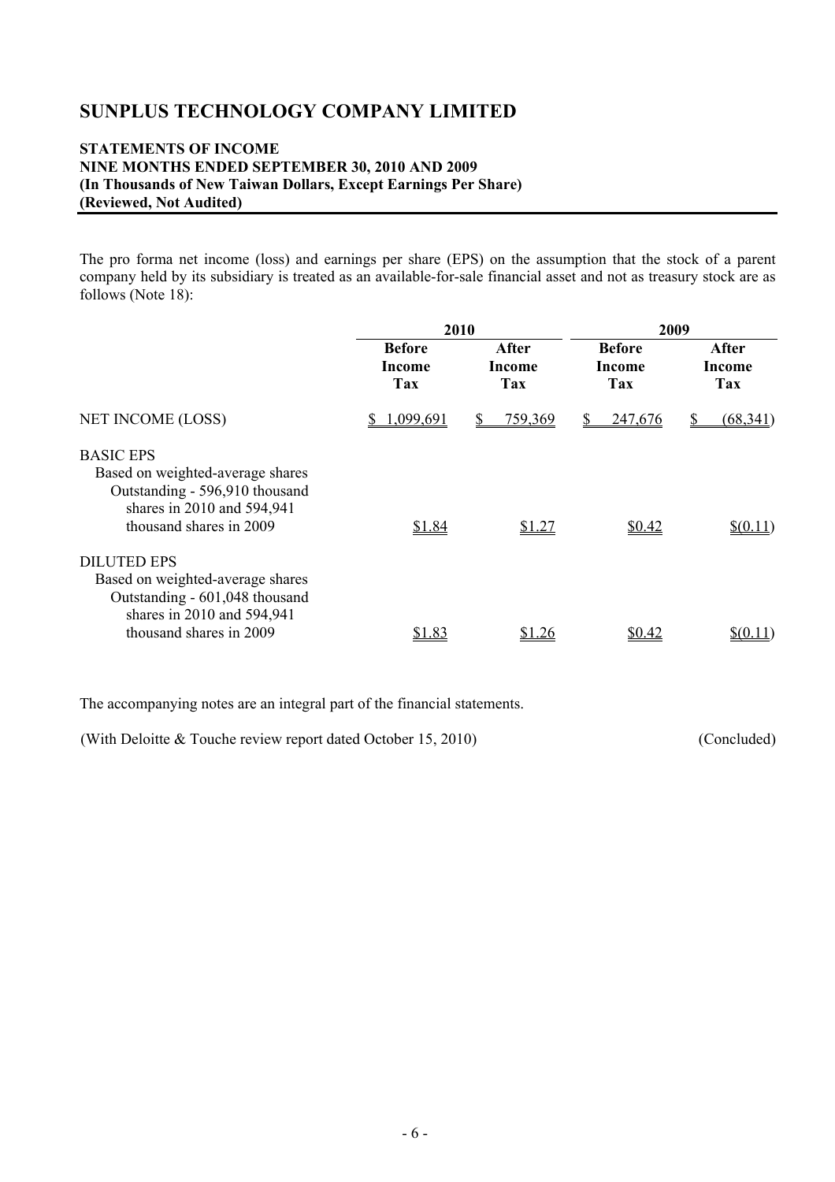# SUNPLUS TECHNOLOGY COMPANY LIMITED

**STATEMENTS OF INCOME**
**NINE MONTHS ENDED SEPTEMBER 30, 2010 AND 2009**
**(In Thousands of New Taiwan Dollars, Except Earnings Per Share)**
**(Reviewed, Not Audited)**

The pro forma net income (loss) and earnings per share (EPS) on the assumption that the stock of a parent company held by its subsidiary is treated as an available-for-sale financial asset and not as treasury stock are as follows (Note 18):

| | 2010 | | 2009 | |
|---|---|---|---|---|
| | **Before Income Tax** | **After Income Tax** | **Before Income Tax** | **After Income Tax** |
| NET INCOME (LOSS) | $ 1,099,691 | $ 759,369 | $ 247,676 | $ (68,341) |
| BASIC EPS | | | | |
| Based on weighted-average shares Outstanding - 596,910 thousand shares in 2010 and 594,941 thousand shares in 2009 | $1.84 | $1.27 | $0.42 | $(0.11) |
| DILUTED EPS | | | | |
| Based on weighted-average shares Outstanding - 601,048 thousand shares in 2010 and 594,941 thousand shares in 2009 | $1.83 | $1.26 | $0.42 | $(0.11) |

The accompanying notes are an integral part of the financial statements.

(With Deloitte & Touche review report dated October 15, 2010) (Concluded)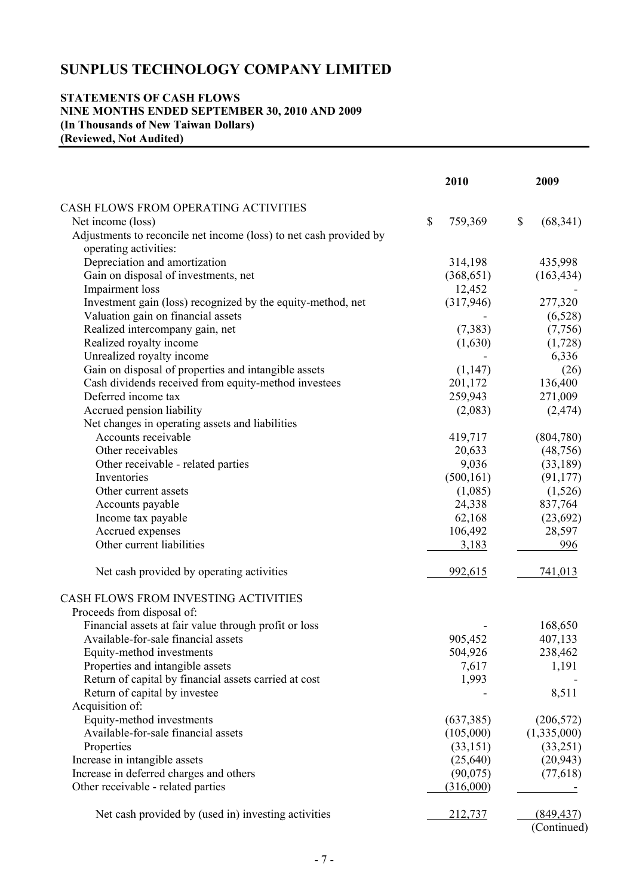# SUNPLUS TECHNOLOGY COMPANY LIMITED

**STATEMENTS OF CASH FLOWS**
**NINE MONTHS ENDED SEPTEMBER 30, 2010 AND 2009**
**(In Thousands of New Taiwan Dollars)**
**(Reviewed, Not Audited)**

| | 2010 | 2009 |
|---|---|---|
| CASH FLOWS FROM OPERATING ACTIVITIES | | |
| Net income (loss) | $ 759,369 | $ (68,341) |
| Adjustments to reconcile net income (loss) to net cash provided by operating activities: | | |
| Depreciation and amortization | 314,198 | 435,998 |
| Gain on disposal of investments, net | (368,651) | (163,434) |
| Impairment loss | 12,452 | - |
| Investment gain (loss) recognized by the equity-method, net | (317,946) | 277,320 |
| Valuation gain on financial assets | - | (6,528) |
| Realized intercompany gain, net | (7,383) | (7,756) |
| Realized royalty income | (1,630) | (1,728) |
| Unrealized royalty income | - | 6,336 |
| Gain on disposal of properties and intangible assets | (1,147) | (26) |
| Cash dividends received from equity-method investees | 201,172 | 136,400 |
| Deferred income tax | 259,943 | 271,009 |
| Accrued pension liability | (2,083) | (2,474) |
| Net changes in operating assets and liabilities | | |
| Accounts receivable | 419,717 | (804,780) |
| Other receivables | 20,633 | (48,756) |
| Other receivable - related parties | 9,036 | (33,189) |
| Inventories | (500,161) | (91,177) |
| Other current assets | (1,085) | (1,526) |
| Accounts payable | 24,338 | 837,764 |
| Income tax payable | 62,168 | (23,692) |
| Accrued expenses | 106,492 | 28,597 |
| Other current liabilities | 3,183 | 996 |
| Net cash provided by operating activities | 992,615 | 741,013 |
| CASH FLOWS FROM INVESTING ACTIVITIES | | |
| Proceeds from disposal of: | | |
| Financial assets at fair value through profit or loss | - | 168,650 |
| Available-for-sale financial assets | 905,452 | 407,133 |
| Equity-method investments | 504,926 | 238,462 |
| Properties and intangible assets | 7,617 | 1,191 |
| Return of capital by financial assets carried at cost | 1,993 | - |
| Return of capital by investee | - | 8,511 |
| Acquisition of: | | |
| Equity-method investments | (637,385) | (206,572) |
| Available-for-sale financial assets | (105,000) | (1,335,000) |
| Properties | (33,151) | (33,251) |
| Increase in intangible assets | (25,640) | (20,943) |
| Increase in deferred charges and others | (90,075) | (77,618) |
| Other receivable - related parties | (316,000) | - |
| Net cash provided by (used in) investing activities | 212,737 | (849,437) |

(Continued)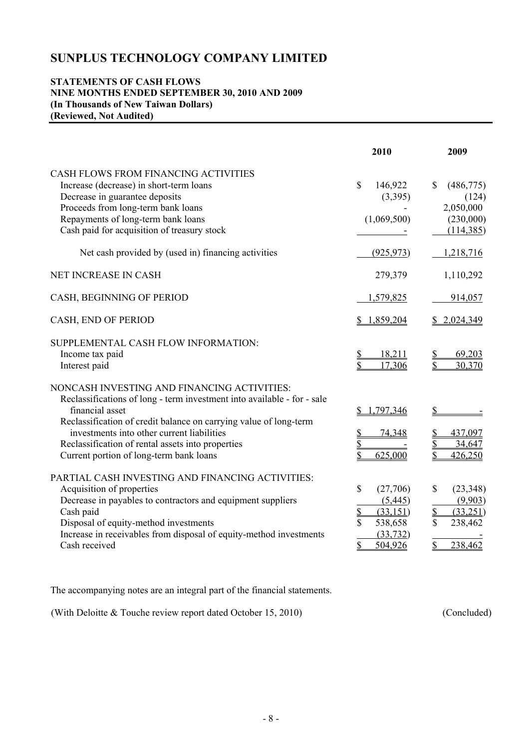# SUNPLUS TECHNOLOGY COMPANY LIMITED

**STATEMENTS OF CASH FLOWS**
**NINE MONTHS ENDED SEPTEMBER 30, 2010 AND 2009**
**(In Thousands of New Taiwan Dollars)**
**(Reviewed, Not Audited)**

| | 2010 | 2009 |
|---|---|---|
| CASH FLOWS FROM FINANCING ACTIVITIES | | |
| Increase (decrease) in short-term loans | $ 146,922 | $ (486,775) |
| Decrease in guarantee deposits | (3,395) | (124) |
| Proceeds from long-term bank loans | - | 2,050,000 |
| Repayments of long-term bank loans | (1,069,500) | (230,000) |
| Cash paid for acquisition of treasury stock | - | (114,385) |
| Net cash provided by (used in) financing activities | (925,973) | 1,218,716 |
| NET INCREASE IN CASH | 279,379 | 1,110,292 |
| CASH, BEGINNING OF PERIOD | 1,579,825 | 914,057 |
| CASH, END OF PERIOD | $ 1,859,204 | $ 2,024,349 |
| SUPPLEMENTAL CASH FLOW INFORMATION: | | |
| Income tax paid | $ 18,211 | $ 69,203 |
| Interest paid | $ 17,306 | $ 30,370 |
| NONCASH INVESTING AND FINANCING ACTIVITIES: | | |
| Reclassifications of long - term investment into available - for - sale financial asset | $ 1,797,346 | $ - |
| Reclassification of credit balance on carrying value of long-term investments into other current liabilities | $ 74,348 | $ 437,097 |
| Reclassification of rental assets into properties | $ - | $ 34,647 |
| Current portion of long-term bank loans | $ 625,000 | $ 426,250 |
| PARTIAL CASH INVESTING AND FINANCING ACTIVITIES: | | |
| Acquisition of properties | $ (27,706) | $ (23,348) |
| Decrease in payables to contractors and equipment suppliers | (5,445) | (9,903) |
| Cash paid | $ (33,151) | $ (33,251) |
| Disposal of equity-method investments | $ 538,658 | $ 238,462 |
| Increase in receivables from disposal of equity-method investments | (33,732) | - |
| Cash received | $ 504,926 | $ 238,462 |

The accompanying notes are an integral part of the financial statements.

(With Deloitte & Touche review report dated October 15, 2010) (Concluded)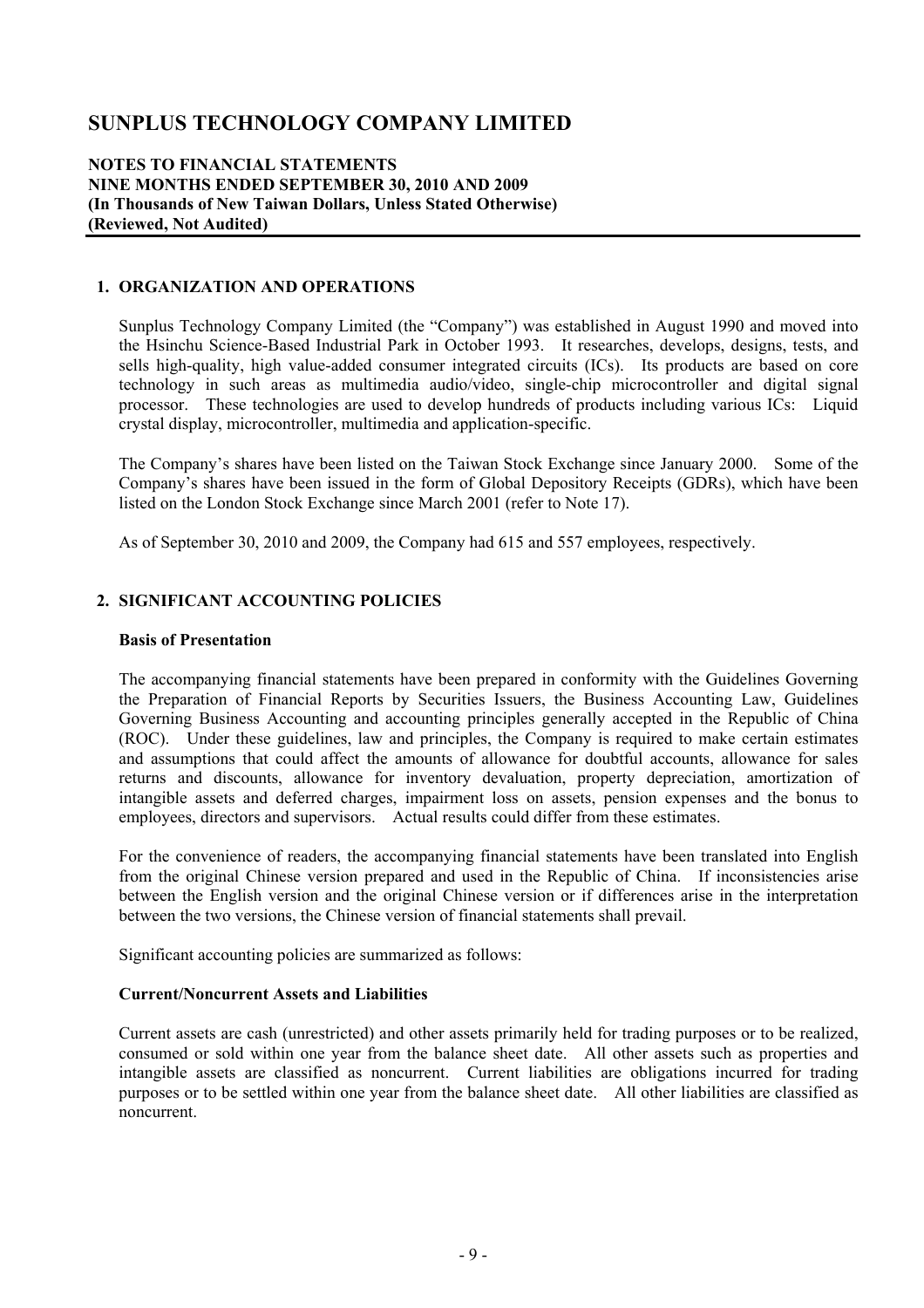# SUNPLUS TECHNOLOGY COMPANY LIMITED

**NOTES TO FINANCIAL STATEMENTS**
**NINE MONTHS ENDED SEPTEMBER 30, 2010 AND 2009**
**(In Thousands of New Taiwan Dollars, Unless Stated Otherwise)**
**(Reviewed, Not Audited)**

## 1. ORGANIZATION AND OPERATIONS

Sunplus Technology Company Limited (the "Company") was established in August 1990 and moved into the Hsinchu Science-Based Industrial Park in October 1993. It researches, develops, designs, tests, and sells high-quality, high value-added consumer integrated circuits (ICs). Its products are based on core technology in such areas as multimedia audio/video, single-chip microcontroller and digital signal processor. These technologies are used to develop hundreds of products including various ICs: Liquid crystal display, microcontroller, multimedia and application-specific.

The Company's shares have been listed on the Taiwan Stock Exchange since January 2000. Some of the Company's shares have been issued in the form of Global Depository Receipts (GDRs), which have been listed on the London Stock Exchange since March 2001 (refer to Note 17).

As of September 30, 2010 and 2009, the Company had 615 and 557 employees, respectively.

## 2. SIGNIFICANT ACCOUNTING POLICIES

### Basis of Presentation

The accompanying financial statements have been prepared in conformity with the Guidelines Governing the Preparation of Financial Reports by Securities Issuers, the Business Accounting Law, Guidelines Governing Business Accounting and accounting principles generally accepted in the Republic of China (ROC). Under these guidelines, law and principles, the Company is required to make certain estimates and assumptions that could affect the amounts of allowance for doubtful accounts, allowance for sales returns and discounts, allowance for inventory devaluation, property depreciation, amortization of intangible assets and deferred charges, impairment loss on assets, pension expenses and the bonus to employees, directors and supervisors. Actual results could differ from these estimates.

For the convenience of readers, the accompanying financial statements have been translated into English from the original Chinese version prepared and used in the Republic of China. If inconsistencies arise between the English version and the original Chinese version or if differences arise in the interpretation between the two versions, the Chinese version of financial statements shall prevail.

Significant accounting policies are summarized as follows:

### Current/Noncurrent Assets and Liabilities

Current assets are cash (unrestricted) and other assets primarily held for trading purposes or to be realized, consumed or sold within one year from the balance sheet date. All other assets such as properties and intangible assets are classified as noncurrent. Current liabilities are obligations incurred for trading purposes or to be settled within one year from the balance sheet date. All other liabilities are classified as noncurrent.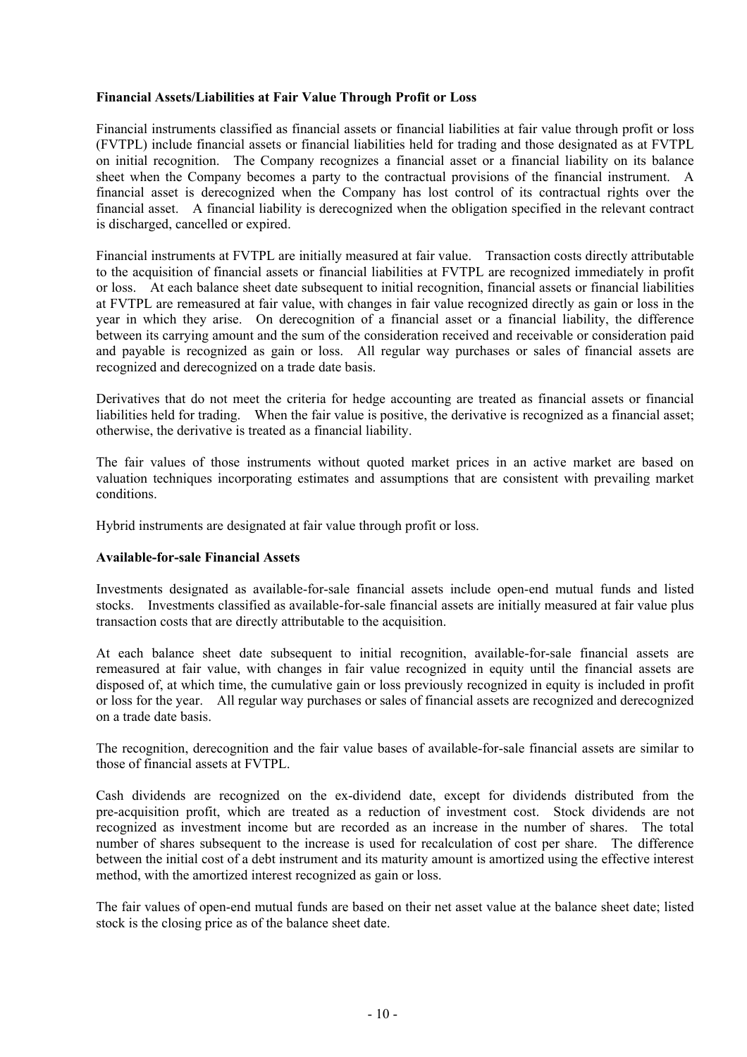**Financial Assets/Liabilities at Fair Value Through Profit or Loss**

Financial instruments classified as financial assets or financial liabilities at fair value through profit or loss (FVTPL) include financial assets or financial liabilities held for trading and those designated as at FVTPL on initial recognition. The Company recognizes a financial asset or a financial liability on its balance sheet when the Company becomes a party to the contractual provisions of the financial instrument. A financial asset is derecognized when the Company has lost control of its contractual rights over the financial asset. A financial liability is derecognized when the obligation specified in the relevant contract is discharged, cancelled or expired.

Financial instruments at FVTPL are initially measured at fair value. Transaction costs directly attributable to the acquisition of financial assets or financial liabilities at FVTPL are recognized immediately in profit or loss. At each balance sheet date subsequent to initial recognition, financial assets or financial liabilities at FVTPL are remeasured at fair value, with changes in fair value recognized directly as gain or loss in the year in which they arise. On derecognition of a financial asset or a financial liability, the difference between its carrying amount and the sum of the consideration received and receivable or consideration paid and payable is recognized as gain or loss. All regular way purchases or sales of financial assets are recognized and derecognized on a trade date basis.

Derivatives that do not meet the criteria for hedge accounting are treated as financial assets or financial liabilities held for trading. When the fair value is positive, the derivative is recognized as a financial asset; otherwise, the derivative is treated as a financial liability.

The fair values of those instruments without quoted market prices in an active market are based on valuation techniques incorporating estimates and assumptions that are consistent with prevailing market conditions.

Hybrid instruments are designated at fair value through profit or loss.

**Available-for-sale Financial Assets**

Investments designated as available-for-sale financial assets include open-end mutual funds and listed stocks. Investments classified as available-for-sale financial assets are initially measured at fair value plus transaction costs that are directly attributable to the acquisition.

At each balance sheet date subsequent to initial recognition, available-for-sale financial assets are remeasured at fair value, with changes in fair value recognized in equity until the financial assets are disposed of, at which time, the cumulative gain or loss previously recognized in equity is included in profit or loss for the year. All regular way purchases or sales of financial assets are recognized and derecognized on a trade date basis.

The recognition, derecognition and the fair value bases of available-for-sale financial assets are similar to those of financial assets at FVTPL.

Cash dividends are recognized on the ex-dividend date, except for dividends distributed from the pre-acquisition profit, which are treated as a reduction of investment cost. Stock dividends are not recognized as investment income but are recorded as an increase in the number of shares. The total number of shares subsequent to the increase is used for recalculation of cost per share. The difference between the initial cost of a debt instrument and its maturity amount is amortized using the effective interest method, with the amortized interest recognized as gain or loss.

The fair values of open-end mutual funds are based on their net asset value at the balance sheet date; listed stock is the closing price as of the balance sheet date.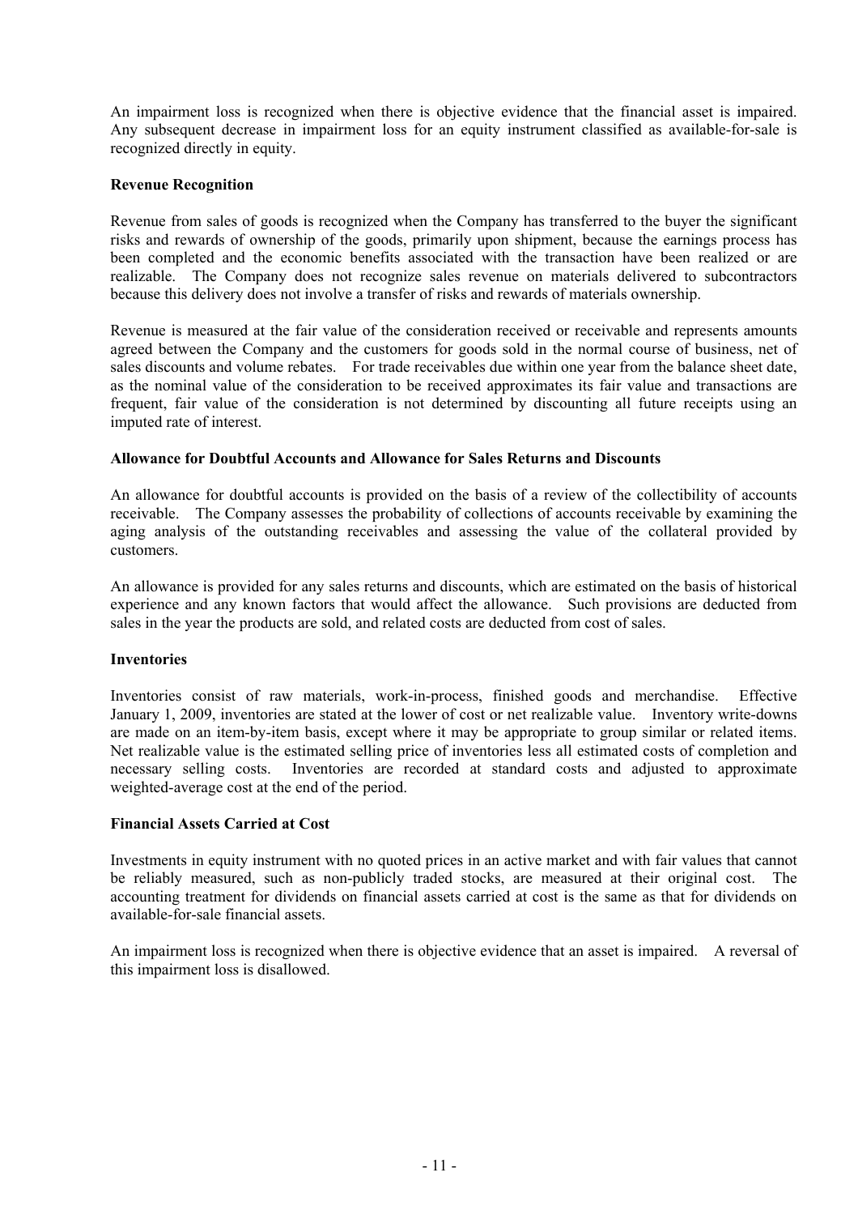An impairment loss is recognized when there is objective evidence that the financial asset is impaired. Any subsequent decrease in impairment loss for an equity instrument classified as available-for-sale is recognized directly in equity.

**Revenue Recognition**

Revenue from sales of goods is recognized when the Company has transferred to the buyer the significant risks and rewards of ownership of the goods, primarily upon shipment, because the earnings process has been completed and the economic benefits associated with the transaction have been realized or are realizable. The Company does not recognize sales revenue on materials delivered to subcontractors because this delivery does not involve a transfer of risks and rewards of materials ownership.

Revenue is measured at the fair value of the consideration received or receivable and represents amounts agreed between the Company and the customers for goods sold in the normal course of business, net of sales discounts and volume rebates. For trade receivables due within one year from the balance sheet date, as the nominal value of the consideration to be received approximates its fair value and transactions are frequent, fair value of the consideration is not determined by discounting all future receipts using an imputed rate of interest.

**Allowance for Doubtful Accounts and Allowance for Sales Returns and Discounts**

An allowance for doubtful accounts is provided on the basis of a review of the collectibility of accounts receivable. The Company assesses the probability of collections of accounts receivable by examining the aging analysis of the outstanding receivables and assessing the value of the collateral provided by customers.

An allowance is provided for any sales returns and discounts, which are estimated on the basis of historical experience and any known factors that would affect the allowance. Such provisions are deducted from sales in the year the products are sold, and related costs are deducted from cost of sales.

**Inventories**

Inventories consist of raw materials, work-in-process, finished goods and merchandise. Effective January 1, 2009, inventories are stated at the lower of cost or net realizable value. Inventory write-downs are made on an item-by-item basis, except where it may be appropriate to group similar or related items. Net realizable value is the estimated selling price of inventories less all estimated costs of completion and necessary selling costs. Inventories are recorded at standard costs and adjusted to approximate weighted-average cost at the end of the period.

**Financial Assets Carried at Cost**

Investments in equity instrument with no quoted prices in an active market and with fair values that cannot be reliably measured, such as non-publicly traded stocks, are measured at their original cost. The accounting treatment for dividends on financial assets carried at cost is the same as that for dividends on available-for-sale financial assets.

An impairment loss is recognized when there is objective evidence that an asset is impaired. A reversal of this impairment loss is disallowed.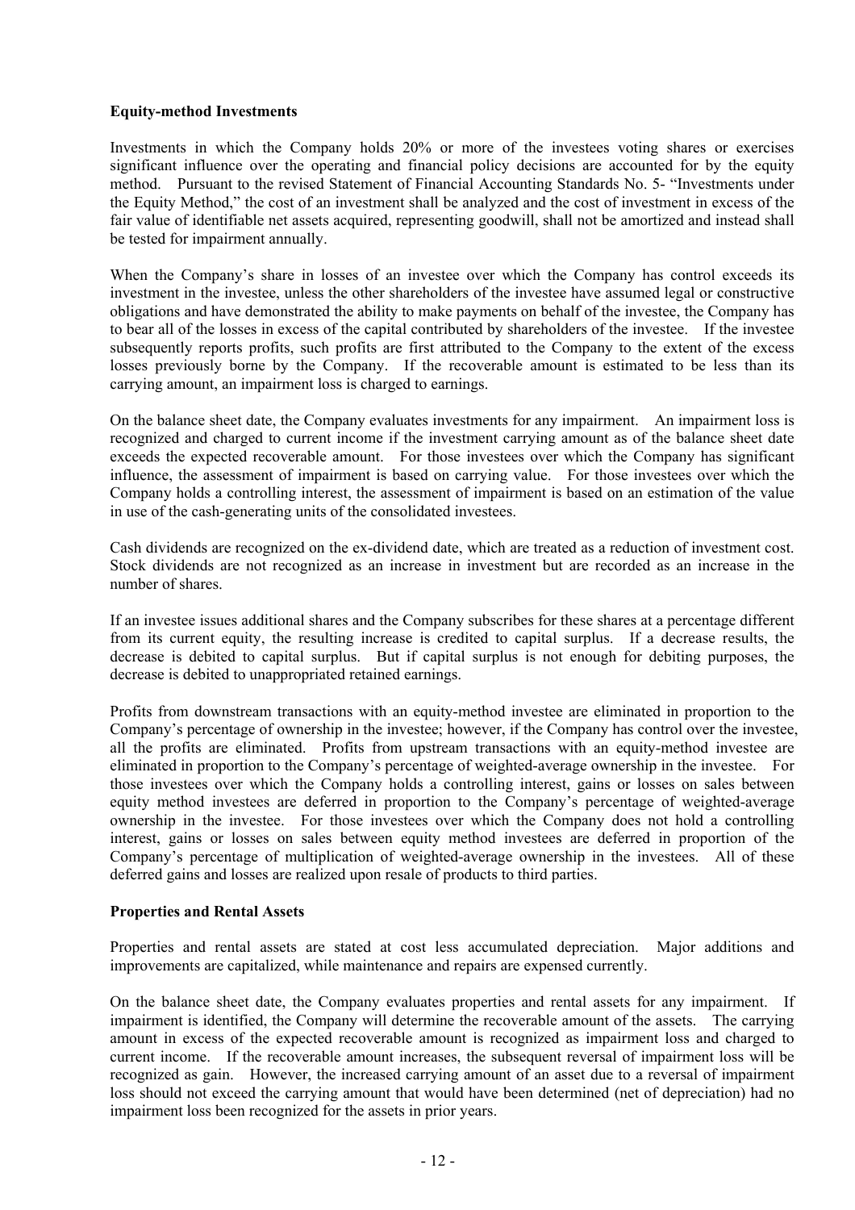**Equity-method Investments**

Investments in which the Company holds 20% or more of the investees voting shares or exercises significant influence over the operating and financial policy decisions are accounted for by the equity method. Pursuant to the revised Statement of Financial Accounting Standards No. 5- "Investments under the Equity Method," the cost of an investment shall be analyzed and the cost of investment in excess of the fair value of identifiable net assets acquired, representing goodwill, shall not be amortized and instead shall be tested for impairment annually.

When the Company's share in losses of an investee over which the Company has control exceeds its investment in the investee, unless the other shareholders of the investee have assumed legal or constructive obligations and have demonstrated the ability to make payments on behalf of the investee, the Company has to bear all of the losses in excess of the capital contributed by shareholders of the investee. If the investee subsequently reports profits, such profits are first attributed to the Company to the extent of the excess losses previously borne by the Company. If the recoverable amount is estimated to be less than its carrying amount, an impairment loss is charged to earnings.

On the balance sheet date, the Company evaluates investments for any impairment. An impairment loss is recognized and charged to current income if the investment carrying amount as of the balance sheet date exceeds the expected recoverable amount. For those investees over which the Company has significant influence, the assessment of impairment is based on carrying value. For those investees over which the Company holds a controlling interest, the assessment of impairment is based on an estimation of the value in use of the cash-generating units of the consolidated investees.

Cash dividends are recognized on the ex-dividend date, which are treated as a reduction of investment cost. Stock dividends are not recognized as an increase in investment but are recorded as an increase in the number of shares.

If an investee issues additional shares and the Company subscribes for these shares at a percentage different from its current equity, the resulting increase is credited to capital surplus. If a decrease results, the decrease is debited to capital surplus. But if capital surplus is not enough for debiting purposes, the decrease is debited to unappropriated retained earnings.

Profits from downstream transactions with an equity-method investee are eliminated in proportion to the Company's percentage of ownership in the investee; however, if the Company has control over the investee, all the profits are eliminated. Profits from upstream transactions with an equity-method investee are eliminated in proportion to the Company's percentage of weighted-average ownership in the investee. For those investees over which the Company holds a controlling interest, gains or losses on sales between equity method investees are deferred in proportion to the Company's percentage of weighted-average ownership in the investee. For those investees over which the Company does not hold a controlling interest, gains or losses on sales between equity method investees are deferred in proportion of the Company's percentage of multiplication of weighted-average ownership in the investees. All of these deferred gains and losses are realized upon resale of products to third parties.

**Properties and Rental Assets**

Properties and rental assets are stated at cost less accumulated depreciation. Major additions and improvements are capitalized, while maintenance and repairs are expensed currently.

On the balance sheet date, the Company evaluates properties and rental assets for any impairment. If impairment is identified, the Company will determine the recoverable amount of the assets. The carrying amount in excess of the expected recoverable amount is recognized as impairment loss and charged to current income. If the recoverable amount increases, the subsequent reversal of impairment loss will be recognized as gain. However, the increased carrying amount of an asset due to a reversal of impairment loss should not exceed the carrying amount that would have been determined (net of depreciation) had no impairment loss been recognized for the assets in prior years.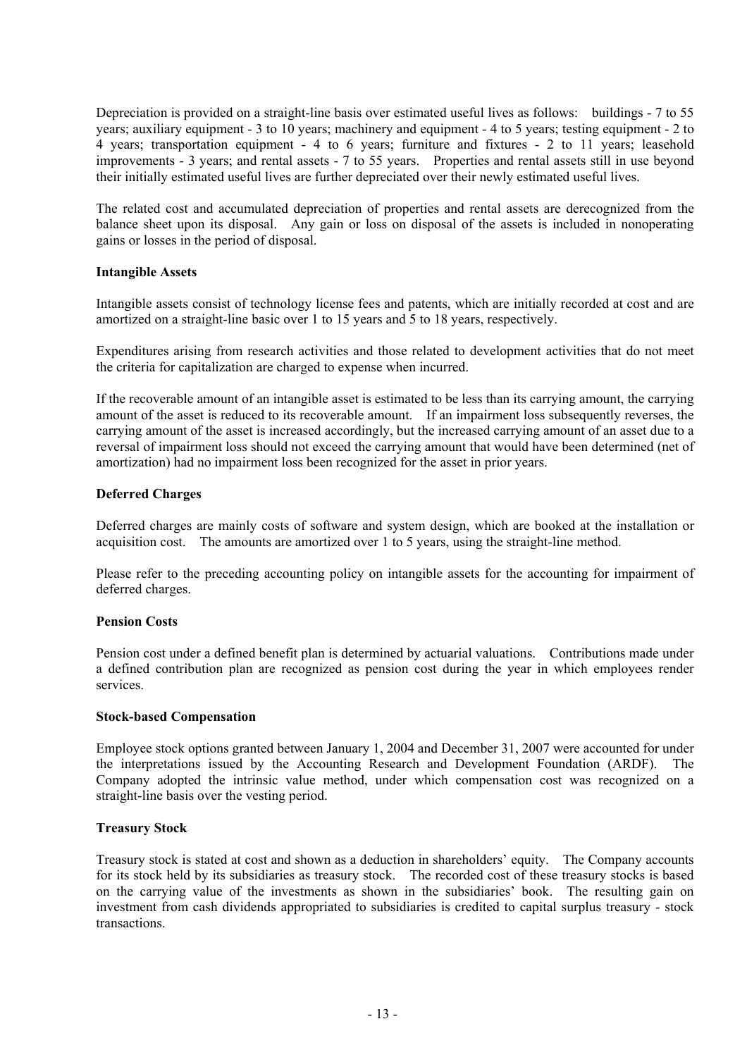Depreciation is provided on a straight-line basis over estimated useful lives as follows: buildings - 7 to 55 years; auxiliary equipment - 3 to 10 years; machinery and equipment - 4 to 5 years; testing equipment - 2 to 4 years; transportation equipment - 4 to 6 years; furniture and fixtures - 2 to 11 years; leasehold improvements - 3 years; and rental assets - 7 to 55 years. Properties and rental assets still in use beyond their initially estimated useful lives are further depreciated over their newly estimated useful lives.

The related cost and accumulated depreciation of properties and rental assets are derecognized from the balance sheet upon its disposal. Any gain or loss on disposal of the assets is included in nonoperating gains or losses in the period of disposal.

**Intangible Assets**

Intangible assets consist of technology license fees and patents, which are initially recorded at cost and are amortized on a straight-line basic over 1 to 15 years and 5 to 18 years, respectively.

Expenditures arising from research activities and those related to development activities that do not meet the criteria for capitalization are charged to expense when incurred.

If the recoverable amount of an intangible asset is estimated to be less than its carrying amount, the carrying amount of the asset is reduced to its recoverable amount. If an impairment loss subsequently reverses, the carrying amount of the asset is increased accordingly, but the increased carrying amount of an asset due to a reversal of impairment loss should not exceed the carrying amount that would have been determined (net of amortization) had no impairment loss been recognized for the asset in prior years.

**Deferred Charges**

Deferred charges are mainly costs of software and system design, which are booked at the installation or acquisition cost. The amounts are amortized over 1 to 5 years, using the straight-line method.

Please refer to the preceding accounting policy on intangible assets for the accounting for impairment of deferred charges.

**Pension Costs**

Pension cost under a defined benefit plan is determined by actuarial valuations. Contributions made under a defined contribution plan are recognized as pension cost during the year in which employees render services.

**Stock-based Compensation**

Employee stock options granted between January 1, 2004 and December 31, 2007 were accounted for under the interpretations issued by the Accounting Research and Development Foundation (ARDF). The Company adopted the intrinsic value method, under which compensation cost was recognized on a straight-line basis over the vesting period.

**Treasury Stock**

Treasury stock is stated at cost and shown as a deduction in shareholders' equity. The Company accounts for its stock held by its subsidiaries as treasury stock. The recorded cost of these treasury stocks is based on the carrying value of the investments as shown in the subsidiaries' book. The resulting gain on investment from cash dividends appropriated to subsidiaries is credited to capital surplus treasury - stock transactions.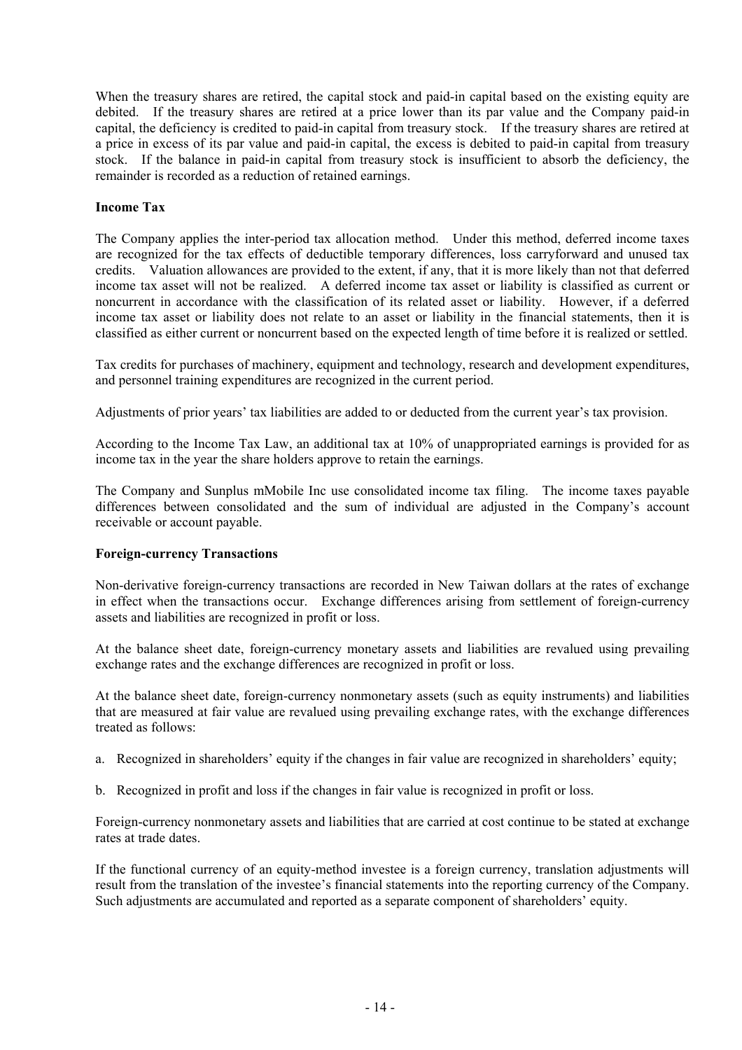When the treasury shares are retired, the capital stock and paid-in capital based on the existing equity are debited. If the treasury shares are retired at a price lower than its par value and the Company paid-in capital, the deficiency is credited to paid-in capital from treasury stock. If the treasury shares are retired at a price in excess of its par value and paid-in capital, the excess is debited to paid-in capital from treasury stock. If the balance in paid-in capital from treasury stock is insufficient to absorb the deficiency, the remainder is recorded as a reduction of retained earnings.

**Income Tax**

The Company applies the inter-period tax allocation method. Under this method, deferred income taxes are recognized for the tax effects of deductible temporary differences, loss carryforward and unused tax credits. Valuation allowances are provided to the extent, if any, that it is more likely than not that deferred income tax asset will not be realized. A deferred income tax asset or liability is classified as current or noncurrent in accordance with the classification of its related asset or liability. However, if a deferred income tax asset or liability does not relate to an asset or liability in the financial statements, then it is classified as either current or noncurrent based on the expected length of time before it is realized or settled.

Tax credits for purchases of machinery, equipment and technology, research and development expenditures, and personnel training expenditures are recognized in the current period.

Adjustments of prior years' tax liabilities are added to or deducted from the current year's tax provision.

According to the Income Tax Law, an additional tax at 10% of unappropriated earnings is provided for as income tax in the year the share holders approve to retain the earnings.

The Company and Sunplus mMobile Inc use consolidated income tax filing. The income taxes payable differences between consolidated and the sum of individual are adjusted in the Company's account receivable or account payable.

**Foreign-currency Transactions**

Non-derivative foreign-currency transactions are recorded in New Taiwan dollars at the rates of exchange in effect when the transactions occur. Exchange differences arising from settlement of foreign-currency assets and liabilities are recognized in profit or loss.

At the balance sheet date, foreign-currency monetary assets and liabilities are revalued using prevailing exchange rates and the exchange differences are recognized in profit or loss.

At the balance sheet date, foreign-currency nonmonetary assets (such as equity instruments) and liabilities that are measured at fair value are revalued using prevailing exchange rates, with the exchange differences treated as follows:

a. Recognized in shareholders' equity if the changes in fair value are recognized in shareholders' equity;

b. Recognized in profit and loss if the changes in fair value is recognized in profit or loss.

Foreign-currency nonmonetary assets and liabilities that are carried at cost continue to be stated at exchange rates at trade dates.

If the functional currency of an equity-method investee is a foreign currency, translation adjustments will result from the translation of the investee's financial statements into the reporting currency of the Company. Such adjustments are accumulated and reported as a separate component of shareholders' equity.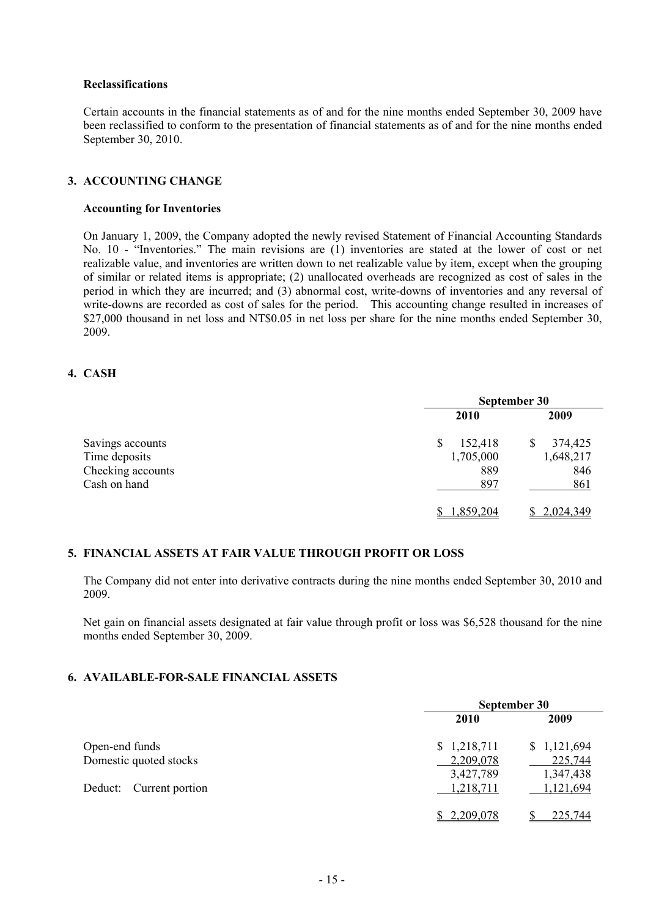**Reclassifications**

Certain accounts in the financial statements as of and for the nine months ended September 30, 2009 have been reclassified to conform to the presentation of financial statements as of and for the nine months ended September 30, 2010.

## 3. ACCOUNTING CHANGE

**Accounting for Inventories**

On January 1, 2009, the Company adopted the newly revised Statement of Financial Accounting Standards No. 10 - "Inventories." The main revisions are (1) inventories are stated at the lower of cost or net realizable value, and inventories are written down to net realizable value by item, except when the grouping of similar or related items is appropriate; (2) unallocated overheads are recognized as cost of sales in the period in which they are incurred; and (3) abnormal cost, write-downs of inventories and any reversal of write-downs are recorded as cost of sales for the period. This accounting change resulted in increases of $27,000 thousand in net loss and NT$0.05 in net loss per share for the nine months ended September 30, 2009.

## 4. CASH

| | September 30 | |
|---|---|---|
| | 2010 | 2009 |
| Savings accounts | $ 152,418 | $ 374,425 |
| Time deposits | 1,705,000 | 1,648,217 |
| Checking accounts | 889 | 846 |
| Cash on hand | 897 | 861 |
| | $ 1,859,204 | $ 2,024,349 |

## 5. FINANCIAL ASSETS AT FAIR VALUE THROUGH PROFIT OR LOSS

The Company did not enter into derivative contracts during the nine months ended September 30, 2010 and 2009.

Net gain on financial assets designated at fair value through profit or loss was $6,528 thousand for the nine months ended September 30, 2009.

## 6. AVAILABLE-FOR-SALE FINANCIAL ASSETS

| | September 30 | |
|---|---|---|
| | 2010 | 2009 |
| Open-end funds | $ 1,218,711 | $ 1,121,694 |
| Domestic quoted stocks | 2,209,078 | 225,744 |
| | 3,427,789 | 1,347,438 |
| Deduct: Current portion | 1,218,711 | 1,121,694 |
| | $ 2,209,078 | $ 225,744 |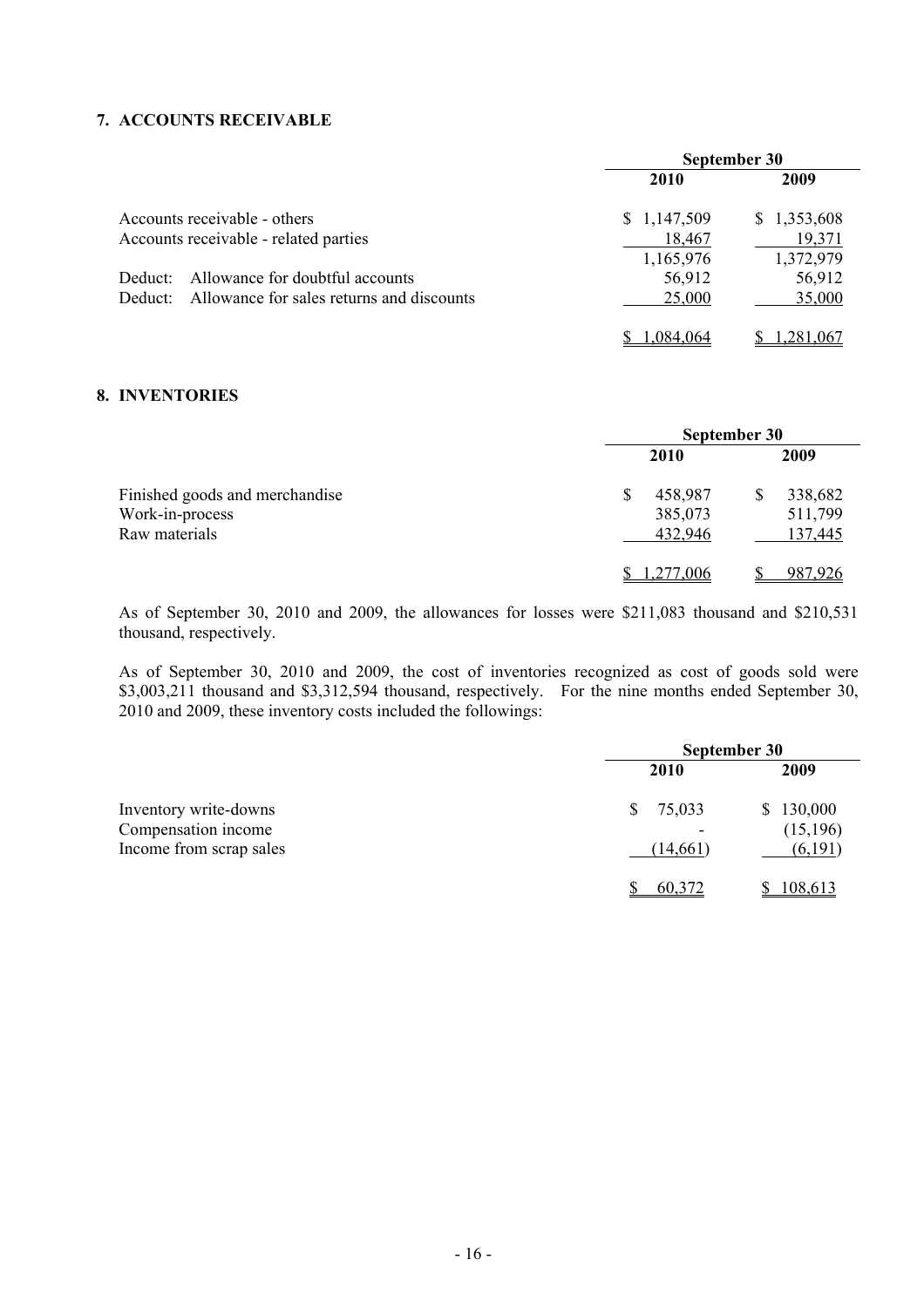## 7. ACCOUNTS RECEIVABLE

| | September 30 | |
|---|---|---|
| | 2010 | 2009 |
| Accounts receivable - others | $ 1,147,509 | $ 1,353,608 |
| Accounts receivable - related parties | 18,467 | 19,371 |
| | 1,165,976 | 1,372,979 |
| Deduct: Allowance for doubtful accounts | 56,912 | 56,912 |
| Deduct: Allowance for sales returns and discounts | 25,000 | 35,000 |
| | $ 1,084,064 | $ 1,281,067 |

## 8. INVENTORIES

| | September 30 | |
|---|---|---|
| | 2010 | 2009 |
| Finished goods and merchandise | $ 458,987 | $ 338,682 |
| Work-in-process | 385,073 | 511,799 |
| Raw materials | 432,946 | 137,445 |
| | $ 1,277,006 | $ 987,926 |

As of September 30, 2010 and 2009, the allowances for losses were $211,083 thousand and $210,531 thousand, respectively.

As of September 30, 2010 and 2009, the cost of inventories recognized as cost of goods sold were $3,003,211 thousand and $3,312,594 thousand, respectively. For the nine months ended September 30, 2010 and 2009, these inventory costs included the followings:

| | September 30 | |
|---|---|---|
| | 2010 | 2009 |
| Inventory write-downs | $ 75,033 | $ 130,000 |
| Compensation income | - | (15,196) |
| Income from scrap sales | (14,661) | (6,191) |
| | $ 60,372 | $ 108,613 |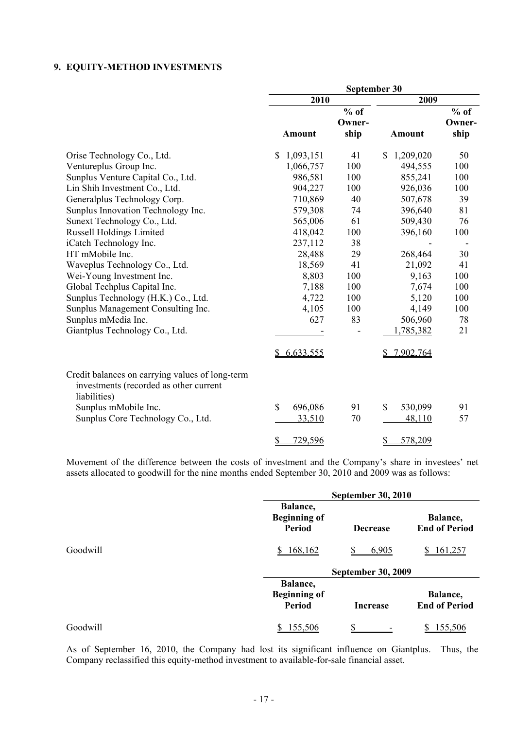## 9. EQUITY-METHOD INVESTMENTS

| | September 30 | | | |
|---|---|---|---|---|
| | 2010 | | 2009 | |
| | Amount | % of Ownership | Amount | % of Ownership |
| Orise Technology Co., Ltd. | $ 1,093,151 | 41 | $ 1,209,020 | 50 |
| Ventureplus Group Inc. | 1,066,757 | 100 | 494,555 | 100 |
| Sunplus Venture Capital Co., Ltd. | 986,581 | 100 | 855,241 | 100 |
| Lin Shih Investment Co., Ltd. | 904,227 | 100 | 926,036 | 100 |
| Generalplus Technology Corp. | 710,869 | 40 | 507,678 | 39 |
| Sunplus Innovation Technology Inc. | 579,308 | 74 | 396,640 | 81 |
| Sunext Technology Co., Ltd. | 565,006 | 61 | 509,430 | 76 |
| Russell Holdings Limited | 418,042 | 100 | 396,160 | 100 |
| iCatch Technology Inc. | 237,112 | 38 | - | - |
| HT mMobile Inc. | 28,488 | 29 | 268,464 | 30 |
| Waveplus Technology Co., Ltd. | 18,569 | 41 | 21,092 | 41 |
| Wei-Young Investment Inc. | 8,803 | 100 | 9,163 | 100 |
| Global Techplus Capital Inc. | 7,188 | 100 | 7,674 | 100 |
| Sunplus Technology (H.K.) Co., Ltd. | 4,722 | 100 | 5,120 | 100 |
| Sunplus Management Consulting Inc. | 4,105 | 100 | 4,149 | 100 |
| Sunplus mMedia Inc. | 627 | 83 | 506,960 | 78 |
| Giantplus Technology Co., Ltd. | - | - | 1,785,382 | 21 |
| | $ 6,633,555 | | $ 7,902,764 | |
| Credit balances on carrying values of long-term investments (recorded as other current liabilities) | | | | |
| Sunplus mMobile Inc. | $ 696,086 | 91 | $ 530,099 | 91 |
| Sunplus Core Technology Co., Ltd. | 33,510 | 70 | 48,110 | 57 |
| | $ 729,596 | | $ 578,209 | |

Movement of the difference between the costs of investment and the Company's share in investees' net assets allocated to goodwill for the nine months ended September 30, 2010 and 2009 was as follows:

| | September 30, 2010 | | |
|---|---|---|---|
| | Balance, Beginning of Period | Decrease | Balance, End of Period |
| Goodwill | $ 168,162 | $ 6,905 | $ 161,257 |

| | September 30, 2009 | | |
|---|---|---|---|
| | Balance, Beginning of Period | Increase | Balance, End of Period |
| Goodwill | $ 155,506 | $ - | $ 155,506 |

As of September 16, 2010, the Company had lost its significant influence on Giantplus. Thus, the Company reclassified this equity-method investment to available-for-sale financial asset.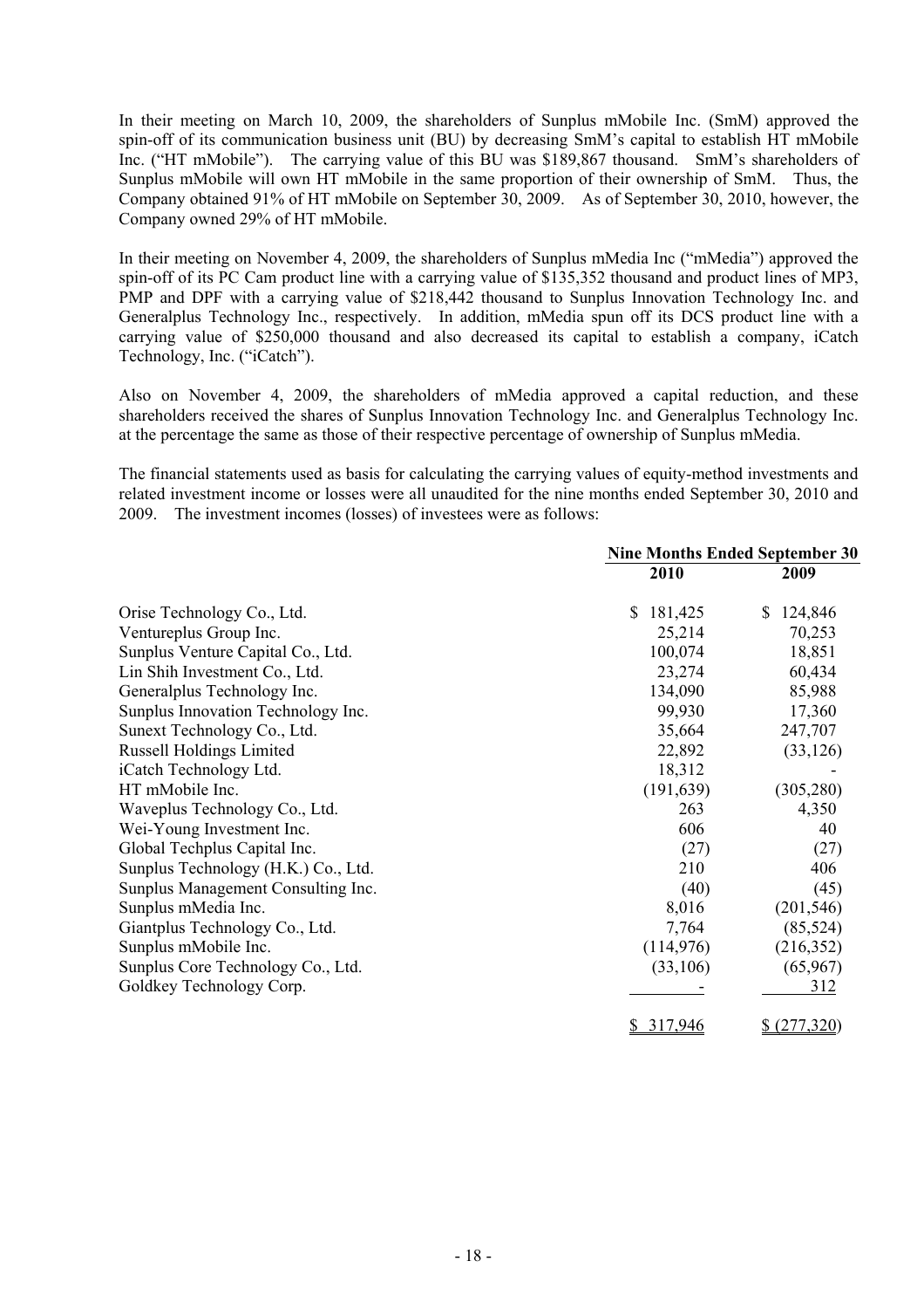In their meeting on March 10, 2009, the shareholders of Sunplus mMobile Inc. (SmM) approved the spin-off of its communication business unit (BU) by decreasing SmM's capital to establish HT mMobile Inc. ("HT mMobile"). The carrying value of this BU was $189,867 thousand. SmM's shareholders of Sunplus mMobile will own HT mMobile in the same proportion of their ownership of SmM. Thus, the Company obtained 91% of HT mMobile on September 30, 2009. As of September 30, 2010, however, the Company owned 29% of HT mMobile.

In their meeting on November 4, 2009, the shareholders of Sunplus mMedia Inc ("mMedia") approved the spin-off of its PC Cam product line with a carrying value of $135,352 thousand and product lines of MP3, PMP and DPF with a carrying value of $218,442 thousand to Sunplus Innovation Technology Inc. and Generalplus Technology Inc., respectively. In addition, mMedia spun off its DCS product line with a carrying value of $250,000 thousand and also decreased its capital to establish a company, iCatch Technology, Inc. ("iCatch").

Also on November 4, 2009, the shareholders of mMedia approved a capital reduction, and these shareholders received the shares of Sunplus Innovation Technology Inc. and Generalplus Technology Inc. at the percentage the same as those of their respective percentage of ownership of Sunplus mMedia.

The financial statements used as basis for calculating the carrying values of equity-method investments and related investment income or losses were all unaudited for the nine months ended September 30, 2010 and 2009. The investment incomes (losses) of investees were as follows:

| | Nine Months Ended September 30 | |
|---|---|---|
| | 2010 | 2009 |
| Orise Technology Co., Ltd. | $ 181,425 | $ 124,846 |
| Ventureplus Group Inc. | 25,214 | 70,253 |
| Sunplus Venture Capital Co., Ltd. | 100,074 | 18,851 |
| Lin Shih Investment Co., Ltd. | 23,274 | 60,434 |
| Generalplus Technology Inc. | 134,090 | 85,988 |
| Sunplus Innovation Technology Inc. | 99,930 | 17,360 |
| Sunext Technology Co., Ltd. | 35,664 | 247,707 |
| Russell Holdings Limited | 22,892 | (33,126) |
| iCatch Technology Ltd. | 18,312 | - |
| HT mMobile Inc. | (191,639) | (305,280) |
| Waveplus Technology Co., Ltd. | 263 | 4,350 |
| Wei-Young Investment Inc. | 606 | 40 |
| Global Techplus Capital Inc. | (27) | (27) |
| Sunplus Technology (H.K.) Co., Ltd. | 210 | 406 |
| Sunplus Management Consulting Inc. | (40) | (45) |
| Sunplus mMedia Inc. | 8,016 | (201,546) |
| Giantplus Technology Co., Ltd. | 7,764 | (85,524) |
| Sunplus mMobile Inc. | (114,976) | (216,352) |
| Sunplus Core Technology Co., Ltd. | (33,106) | (65,967) |
| Goldkey Technology Corp. | - | 312 |
| | $ 317,946 | $ (277,320) |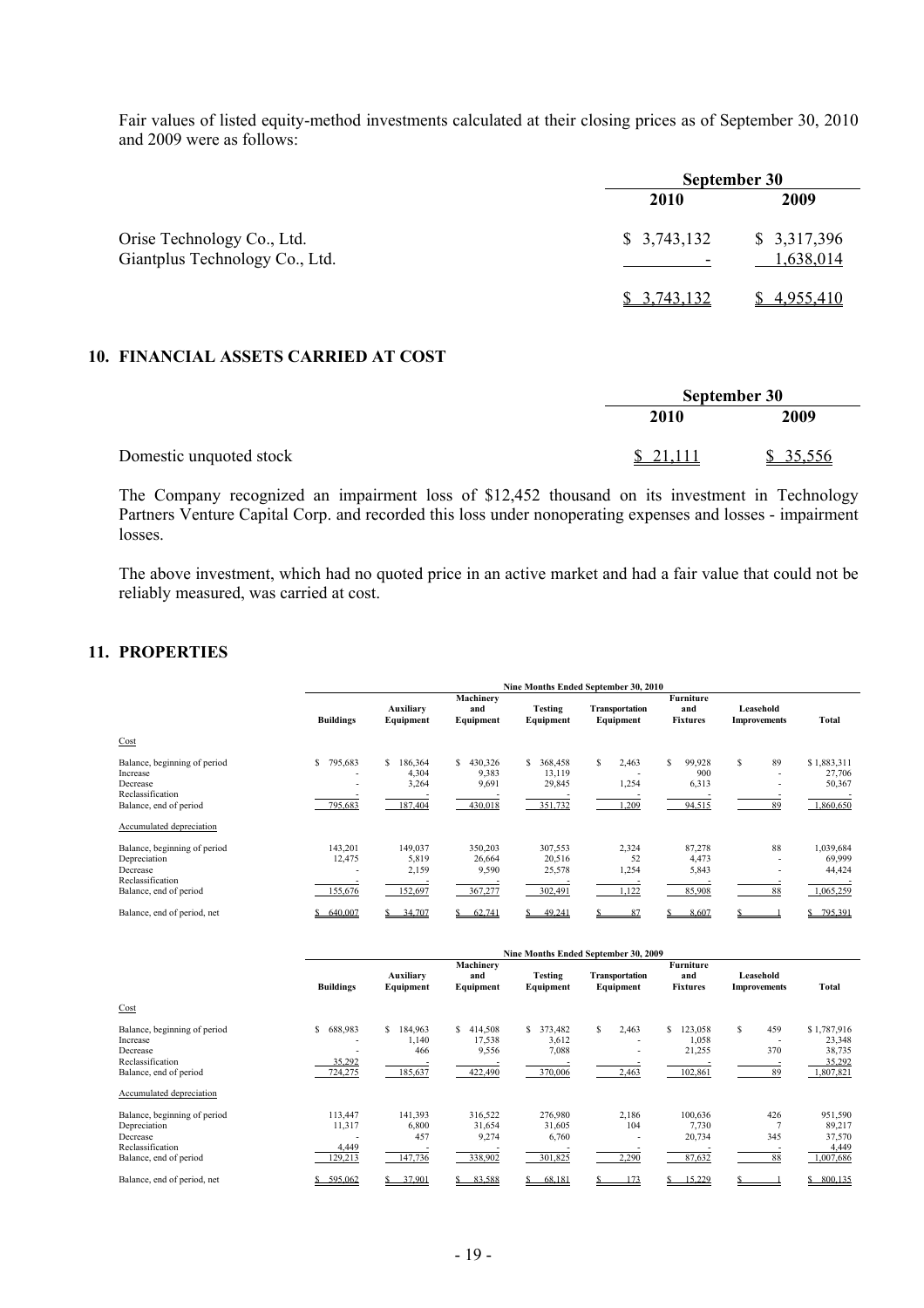Fair values of listed equity-method investments calculated at their closing prices as of September 30, 2010 and 2009 were as follows:

| | September 30 | |
|---|---|---|
| | 2010 | 2009 |
| Orise Technology Co., Ltd. | $ 3,743,132 | $ 3,317,396 |
| Giantplus Technology Co., Ltd. | - | 1,638,014 |
| | $ 3,743,132 | $ 4,955,410 |

## 10. FINANCIAL ASSETS CARRIED AT COST

| | September 30 | |
|---|---|---|
| | 2010 | 2009 |
| Domestic unquoted stock | $ 21,111 | $ 35,556 |

The Company recognized an impairment loss of $12,452 thousand on its investment in Technology Partners Venture Capital Corp. and recorded this loss under nonoperating expenses and losses - impairment losses.

The above investment, which had no quoted price in an active market and had a fair value that could not be reliably measured, was carried at cost.

## 11. PROPERTIES

| | Nine Months Ended September 30, 2010 | | | | | | | |
|---|---|---|---|---|---|---|---|---|
| | Buildings | Auxiliary Equipment | Machinery and Equipment | Testing Equipment | Transportation Equipment | Furniture and Fixtures | Leasehold Improvements | Total |
| Cost | | | | | | | | |
| Balance, beginning of period | $ 795,683 | $ 186,364 | $ 430,326 | $ 368,458 | $ 2,463 | $ 99,928 | $ 89 | $ 1,883,311 |
| Increase | - | 4,304 | 9,383 | 13,119 | - | 900 | - | 27,706 |
| Decrease | - | 3,264 | 9,691 | 29,845 | 1,254 | 6,313 | - | 50,367 |
| Reclassification | - | - | - | - | - | - | - | - |
| Balance, end of period | 795,683 | 187,404 | 430,018 | 351,732 | 1,209 | 94,515 | 89 | 1,860,650 |
| Accumulated depreciation | | | | | | | | |
| Balance, beginning of period | 143,201 | 149,037 | 350,203 | 307,553 | 2,324 | 87,278 | 88 | 1,039,684 |
| Depreciation | 12,475 | 5,819 | 26,664 | 20,516 | 52 | 4,473 | - | 69,999 |
| Decrease | - | 2,159 | 9,590 | 25,578 | 1,254 | 5,843 | - | 44,424 |
| Reclassification | - | - | - | - | - | - | - | - |
| Balance, end of period | 155,676 | 152,697 | 367,277 | 302,491 | 1,122 | 85,908 | 88 | 1,065,259 |
| Balance, end of period, net | $ 640,007 | $ 34,707 | $ 62,741 | $ 49,241 | $ 87 | $ 8,607 | $ 1 | $ 795,391 |

| | Nine Months Ended September 30, 2009 | | | | | | | |
|---|---|---|---|---|---|---|---|---|
| | Buildings | Auxiliary Equipment | Machinery and Equipment | Testing Equipment | Transportation Equipment | Furniture and Fixtures | Leasehold Improvements | Total |
| Cost | | | | | | | | |
| Balance, beginning of period | $ 688,983 | $ 184,963 | $ 414,508 | $ 373,482 | $ 2,463 | $ 123,058 | $ 459 | $ 1,787,916 |
| Increase | - | 1,140 | 17,538 | 3,612 | - | 1,058 | - | 23,348 |
| Decrease | - | 466 | 9,556 | 7,088 | - | 21,255 | 370 | 38,735 |
| Reclassification | 35,292 | - | - | - | - | - | - | 35,292 |
| Balance, end of period | 724,275 | 185,637 | 422,490 | 370,006 | 2,463 | 102,861 | 89 | 1,807,821 |
| Accumulated depreciation | | | | | | | | |
| Balance, beginning of period | 113,447 | 141,393 | 316,522 | 276,980 | 2,186 | 100,636 | 426 | 951,590 |
| Depreciation | 11,317 | 6,800 | 31,654 | 31,605 | 104 | 7,730 | 7 | 89,217 |
| Decrease | - | 457 | 9,274 | 6,760 | - | 20,734 | 345 | 37,570 |
| Reclassification | 4,449 | - | - | - | - | - | - | 4,449 |
| Balance, end of period | 129,213 | 147,736 | 338,902 | 301,825 | 2,290 | 87,632 | 88 | 1,007,686 |
| Balance, end of period, net | $ 595,062 | $ 37,901 | $ 83,588 | $ 68,181 | $ 173 | $ 15,229 | $ 1 | $ 800,135 |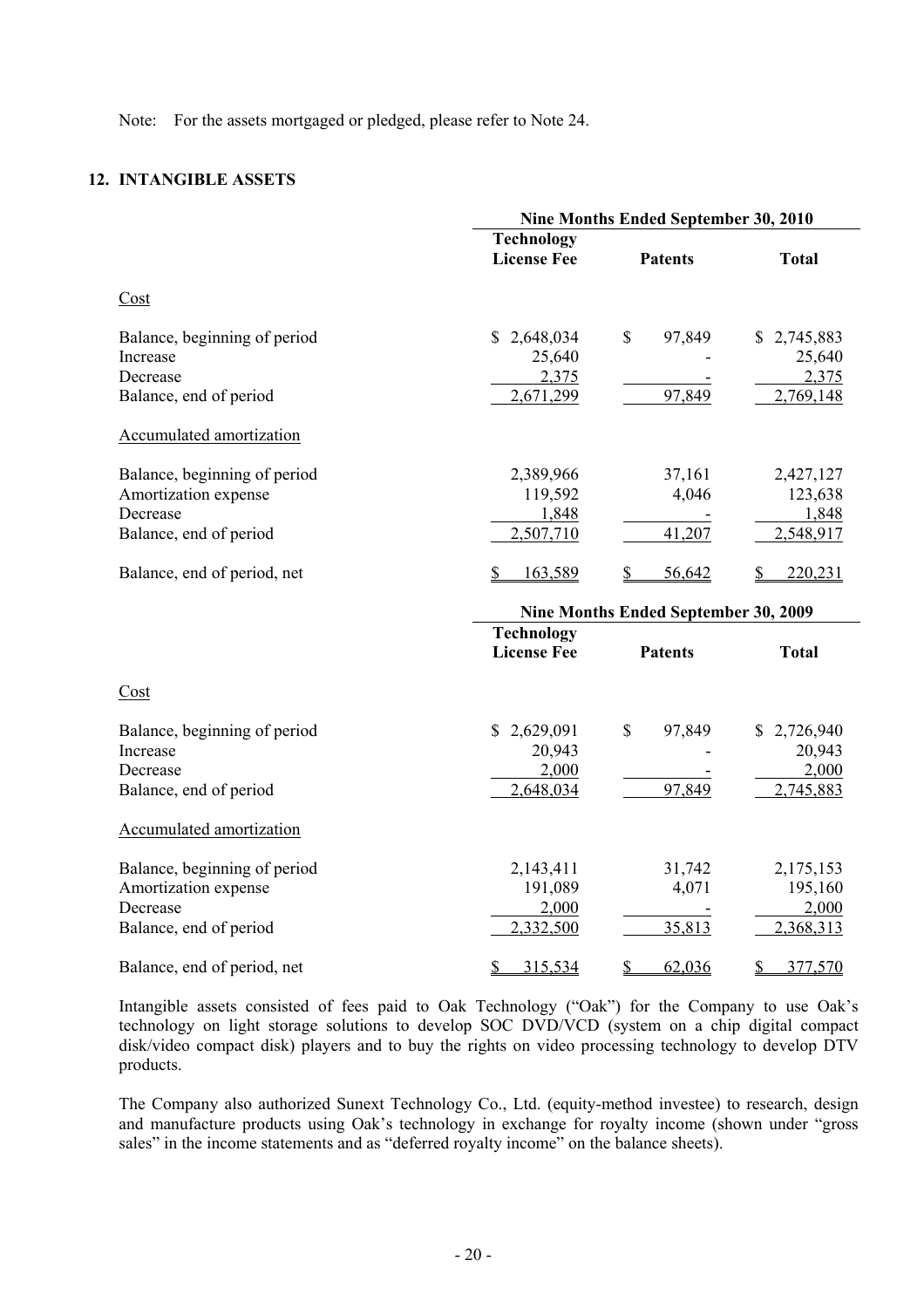Note: For the assets mortgaged or pledged, please refer to Note 24.

## 12. INTANGIBLE ASSETS

| | Nine Months Ended September 30, 2010 | | |
|---|---|---|---|
| | Technology License Fee | Patents | Total |
| Cost | | | |
| Balance, beginning of period | $ 2,648,034 | $ 97,849 | $ 2,745,883 |
| Increase | 25,640 | - | 25,640 |
| Decrease | 2,375 | - | 2,375 |
| Balance, end of period | 2,671,299 | 97,849 | 2,769,148 |
| Accumulated amortization | | | |
| Balance, beginning of period | 2,389,966 | 37,161 | 2,427,127 |
| Amortization expense | 119,592 | 4,046 | 123,638 |
| Decrease | 1,848 | - | 1,848 |
| Balance, end of period | 2,507,710 | 41,207 | 2,548,917 |
| Balance, end of period, net | $ 163,589 | $ 56,642 | $ 220,231 |

| | Nine Months Ended September 30, 2009 | | |
|---|---|---|---|
| | Technology License Fee | Patents | Total |
| Cost | | | |
| Balance, beginning of period | $ 2,629,091 | $ 97,849 | $ 2,726,940 |
| Increase | 20,943 | - | 20,943 |
| Decrease | 2,000 | - | 2,000 |
| Balance, end of period | 2,648,034 | 97,849 | 2,745,883 |
| Accumulated amortization | | | |
| Balance, beginning of period | 2,143,411 | 31,742 | 2,175,153 |
| Amortization expense | 191,089 | 4,071 | 195,160 |
| Decrease | 2,000 | - | 2,000 |
| Balance, end of period | 2,332,500 | 35,813 | 2,368,313 |
| Balance, end of period, net | $ 315,534 | $ 62,036 | $ 377,570 |

Intangible assets consisted of fees paid to Oak Technology ("Oak") for the Company to use Oak's technology on light storage solutions to develop SOC DVD/VCD (system on a chip digital compact disk/video compact disk) players and to buy the rights on video processing technology to develop DTV products.

The Company also authorized Sunext Technology Co., Ltd. (equity-method investee) to research, design and manufacture products using Oak's technology in exchange for royalty income (shown under "gross sales" in the income statements and as "deferred royalty income" on the balance sheets).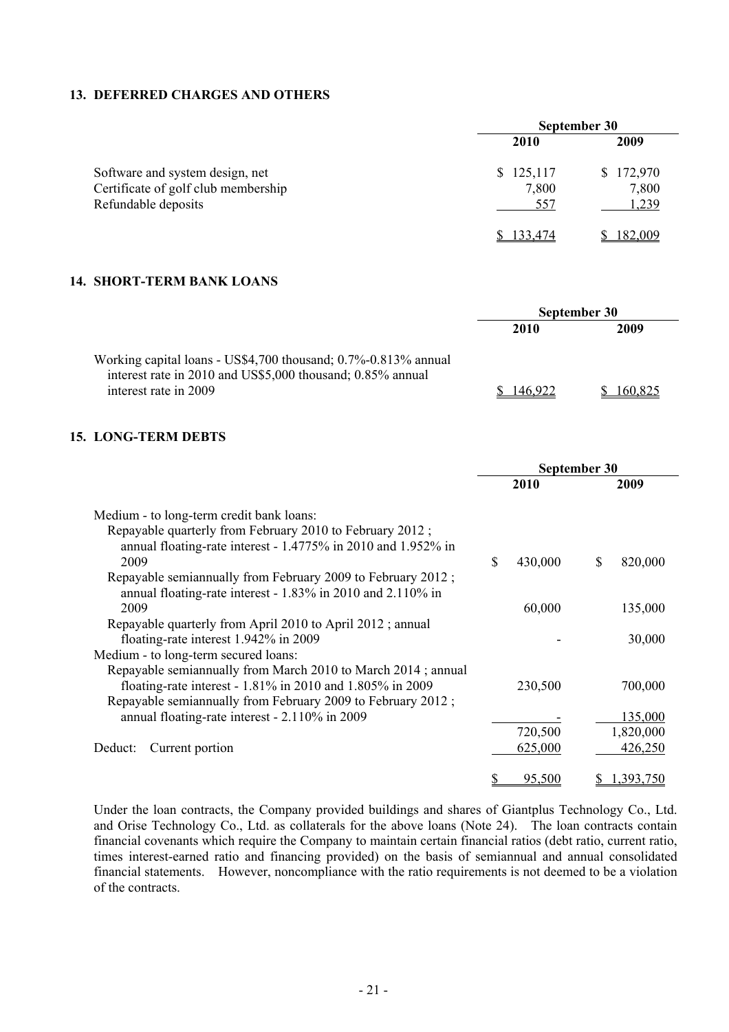## 13. DEFERRED CHARGES AND OTHERS

| | September 30 | |
|---|---|---|
| | 2010 | 2009 |
| Software and system design, net | $ 125,117 | $ 172,970 |
| Certificate of golf club membership | 7,800 | 7,800 |
| Refundable deposits | 557 | 1,239 |
| | $ 133,474 | $ 182,009 |

## 14. SHORT-TERM BANK LOANS

| | September 30 | |
|---|---|---|
| | 2010 | 2009 |
| Working capital loans - US$4,700 thousand; 0.7%-0.813% annual interest rate in 2010 and US$5,000 thousand; 0.85% annual interest rate in 2009 | $ 146,922 | $ 160,825 |

## 15. LONG-TERM DEBTS

| | September 30 | |
|---|---|---|
| | 2010 | 2009 |
| Medium - to long-term credit bank loans: | | |
| Repayable quarterly from February 2010 to February 2012 ; annual floating-rate interest - 1.4775% in 2010 and 1.952% in 2009 | $ 430,000 | $ 820,000 |
| Repayable semiannually from February 2009 to February 2012 ; annual floating-rate interest - 1.83% in 2010 and 2.110% in 2009 | 60,000 | 135,000 |
| Repayable quarterly from April 2010 to April 2012 ; annual floating-rate interest 1.942% in 2009 | - | 30,000 |
| Medium - to long-term secured loans: | | |
| Repayable semiannually from March 2010 to March 2014 ; annual floating-rate interest - 1.81% in 2010 and 1.805% in 2009 | 230,500 | 700,000 |
| Repayable semiannually from February 2009 to February 2012 ; annual floating-rate interest - 2.110% in 2009 | - | 135,000 |
| | 720,500 | 1,820,000 |
| Deduct: Current portion | 625,000 | 426,250 |
| | $ 95,500 | $ 1,393,750 |

Under the loan contracts, the Company provided buildings and shares of Giantplus Technology Co., Ltd. and Orise Technology Co., Ltd. as collaterals for the above loans (Note 24). The loan contracts contain financial covenants which require the Company to maintain certain financial ratios (debt ratio, current ratio, times interest-earned ratio and financing provided) on the basis of semiannual and annual consolidated financial statements. However, noncompliance with the ratio requirements is not deemed to be a violation of the contracts.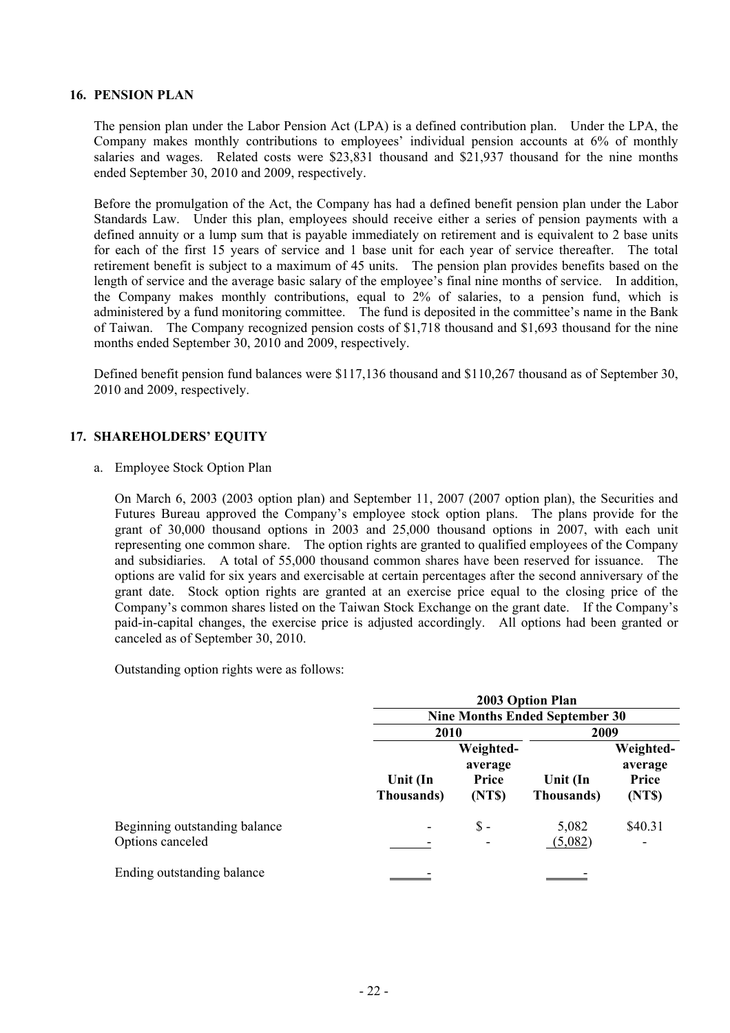## 16. PENSION PLAN

The pension plan under the Labor Pension Act (LPA) is a defined contribution plan. Under the LPA, the Company makes monthly contributions to employees' individual pension accounts at 6% of monthly salaries and wages. Related costs were $23,831 thousand and $21,937 thousand for the nine months ended September 30, 2010 and 2009, respectively.

Before the promulgation of the Act, the Company has had a defined benefit pension plan under the Labor Standards Law. Under this plan, employees should receive either a series of pension payments with a defined annuity or a lump sum that is payable immediately on retirement and is equivalent to 2 base units for each of the first 15 years of service and 1 base unit for each year of service thereafter. The total retirement benefit is subject to a maximum of 45 units. The pension plan provides benefits based on the length of service and the average basic salary of the employee's final nine months of service. In addition, the Company makes monthly contributions, equal to 2% of salaries, to a pension fund, which is administered by a fund monitoring committee. The fund is deposited in the committee's name in the Bank of Taiwan. The Company recognized pension costs of $1,718 thousand and $1,693 thousand for the nine months ended September 30, 2010 and 2009, respectively.

Defined benefit pension fund balances were $117,136 thousand and $110,267 thousand as of September 30, 2010 and 2009, respectively.

## 17. SHAREHOLDERS' EQUITY

a. Employee Stock Option Plan

On March 6, 2003 (2003 option plan) and September 11, 2007 (2007 option plan), the Securities and Futures Bureau approved the Company's employee stock option plans. The plans provide for the grant of 30,000 thousand options in 2003 and 25,000 thousand options in 2007, with each unit representing one common share. The option rights are granted to qualified employees of the Company and subsidiaries. A total of 55,000 thousand common shares have been reserved for issuance. The options are valid for six years and exercisable at certain percentages after the second anniversary of the grant date. Stock option rights are granted at an exercise price equal to the closing price of the Company's common shares listed on the Taiwan Stock Exchange on the grant date. If the Company's paid-in-capital changes, the exercise price is adjusted accordingly. All options had been granted or canceled as of September 30, 2010.

Outstanding option rights were as follows:

| | 2003 Option Plan | | | |
|---|---|---|---|---|
| | Nine Months Ended September 30 | | | |
| | 2010 | | 2009 | |
| | Unit (In Thousands) | Weighted-average Price (NT$) | Unit (In Thousands) | Weighted-average Price (NT$) |
| Beginning outstanding balance | - | $ - | 5,082 | $40.31 |
| Options canceled | - | - | (5,082) | - |
| Ending outstanding balance | - | | - | |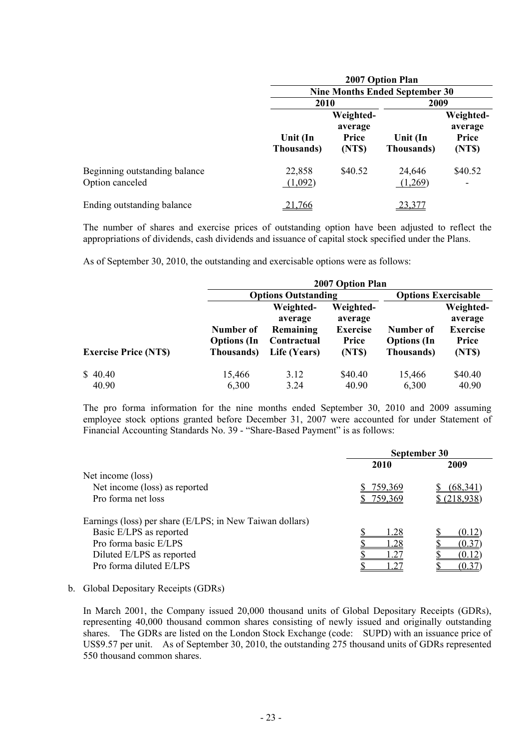| | 2007 Option Plan | | | |
|---|---|---|---|---|
| | Nine Months Ended September 30 | | | |
| | 2010 | | 2009 | |
| | Unit (In Thousands) | Weighted-average Price (NT$) | Unit (In Thousands) | Weighted-average Price (NT$) |
| Beginning outstanding balance | 22,858 | $40.52 | 24,646 | $40.52 |
| Option canceled | (1,092) | | (1,269) | - |
| Ending outstanding balance | 21,766 | | 23,377 | |

The number of shares and exercise prices of outstanding option have been adjusted to reflect the appropriations of dividends, cash dividends and issuance of capital stock specified under the Plans.

As of September 30, 2010, the outstanding and exercisable options were as follows:

| | 2007 Option Plan | | | | |
|---|---|---|---|---|---|
| | Options Outstanding | | | Options Exercisable | |
| Exercise Price (NT$) | Number of Options (In Thousands) | Weighted-average Remaining Contractual Life (Years) | Weighted-average Exercise Price (NT$) | Number of Options (In Thousands) | Weighted-average Exercise Price (NT$) |
| $ 40.40 | 15,466 | 3.12 | $40.40 | 15,466 | $40.40 |
| 40.90 | 6,300 | 3.24 | 40.90 | 6,300 | 40.90 |

The pro forma information for the nine months ended September 30, 2010 and 2009 assuming employee stock options granted before December 31, 2007 were accounted for under Statement of Financial Accounting Standards No. 39 - "Share-Based Payment" is as follows:

| | September 30 | |
|---|---|---|
| | 2010 | 2009 |
| Net income (loss) | | |
| Net income (loss) as reported | $ 759,369 | $ (68,341) |
| Pro forma net loss | $ 759,369 | $ (218,938) |
| Earnings (loss) per share (E/LPS; in New Taiwan dollars) | | |
| Basic E/LPS as reported | $ 1.28 | $ (0.12) |
| Pro forma basic E/LPS | $ 1.28 | $ (0.37) |
| Diluted E/LPS as reported | $ 1.27 | $ (0.12) |
| Pro forma diluted E/LPS | $ 1.27 | $ (0.37) |

b. Global Depositary Receipts (GDRs)

In March 2001, the Company issued 20,000 thousand units of Global Depositary Receipts (GDRs), representing 40,000 thousand common shares consisting of newly issued and originally outstanding shares. The GDRs are listed on the London Stock Exchange (code: SUPD) with an issuance price of US$9.57 per unit. As of September 30, 2010, the outstanding 275 thousand units of GDRs represented 550 thousand common shares.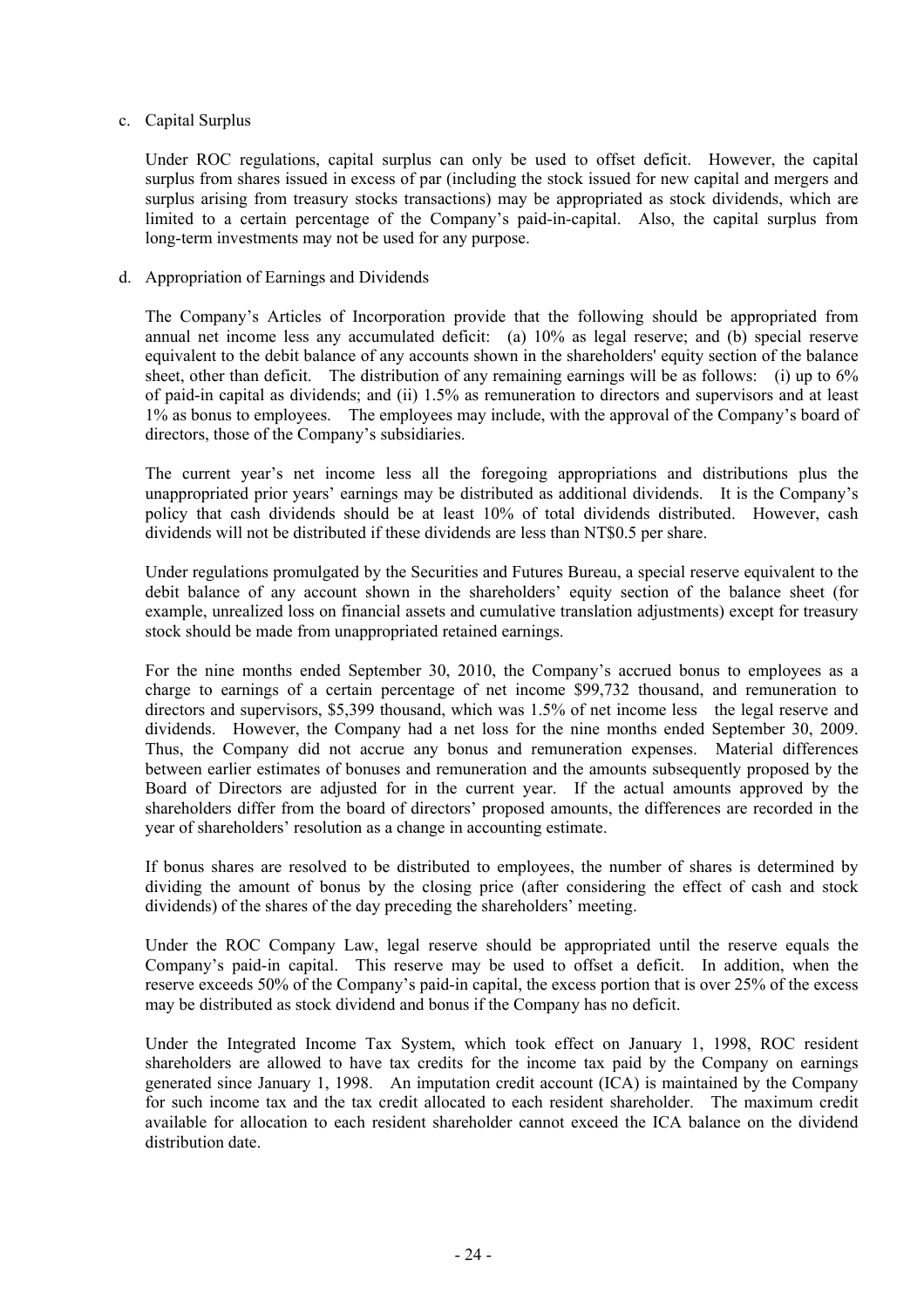c. Capital Surplus

Under ROC regulations, capital surplus can only be used to offset deficit. However, the capital surplus from shares issued in excess of par (including the stock issued for new capital and mergers and surplus arising from treasury stocks transactions) may be appropriated as stock dividends, which are limited to a certain percentage of the Company's paid-in-capital. Also, the capital surplus from long-term investments may not be used for any purpose.

d. Appropriation of Earnings and Dividends

The Company's Articles of Incorporation provide that the following should be appropriated from annual net income less any accumulated deficit: (a) 10% as legal reserve; and (b) special reserve equivalent to the debit balance of any accounts shown in the shareholders' equity section of the balance sheet, other than deficit. The distribution of any remaining earnings will be as follows: (i) up to 6% of paid-in capital as dividends; and (ii) 1.5% as remuneration to directors and supervisors and at least 1% as bonus to employees. The employees may include, with the approval of the Company's board of directors, those of the Company's subsidiaries.

The current year's net income less all the foregoing appropriations and distributions plus the unappropriated prior years' earnings may be distributed as additional dividends. It is the Company's policy that cash dividends should be at least 10% of total dividends distributed. However, cash dividends will not be distributed if these dividends are less than NT$0.5 per share.

Under regulations promulgated by the Securities and Futures Bureau, a special reserve equivalent to the debit balance of any account shown in the shareholders' equity section of the balance sheet (for example, unrealized loss on financial assets and cumulative translation adjustments) except for treasury stock should be made from unappropriated retained earnings.

For the nine months ended September 30, 2010, the Company's accrued bonus to employees as a charge to earnings of a certain percentage of net income $99,732 thousand, and remuneration to directors and supervisors, $5,399 thousand, which was 1.5% of net income less the legal reserve and dividends. However, the Company had a net loss for the nine months ended September 30, 2009. Thus, the Company did not accrue any bonus and remuneration expenses. Material differences between earlier estimates of bonuses and remuneration and the amounts subsequently proposed by the Board of Directors are adjusted for in the current year. If the actual amounts approved by the shareholders differ from the board of directors' proposed amounts, the differences are recorded in the year of shareholders' resolution as a change in accounting estimate.

If bonus shares are resolved to be distributed to employees, the number of shares is determined by dividing the amount of bonus by the closing price (after considering the effect of cash and stock dividends) of the shares of the day preceding the shareholders' meeting.

Under the ROC Company Law, legal reserve should be appropriated until the reserve equals the Company's paid-in capital. This reserve may be used to offset a deficit. In addition, when the reserve exceeds 50% of the Company's paid-in capital, the excess portion that is over 25% of the excess may be distributed as stock dividend and bonus if the Company has no deficit.

Under the Integrated Income Tax System, which took effect on January 1, 1998, ROC resident shareholders are allowed to have tax credits for the income tax paid by the Company on earnings generated since January 1, 1998. An imputation credit account (ICA) is maintained by the Company for such income tax and the tax credit allocated to each resident shareholder. The maximum credit available for allocation to each resident shareholder cannot exceed the ICA balance on the dividend distribution date.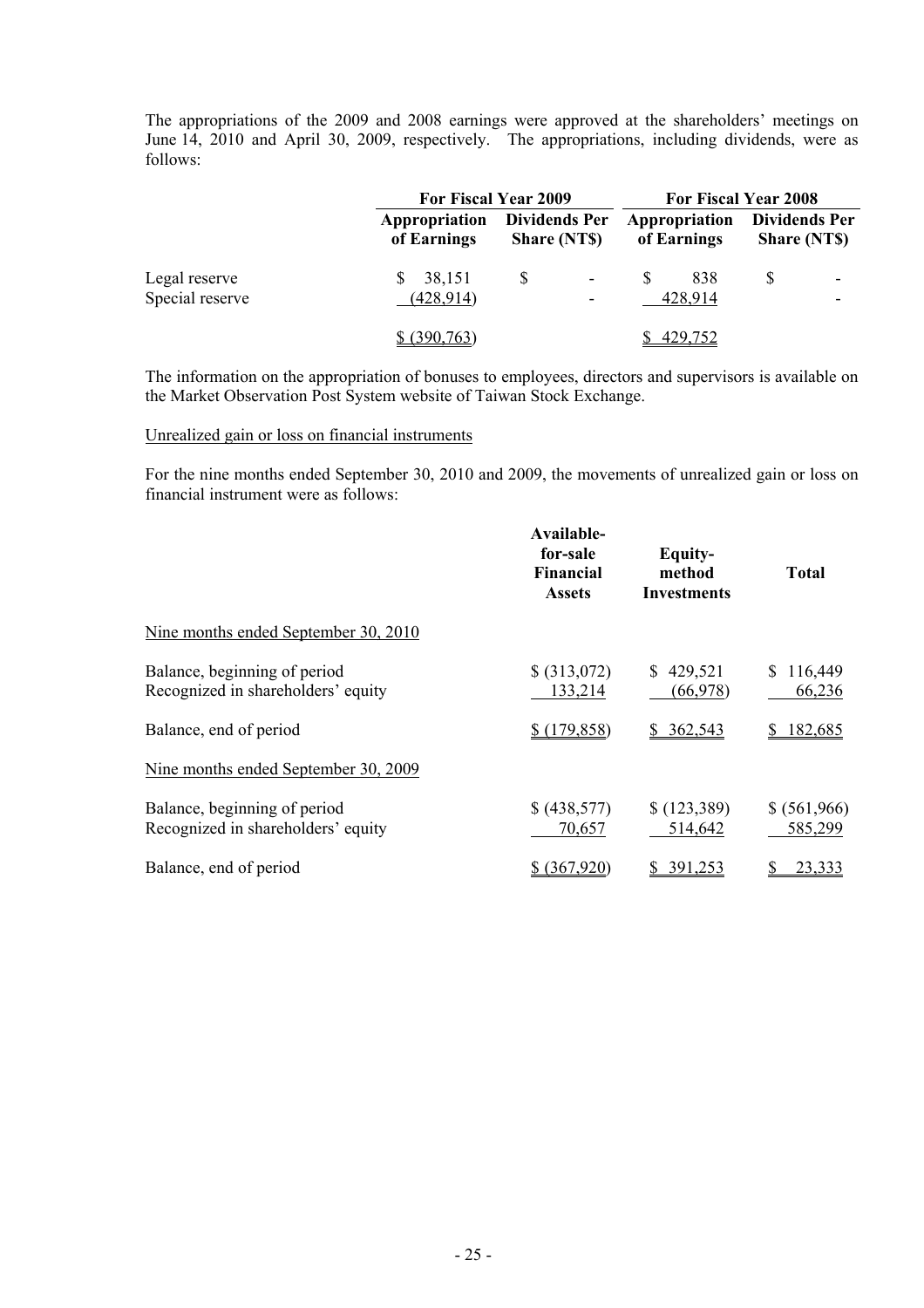The appropriations of the 2009 and 2008 earnings were approved at the shareholders' meetings on June 14, 2010 and April 30, 2009, respectively. The appropriations, including dividends, were as follows:

| | For Fiscal Year 2009 | | For Fiscal Year 2008 | |
|---|---|---|---|---|
| | Appropriation of Earnings | Dividends Per Share (NT$) | Appropriation of Earnings | Dividends Per Share (NT$) |
| Legal reserve | $ 38,151 | $ - | $ 838 | $ - |
| Special reserve | (428,914) | - | 428,914 | - |
| | $ (390,763) | | $ 429,752 | |

The information on the appropriation of bonuses to employees, directors and supervisors is available on the Market Observation Post System website of Taiwan Stock Exchange.

Unrealized gain or loss on financial instruments

For the nine months ended September 30, 2010 and 2009, the movements of unrealized gain or loss on financial instrument were as follows:

| | Available-for-sale Financial Assets | Equity-method Investments | Total |
|---|---|---|---|
| Nine months ended September 30, 2010 | | | |
| Balance, beginning of period | $ (313,072) | $ 429,521 | $ 116,449 |
| Recognized in shareholders' equity | 133,214 | (66,978) | 66,236 |
| Balance, end of period | $ (179,858) | $ 362,543 | $ 182,685 |
| Nine months ended September 30, 2009 | | | |
| Balance, beginning of period | $ (438,577) | $ (123,389) | $ (561,966) |
| Recognized in shareholders' equity | 70,657 | 514,642 | 585,299 |
| Balance, end of period | $ (367,920) | $ 391,253 | $ 23,333 |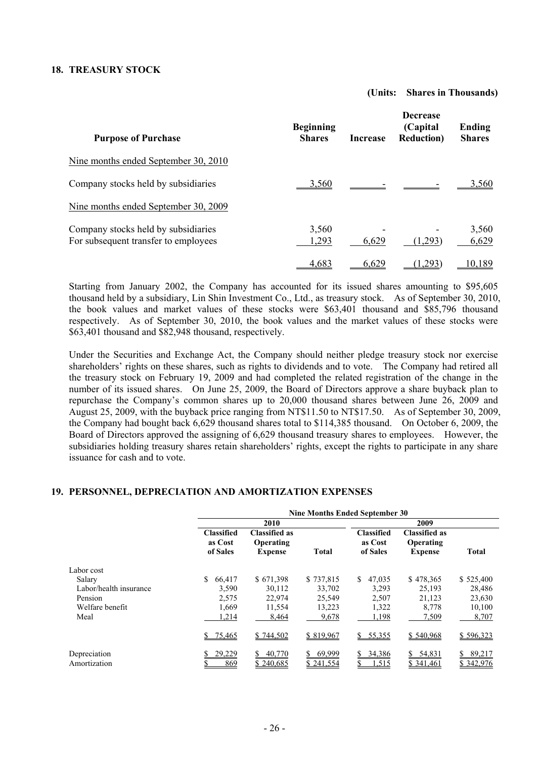## 18. TREASURY STOCK

(Units: Shares in Thousands)

| Purpose of Purchase | Beginning Shares | Increase | Decrease (Capital Reduction) | Ending Shares |
|---|---|---|---|---|
| Nine months ended September 30, 2010 | | | | |
| Company stocks held by subsidiaries | 3,560 | - | - | 3,560 |
| Nine months ended September 30, 2009 | | | | |
| Company stocks held by subsidiaries | 3,560 | - | - | 3,560 |
| For subsequent transfer to employees | 1,293 | 6,629 | (1,293) | 6,629 |
| | 4,683 | 6,629 | (1,293) | 10,189 |

Starting from January 2002, the Company has accounted for its issued shares amounting to $95,605 thousand held by a subsidiary, Lin Shin Investment Co., Ltd., as treasury stock. As of September 30, 2010, the book values and market values of these stocks were $63,401 thousand and $85,796 thousand respectively. As of September 30, 2010, the book values and the market values of these stocks were $63,401 thousand and $82,948 thousand, respectively.

Under the Securities and Exchange Act, the Company should neither pledge treasury stock nor exercise shareholders' rights on these shares, such as rights to dividends and to vote. The Company had retired all the treasury stock on February 19, 2009 and had completed the related registration of the change in the number of its issued shares. On June 25, 2009, the Board of Directors approve a share buyback plan to repurchase the Company's common shares up to 20,000 thousand shares between June 26, 2009 and August 25, 2009, with the buyback price ranging from NT$11.50 to NT$17.50. As of September 30, 2009, the Company had bought back 6,629 thousand shares total to $114,385 thousand. On October 6, 2009, the Board of Directors approved the assigning of 6,629 thousand treasury shares to employees. However, the subsidiaries holding treasury shares retain shareholders' rights, except the rights to participate in any share issuance for cash and to vote.

## 19. PERSONNEL, DEPRECIATION AND AMORTIZATION EXPENSES

| | Nine Months Ended September 30 | | | | | |
|---|---|---|---|---|---|---|
| | 2010 | | | 2009 | | |
| | Classified as Cost of Sales | Classified as Operating Expense | Total | Classified as Cost of Sales | Classified as Operating Expense | Total |
| Labor cost | | | | | | |
| Salary | $ 66,417 | $ 671,398 | $ 737,815 | $ 47,035 | $ 478,365 | $ 525,400 |
| Labor/health insurance | 3,590 | 30,112 | 33,702 | 3,293 | 25,193 | 28,486 |
| Pension | 2,575 | 22,974 | 25,549 | 2,507 | 21,123 | 23,630 |
| Welfare benefit | 1,669 | 11,554 | 13,223 | 1,322 | 8,778 | 10,100 |
| Meal | 1,214 | 8,464 | 9,678 | 1,198 | 7,509 | 8,707 |
| | $ 75,465 | $ 744,502 | $ 819,967 | $ 55,355 | $ 540,968 | $ 596,323 |
| Depreciation | $ 29,229 | $ 40,770 | $ 69,999 | $ 34,386 | $ 54,831 | $ 89,217 |
| Amortization | $ 869 | $ 240,685 | $ 241,554 | $ 1,515 | $ 341,461 | $ 342,976 |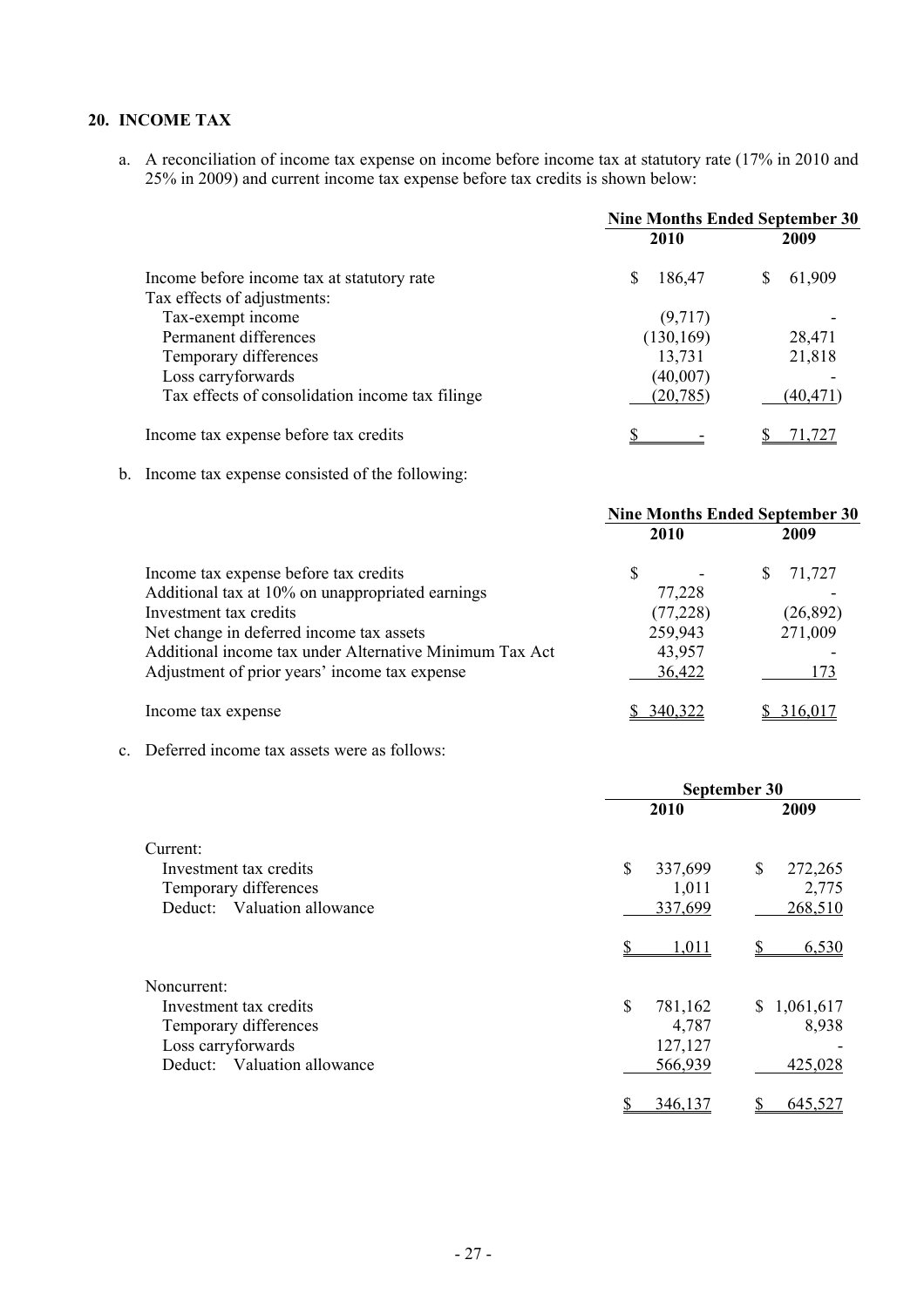## 20. INCOME TAX

a. A reconciliation of income tax expense on income before income tax at statutory rate (17% in 2010 and 25% in 2009) and current income tax expense before tax credits is shown below:

| | Nine Months Ended September 30 | |
|---|---|---|
| | 2010 | 2009 |
| Income before income tax at statutory rate | $ 186,47 | $ 61,909 |
| Tax effects of adjustments: | | |
| Tax-exempt income | (9,717) | - |
| Permanent differences | (130,169) | 28,471 |
| Temporary differences | 13,731 | 21,818 |
| Loss carryforwards | (40,007) | - |
| Tax effects of consolidation income tax filinge | (20,785) | (40,471) |
| Income tax expense before tax credits | $ - | $ 71,727 |

b. Income tax expense consisted of the following:

| | Nine Months Ended September 30 | |
|---|---|---|
| | 2010 | 2009 |
| Income tax expense before tax credits | $ - | $ 71,727 |
| Additional tax at 10% on unappropriated earnings | 77,228 | - |
| Investment tax credits | (77,228) | (26,892) |
| Net change in deferred income tax assets | 259,943 | 271,009 |
| Additional income tax under Alternative Minimum Tax Act | 43,957 | - |
| Adjustment of prior years' income tax expense | 36,422 | 173 |
| Income tax expense | $ 340,322 | $ 316,017 |

c. Deferred income tax assets were as follows:

| | September 30 | |
|---|---|---|
| | 2010 | 2009 |
| Current: | | |
| Investment tax credits | $ 337,699 | $ 272,265 |
| Temporary differences | 1,011 | 2,775 |
| Deduct: Valuation allowance | 337,699 | 268,510 |
| | $ 1,011 | $ 6,530 |
| Noncurrent: | | |
| Investment tax credits | $ 781,162 | $ 1,061,617 |
| Temporary differences | 4,787 | 8,938 |
| Loss carryforwards | 127,127 | - |
| Deduct: Valuation allowance | 566,939 | 425,028 |
| | $ 346,137 | $ 645,527 |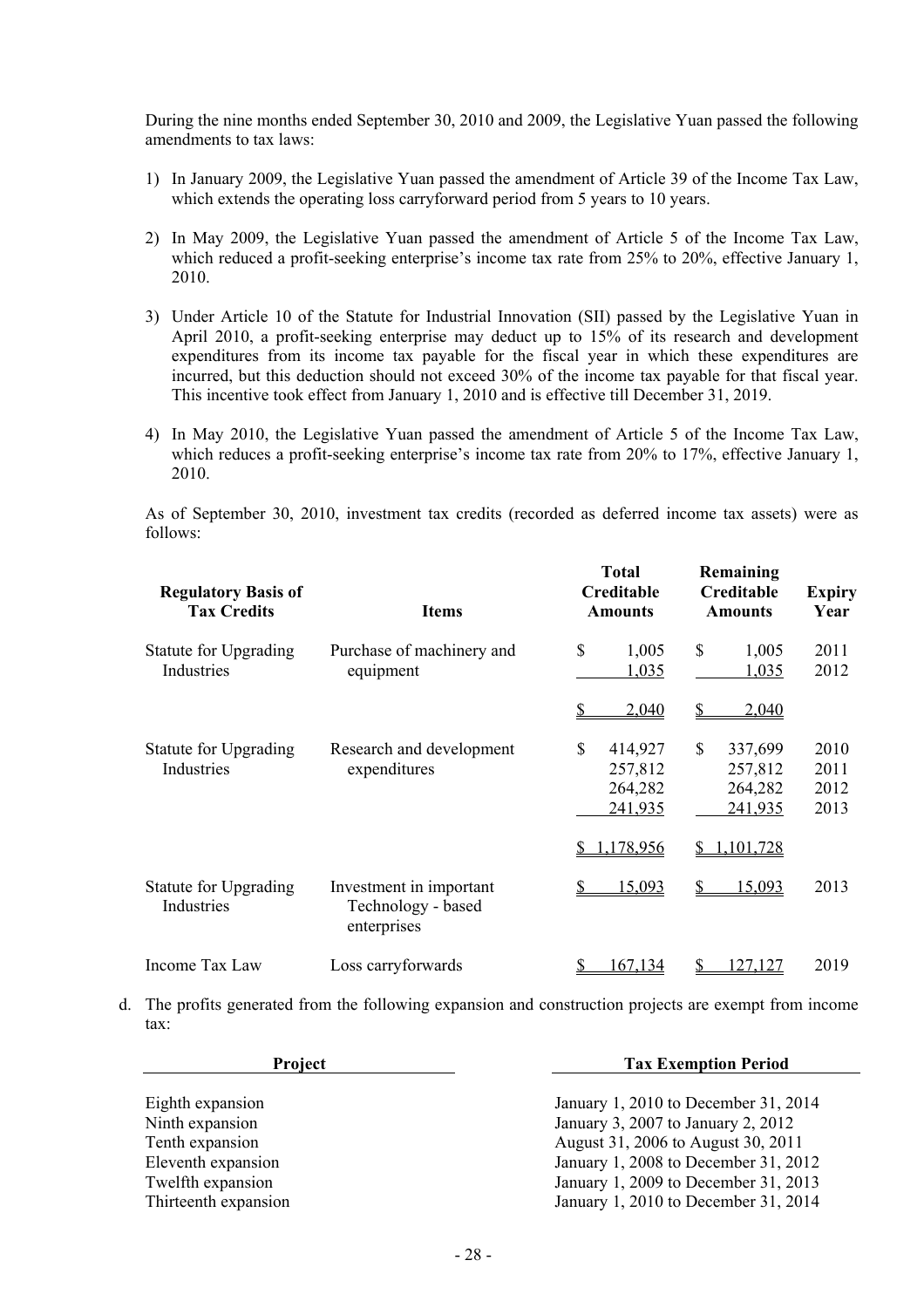During the nine months ended September 30, 2010 and 2009, the Legislative Yuan passed the following amendments to tax laws:

1) In January 2009, the Legislative Yuan passed the amendment of Article 39 of the Income Tax Law, which extends the operating loss carryforward period from 5 years to 10 years.

2) In May 2009, the Legislative Yuan passed the amendment of Article 5 of the Income Tax Law, which reduced a profit-seeking enterprise's income tax rate from 25% to 20%, effective January 1, 2010.

3) Under Article 10 of the Statute for Industrial Innovation (SII) passed by the Legislative Yuan in April 2010, a profit-seeking enterprise may deduct up to 15% of its research and development expenditures from its income tax payable for the fiscal year in which these expenditures are incurred, but this deduction should not exceed 30% of the income tax payable for that fiscal year. This incentive took effect from January 1, 2010 and is effective till December 31, 2019.

4) In May 2010, the Legislative Yuan passed the amendment of Article 5 of the Income Tax Law, which reduces a profit-seeking enterprise's income tax rate from 20% to 17%, effective January 1, 2010.

As of September 30, 2010, investment tax credits (recorded as deferred income tax assets) were as follows:

| Regulatory Basis of Tax Credits | Items | Total Creditable Amounts | Remaining Creditable Amounts | Expiry Year |
|---|---|---|---|---|
| Statute for Upgrading Industries | Purchase of machinery and equipment | $ 1,005 | $ 1,005 | 2011 |
| | | 1,035 | 1,035 | 2012 |
| | | $ 2,040 | $ 2,040 | |
| Statute for Upgrading Industries | Research and development expenditures | $ 414,927 | $ 337,699 | 2010 |
| | | 257,812 | 257,812 | 2011 |
| | | 264,282 | 264,282 | 2012 |
| | | 241,935 | 241,935 | 2013 |
| | | $ 1,178,956 | $ 1,101,728 | |
| Statute for Upgrading Industries | Investment in important Technology - based enterprises | $ 15,093 | $ 15,093 | 2013 |
| Income Tax Law | Loss carryforwards | $ 167,134 | $ 127,127 | 2019 |

d. The profits generated from the following expansion and construction projects are exempt from income tax:

| Project | Tax Exemption Period |
|---|---|
| Eighth expansion | January 1, 2010 to December 31, 2014 |
| Ninth expansion | January 3, 2007 to January 2, 2012 |
| Tenth expansion | August 31, 2006 to August 30, 2011 |
| Eleventh expansion | January 1, 2008 to December 31, 2012 |
| Twelfth expansion | January 1, 2009 to December 31, 2013 |
| Thirteenth expansion | January 1, 2010 to December 31, 2014 |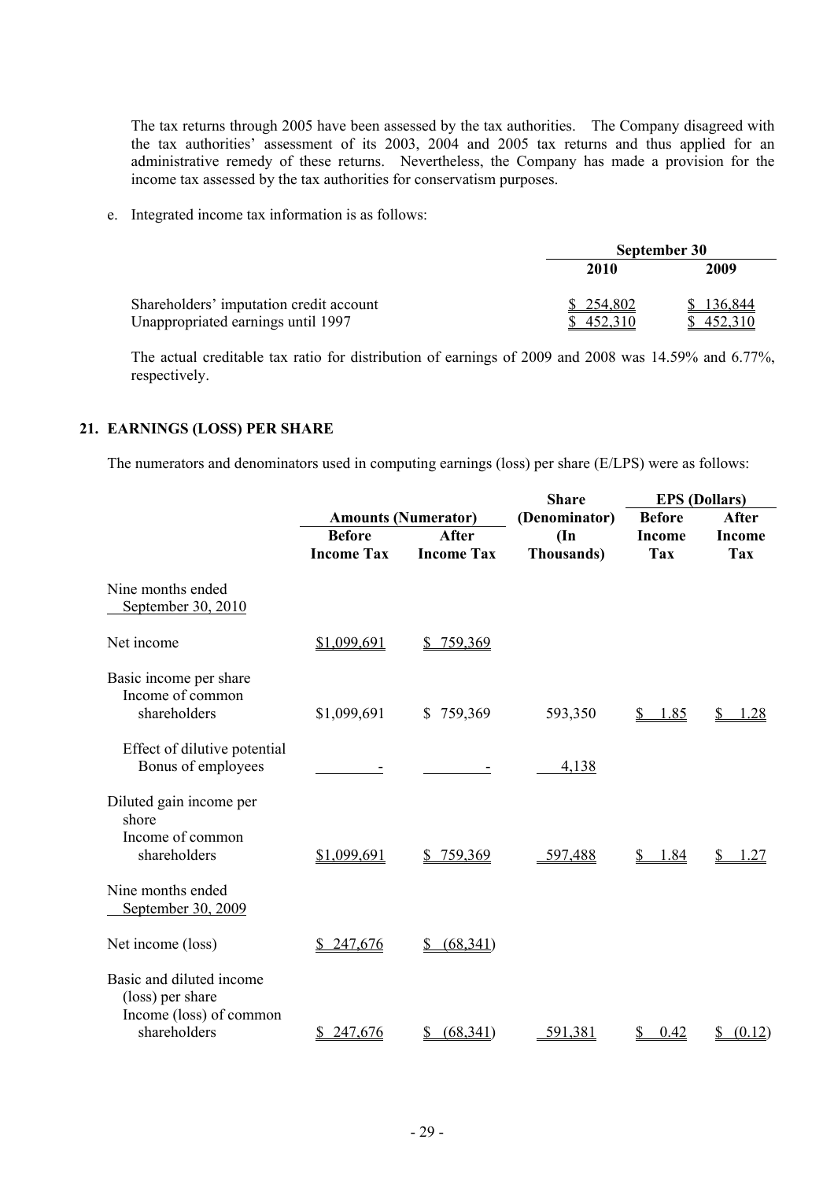The tax returns through 2005 have been assessed by the tax authorities. The Company disagreed with the tax authorities' assessment of its 2003, 2004 and 2005 tax returns and thus applied for an administrative remedy of these returns. Nevertheless, the Company has made a provision for the income tax assessed by the tax authorities for conservatism purposes.

e. Integrated income tax information is as follows:

| | September 30 | |
|---|---|---|
| | 2010 | 2009 |
| Shareholders' imputation credit account | $ 254,802 | $ 136,844 |
| Unappropriated earnings until 1997 | $ 452,310 | $ 452,310 |

The actual creditable tax ratio for distribution of earnings of 2009 and 2008 was 14.59% and 6.77%, respectively.

## 21. EARNINGS (LOSS) PER SHARE

The numerators and denominators used in computing earnings (loss) per share (E/LPS) were as follows:

| | Amounts (Numerator) | | Share (Denominator) | EPS (Dollars) | |
|---|---|---|---|---|---|
| | Before Income Tax | After Income Tax | (In Thousands) | Before Income Tax | After Income Tax |
| Nine months ended September 30, 2010 | | | | | |
| Net income | $1,099,691 | $ 759,369 | | | |
| Basic income per share<br>Income of common shareholders | $1,099,691 | $ 759,369 | 593,350 | $ 1.85 | $ 1.28 |
| Effect of dilutive potential<br>Bonus of employees | - | - | 4,138 | | |
| Diluted gain income per shore<br>Income of common shareholders | $1,099,691 | $ 759,369 | 597,488 | $ 1.84 | $ 1.27 |
| Nine months ended September 30, 2009 | | | | | |
| Net income (loss) | $ 247,676 | $ (68,341) | | | |
| Basic and diluted income (loss) per share<br>Income (loss) of common shareholders | $ 247,676 | $ (68,341) | 591,381 | $ 0.42 | $ (0.12) |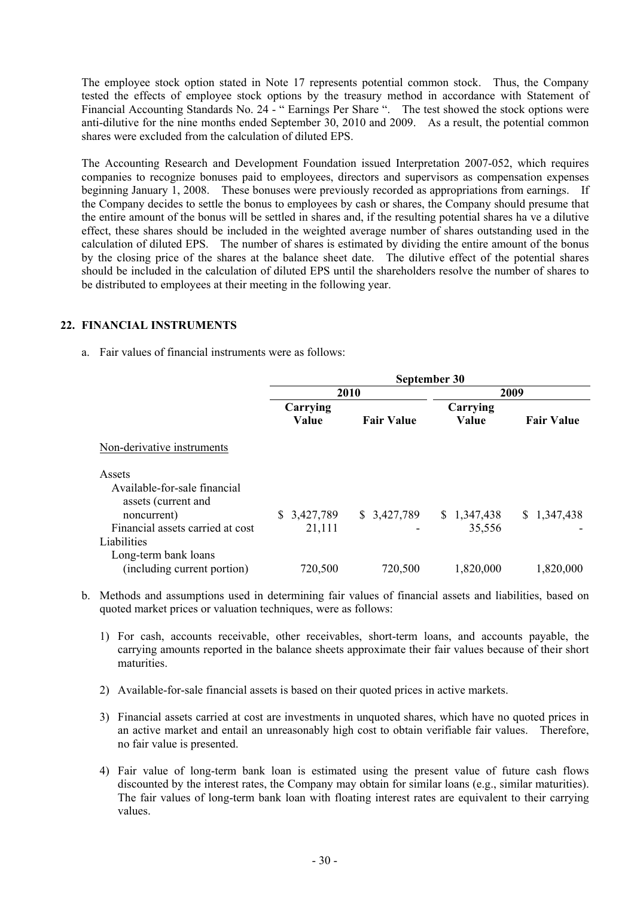The employee stock option stated in Note 17 represents potential common stock. Thus, the Company tested the effects of employee stock options by the treasury method in accordance with Statement of Financial Accounting Standards No. 24 - " Earnings Per Share ". The test showed the stock options were anti-dilutive for the nine months ended September 30, 2010 and 2009. As a result, the potential common shares were excluded from the calculation of diluted EPS.

The Accounting Research and Development Foundation issued Interpretation 2007-052, which requires companies to recognize bonuses paid to employees, directors and supervisors as compensation expenses beginning January 1, 2008. These bonuses were previously recorded as appropriations from earnings. If the Company decides to settle the bonus to employees by cash or shares, the Company should presume that the entire amount of the bonus will be settled in shares and, if the resulting potential shares ha ve a dilutive effect, these shares should be included in the weighted average number of shares outstanding used in the calculation of diluted EPS. The number of shares is estimated by dividing the entire amount of the bonus by the closing price of the shares at the balance sheet date. The dilutive effect of the potential shares should be included in the calculation of diluted EPS until the shareholders resolve the number of shares to be distributed to employees at their meeting in the following year.

## 22. FINANCIAL INSTRUMENTS

a. Fair values of financial instruments were as follows:

| | September 30 | | | |
|---|---|---|---|---|
| | 2010 | | 2009 | |
| | Carrying Value | Fair Value | Carrying Value | Fair Value |
| Non-derivative instruments | | | | |
| Assets | | | | |
| Available-for-sale financial assets (current and noncurrent) | $ 3,427,789 | $ 3,427,789 | $ 1,347,438 | $ 1,347,438 |
| Financial assets carried at cost | 21,111 | - | 35,556 | - |
| Liabilities | | | | |
| Long-term bank loans (including current portion) | 720,500 | 720,500 | 1,820,000 | 1,820,000 |

b. Methods and assumptions used in determining fair values of financial assets and liabilities, based on quoted market prices or valuation techniques, were as follows:

1) For cash, accounts receivable, other receivables, short-term loans, and accounts payable, the carrying amounts reported in the balance sheets approximate their fair values because of their short maturities.

2) Available-for-sale financial assets is based on their quoted prices in active markets.

3) Financial assets carried at cost are investments in unquoted shares, which have no quoted prices in an active market and entail an unreasonably high cost to obtain verifiable fair values. Therefore, no fair value is presented.

4) Fair value of long-term bank loan is estimated using the present value of future cash flows discounted by the interest rates, the Company may obtain for similar loans (e.g., similar maturities). The fair values of long-term bank loan with floating interest rates are equivalent to their carrying values.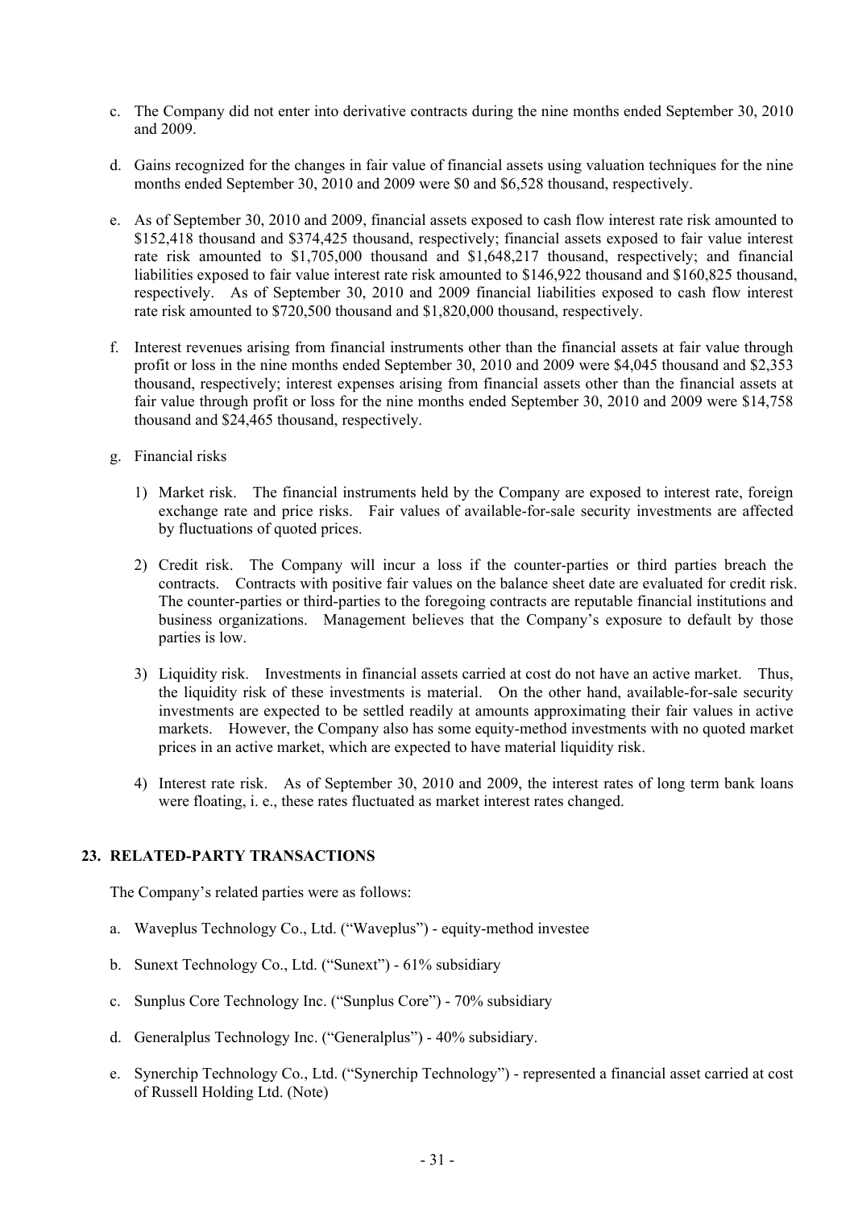c. The Company did not enter into derivative contracts during the nine months ended September 30, 2010 and 2009.

d. Gains recognized for the changes in fair value of financial assets using valuation techniques for the nine months ended September 30, 2010 and 2009 were $0 and $6,528 thousand, respectively.

e. As of September 30, 2010 and 2009, financial assets exposed to cash flow interest rate risk amounted to $152,418 thousand and $374,425 thousand, respectively; financial assets exposed to fair value interest rate risk amounted to $1,705,000 thousand and $1,648,217 thousand, respectively; and financial liabilities exposed to fair value interest rate risk amounted to $146,922 thousand and $160,825 thousand, respectively. As of September 30, 2010 and 2009 financial liabilities exposed to cash flow interest rate risk amounted to $720,500 thousand and $1,820,000 thousand, respectively.

f. Interest revenues arising from financial instruments other than the financial assets at fair value through profit or loss in the nine months ended September 30, 2010 and 2009 were $4,045 thousand and $2,353 thousand, respectively; interest expenses arising from financial assets other than the financial assets at fair value through profit or loss for the nine months ended September 30, 2010 and 2009 were $14,758 thousand and $24,465 thousand, respectively.

g. Financial risks

   1) Market risk. The financial instruments held by the Company are exposed to interest rate, foreign exchange rate and price risks. Fair values of available-for-sale security investments are affected by fluctuations of quoted prices.

   2) Credit risk. The Company will incur a loss if the counter-parties or third parties breach the contracts. Contracts with positive fair values on the balance sheet date are evaluated for credit risk. The counter-parties or third-parties to the foregoing contracts are reputable financial institutions and business organizations. Management believes that the Company's exposure to default by those parties is low.

   3) Liquidity risk. Investments in financial assets carried at cost do not have an active market. Thus, the liquidity risk of these investments is material. On the other hand, available-for-sale security investments are expected to be settled readily at amounts approximating their fair values in active markets. However, the Company also has some equity-method investments with no quoted market prices in an active market, which are expected to have material liquidity risk.

   4) Interest rate risk. As of September 30, 2010 and 2009, the interest rates of long term bank loans were floating, i. e., these rates fluctuated as market interest rates changed.

## 23. RELATED-PARTY TRANSACTIONS

The Company's related parties were as follows:

a. Waveplus Technology Co., Ltd. ("Waveplus") - equity-method investee

b. Sunext Technology Co., Ltd. ("Sunext") - 61% subsidiary

c. Sunplus Core Technology Inc. ("Sunplus Core") - 70% subsidiary

d. Generalplus Technology Inc. ("Generalplus") - 40% subsidiary.

e. Synerchip Technology Co., Ltd. ("Synerchip Technology") - represented a financial asset carried at cost of Russell Holding Ltd. (Note)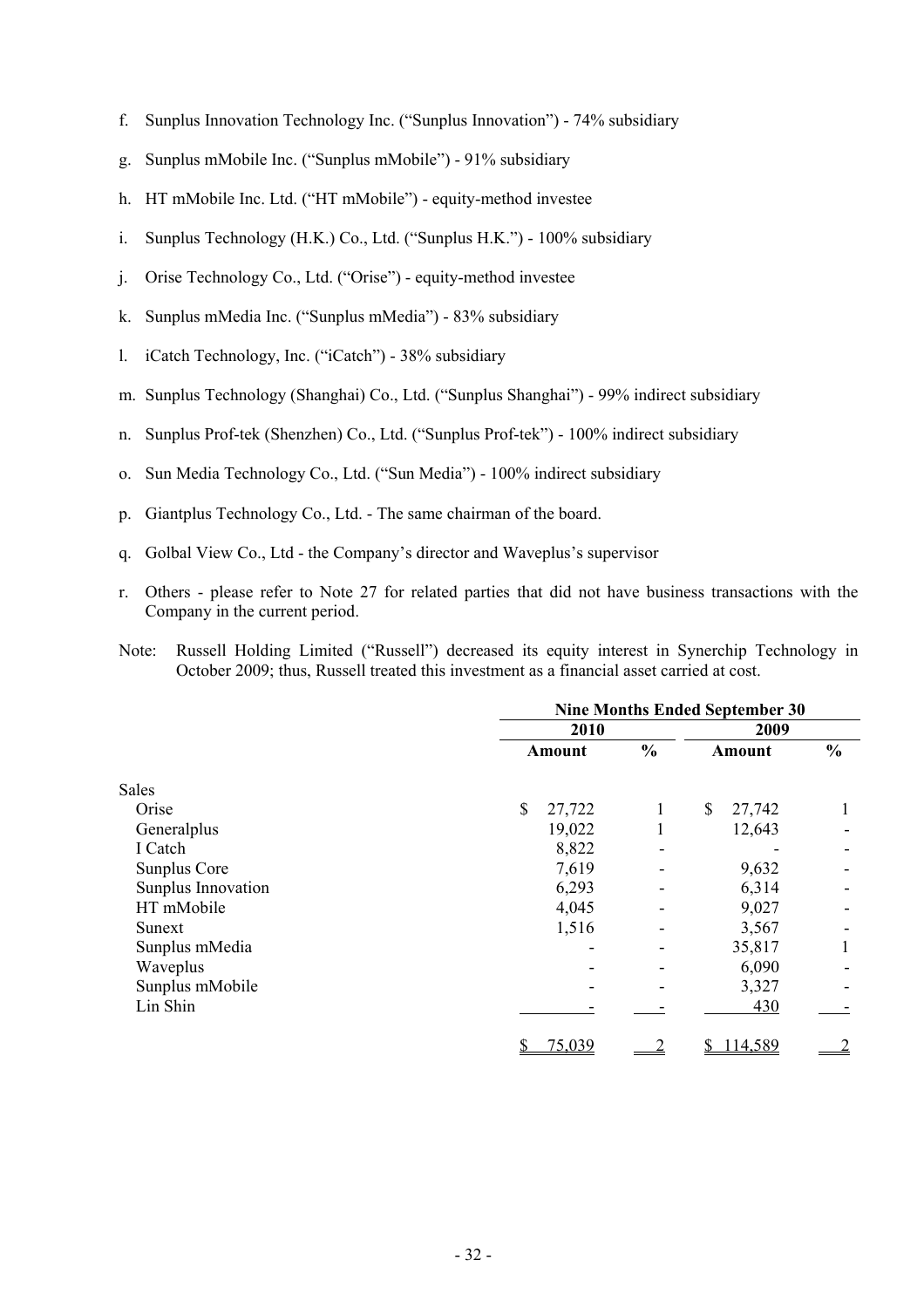f. Sunplus Innovation Technology Inc. ("Sunplus Innovation") - 74% subsidiary

g. Sunplus mMobile Inc. ("Sunplus mMobile") - 91% subsidiary

h. HT mMobile Inc. Ltd. ("HT mMobile") - equity-method investee

i. Sunplus Technology (H.K.) Co., Ltd. ("Sunplus H.K.") - 100% subsidiary

j. Orise Technology Co., Ltd. ("Orise") - equity-method investee

k. Sunplus mMedia Inc. ("Sunplus mMedia") - 83% subsidiary

l. iCatch Technology, Inc. ("iCatch") - 38% subsidiary

m. Sunplus Technology (Shanghai) Co., Ltd. ("Sunplus Shanghai") - 99% indirect subsidiary

n. Sunplus Prof-tek (Shenzhen) Co., Ltd. ("Sunplus Prof-tek") - 100% indirect subsidiary

o. Sun Media Technology Co., Ltd. ("Sun Media") - 100% indirect subsidiary

p. Giantplus Technology Co., Ltd. - The same chairman of the board.

q. Golbal View Co., Ltd - the Company's director and Waveplus's supervisor

r. Others - please refer to Note 27 for related parties that did not have business transactions with the Company in the current period.

Note: Russell Holding Limited ("Russell") decreased its equity interest in Synerchip Technology in October 2009; thus, Russell treated this investment as a financial asset carried at cost.

| | Nine Months Ended September 30 | | | |
|---|---|---|---|---|
| | 2010 | | 2009 | |
| | Amount | % | Amount | % |
| Sales | | | | |
| Orise | $ 27,722 | 1 | $ 27,742 | 1 |
| Generalplus | 19,022 | 1 | 12,643 | - |
| I Catch | 8,822 | - | - | - |
| Sunplus Core | 7,619 | - | 9,632 | - |
| Sunplus Innovation | 6,293 | - | 6,314 | - |
| HT mMobile | 4,045 | - | 9,027 | - |
| Sunext | 1,516 | - | 3,567 | - |
| Sunplus mMedia | - | - | 35,817 | 1 |
| Waveplus | - | - | 6,090 | - |
| Sunplus mMobile | - | - | 3,327 | - |
| Lin Shin | - | - | 430 | - |
| | $ 75,039 | 2 | $ 114,589 | 2 |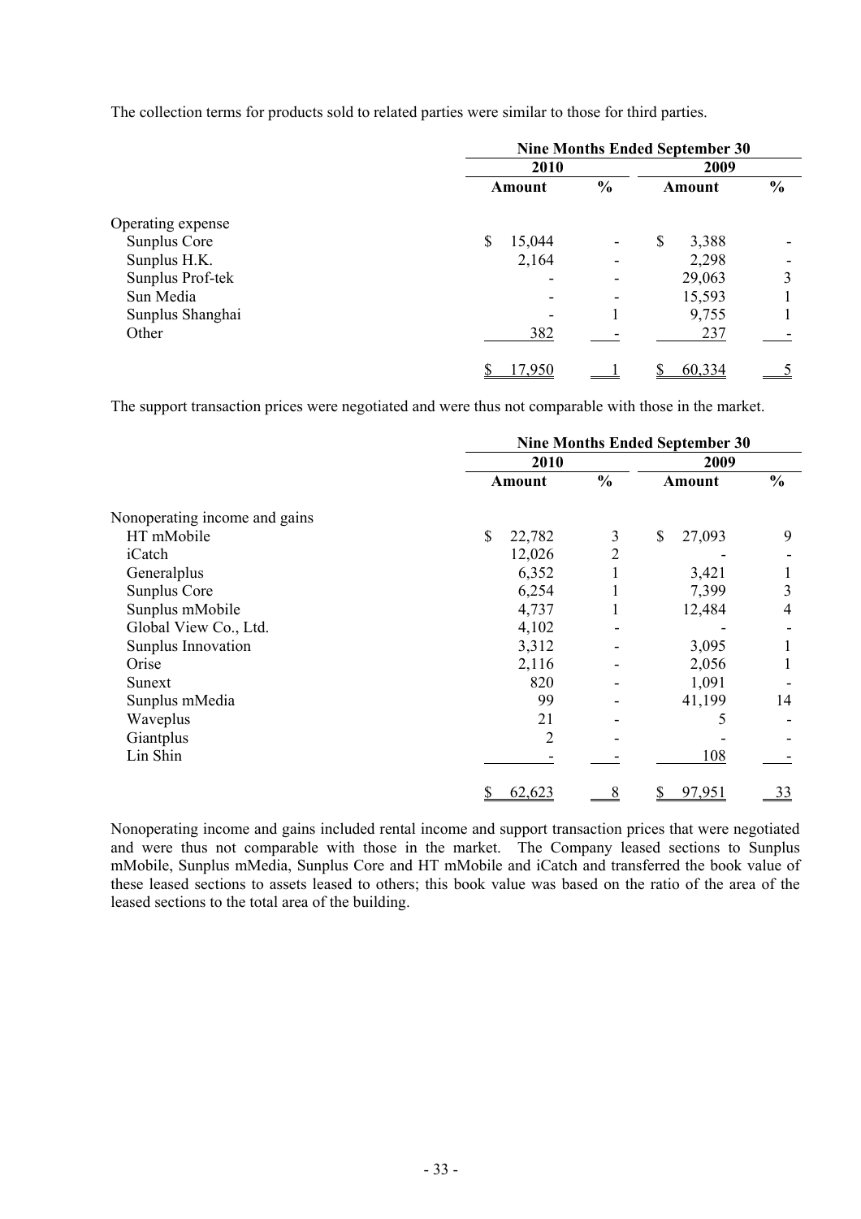The collection terms for products sold to related parties were similar to those for third parties.

| | Nine Months Ended September 30 | | | |
|---|---|---|---|---|
| | 2010 | | 2009 | |
| | Amount | % | Amount | % |
| Operating expense | | | | |
| Sunplus Core | $ 15,044 | - | $ 3,388 | - |
| Sunplus H.K. | 2,164 | - | 2,298 | - |
| Sunplus Prof-tek | - | - | 29,063 | 3 |
| Sun Media | - | - | 15,593 | 1 |
| Sunplus Shanghai | - | 1 | 9,755 | 1 |
| Other | 382 | - | 237 | - |
| | $ 17,950 | 1 | $ 60,334 | 5 |

The support transaction prices were negotiated and were thus not comparable with those in the market.

| | Nine Months Ended September 30 | | | |
|---|---|---|---|---|
| | 2010 | | 2009 | |
| | Amount | % | Amount | % |
| Nonoperating income and gains | | | | |
| HT mMobile | $ 22,782 | 3 | $ 27,093 | 9 |
| iCatch | 12,026 | 2 | - | - |
| Generalplus | 6,352 | 1 | 3,421 | 1 |
| Sunplus Core | 6,254 | 1 | 7,399 | 3 |
| Sunplus mMobile | 4,737 | 1 | 12,484 | 4 |
| Global View Co., Ltd. | 4,102 | - | - | - |
| Sunplus Innovation | 3,312 | - | 3,095 | 1 |
| Orise | 2,116 | - | 2,056 | 1 |
| Sunext | 820 | - | 1,091 | - |
| Sunplus mMedia | 99 | - | 41,199 | 14 |
| Waveplus | 21 | - | 5 | - |
| Giantplus | 2 | - | - | - |
| Lin Shin | - | - | 108 | - |
| | $ 62,623 | 8 | $ 97,951 | 33 |

Nonoperating income and gains included rental income and support transaction prices that were negotiated and were thus not comparable with those in the market. The Company leased sections to Sunplus mMobile, Sunplus mMedia, Sunplus Core and HT mMobile and iCatch and transferred the book value of these leased sections to assets leased to others; this book value was based on the ratio of the area of the leased sections to the total area of the building.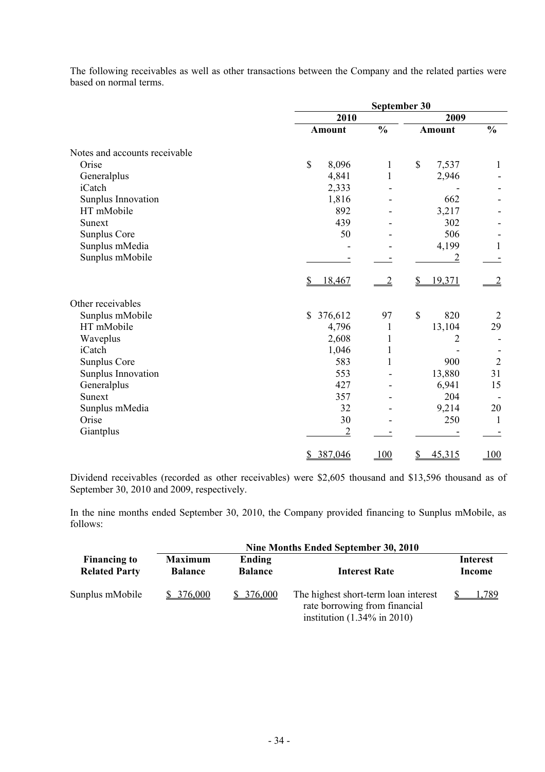The following receivables as well as other transactions between the Company and the related parties were based on normal terms.

| | September 30 | | | |
|---|---|---|---|---|
| | 2010 | | 2009 | |
| | Amount | % | Amount | % |
| Notes and accounts receivable | | | | |
| Orise | $ 8,096 | 1 | $ 7,537 | 1 |
| Generalplus | 4,841 | 1 | 2,946 | - |
| iCatch | 2,333 | - | - | - |
| Sunplus Innovation | 1,816 | - | 662 | - |
| HT mMobile | 892 | - | 3,217 | - |
| Sunext | 439 | - | 302 | - |
| Sunplus Core | 50 | - | 506 | - |
| Sunplus mMedia | - | - | 4,199 | 1 |
| Sunplus mMobile | - | - | 2 | - |
| | $ 18,467 | 2 | $ 19,371 | 2 |
| Other receivables | | | | |
| Sunplus mMobile | $ 376,612 | 97 | $ 820 | 2 |
| HT mMobile | 4,796 | 1 | 13,104 | 29 |
| Waveplus | 2,608 | 1 | 2 | - |
| iCatch | 1,046 | 1 | - | - |
| Sunplus Core | 583 | 1 | 900 | 2 |
| Sunplus Innovation | 553 | - | 13,880 | 31 |
| Generalplus | 427 | - | 6,941 | 15 |
| Sunext | 357 | - | 204 | - |
| Sunplus mMedia | 32 | - | 9,214 | 20 |
| Orise | 30 | - | 250 | 1 |
| Giantplus | 2 | - | - | - |
| | $ 387,046 | 100 | $ 45,315 | 100 |

Dividend receivables (recorded as other receivables) were $2,605 thousand and $13,596 thousand as of September 30, 2010 and 2009, respectively.

In the nine months ended September 30, 2010, the Company provided financing to Sunplus mMobile, as follows:

| Financing to Related Party | Nine Months Ended September 30, 2010 | | | |
|---|---|---|---|---|
| | Maximum Balance | Ending Balance | Interest Rate | Interest Income |
| Sunplus mMobile | $ 376,000 | $ 376,000 | The highest short-term loan interest rate borrowing from financial institution (1.34% in 2010) | $ 1,789 |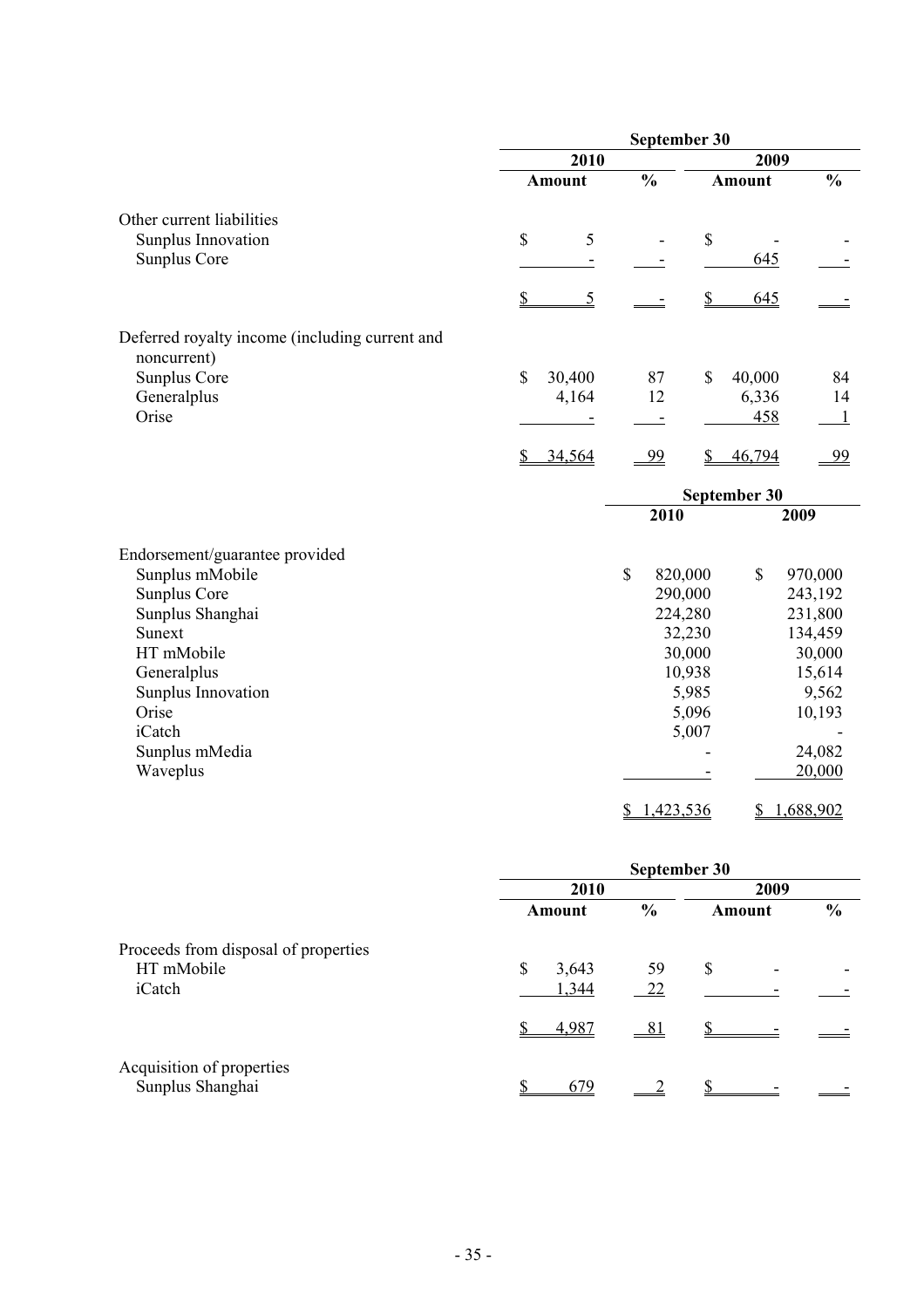| | September 30 | | | |
|---|---|---|---|---|
| | 2010 | | 2009 | |
| | Amount | % | Amount | % |
| Other current liabilities | | | | |
| Sunplus Innovation | $ 5 | - | $ - | - |
| Sunplus Core | - | - | 645 | - |
| | $ 5 | - | $ 645 | - |
| Deferred royalty income (including current and noncurrent) | | | | |
| Sunplus Core | $ 30,400 | 87 | $ 40,000 | 84 |
| Generalplus | 4,164 | 12 | 6,336 | 14 |
| Orise | - | - | 458 | 1 |
| | $ 34,564 | 99 | $ 46,794 | 99 |

| | September 30 | |
|---|---|---|
| | 2010 | 2009 |
| Endorsement/guarantee provided | | |
| Sunplus mMobile | $ 820,000 | $ 970,000 |
| Sunplus Core | 290,000 | 243,192 |
| Sunplus Shanghai | 224,280 | 231,800 |
| Sunext | 32,230 | 134,459 |
| HT mMobile | 30,000 | 30,000 |
| Generalplus | 10,938 | 15,614 |
| Sunplus Innovation | 5,985 | 9,562 |
| Orise | 5,096 | 10,193 |
| iCatch | 5,007 | - |
| Sunplus mMedia | - | 24,082 |
| Waveplus | - | 20,000 |
| | $ 1,423,536 | $ 1,688,902 |

| | September 30 | | | |
|---|---|---|---|---|
| | 2010 | | 2009 | |
| | Amount | % | Amount | % |
| Proceeds from disposal of properties | | | | |
| HT mMobile | $ 3,643 | 59 | $ - | - |
| iCatch | 1,344 | 22 | - | - |
| | $ 4,987 | 81 | $ - | - |
| Acquisition of properties | | | | |
| Sunplus Shanghai | $ 679 | 2 | $ - | - |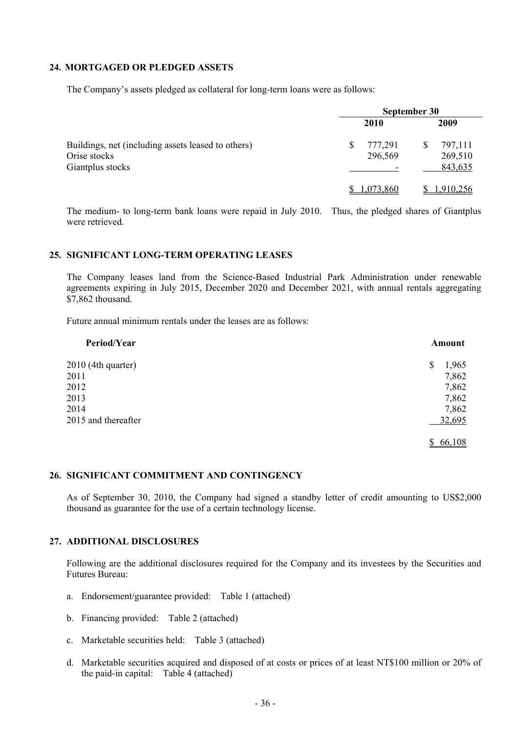## 24. MORTGAGED OR PLEDGED ASSETS

The Company's assets pledged as collateral for long-term loans were as follows:

| | September 30 | |
|---|---|---|
| | 2010 | 2009 |
| Buildings, net (including assets leased to others) | $ 777,291 | $ 797,111 |
| Orise stocks | 296,569 | 269,510 |
| Giantplus stocks | - | 843,635 |
| | $ 1,073,860 | $ 1,910,256 |

The medium- to long-term bank loans were repaid in July 2010. Thus, the pledged shares of Giantplus were retrieved.

## 25. SIGNIFICANT LONG-TERM OPERATING LEASES

The Company leases land from the Science-Based Industrial Park Administration under renewable agreements expiring in July 2015, December 2020 and December 2021, with annual rentals aggregating $7,862 thousand.

Future annual minimum rentals under the leases are as follows:

| Period/Year | Amount |
|---|---|
| 2010 (4th quarter) | $ 1,965 |
| 2011 | 7,862 |
| 2012 | 7,862 |
| 2013 | 7,862 |
| 2014 | 7,862 |
| 2015 and thereafter | 32,695 |
| | $ 66,108 |

## 26. SIGNIFICANT COMMITMENT AND CONTINGENCY

As of September 30, 2010, the Company had signed a standby letter of credit amounting to US$2,000 thousand as guarantee for the use of a certain technology license.

## 27. ADDITIONAL DISCLOSURES

Following are the additional disclosures required for the Company and its investees by the Securities and Futures Bureau:

a. Endorsement/guarantee provided: Table 1 (attached)

b. Financing provided: Table 2 (attached)

c. Marketable securities held: Table 3 (attached)

d. Marketable securities acquired and disposed of at costs or prices of at least NT$100 million or 20% of the paid-in capital: Table 4 (attached)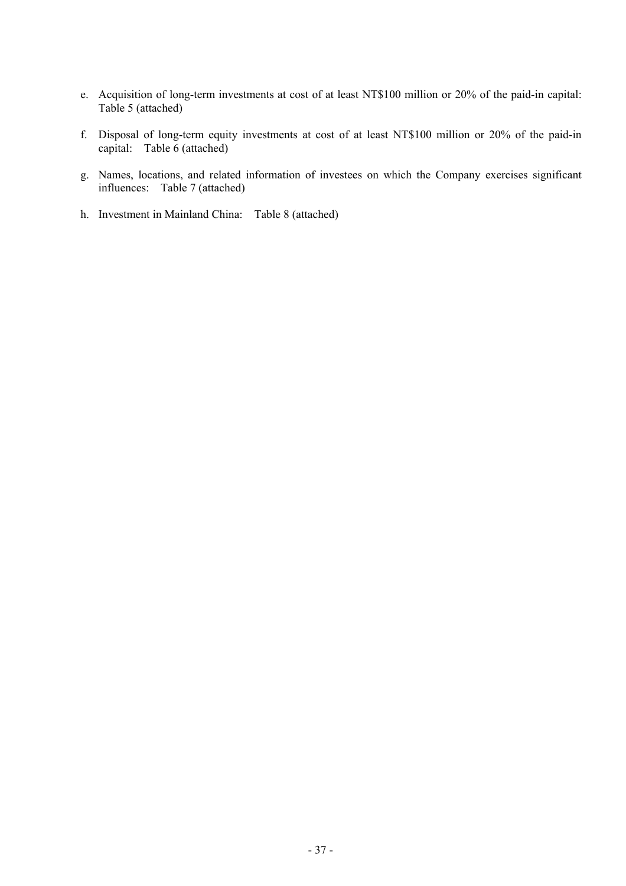e. Acquisition of long-term investments at cost of at least NT$100 million or 20% of the paid-in capital: Table 5 (attached)

f. Disposal of long-term equity investments at cost of at least NT$100 million or 20% of the paid-in capital: Table 6 (attached)

g. Names, locations, and related information of investees on which the Company exercises significant influences: Table 7 (attached)

h. Investment in Mainland China: Table 8 (attached)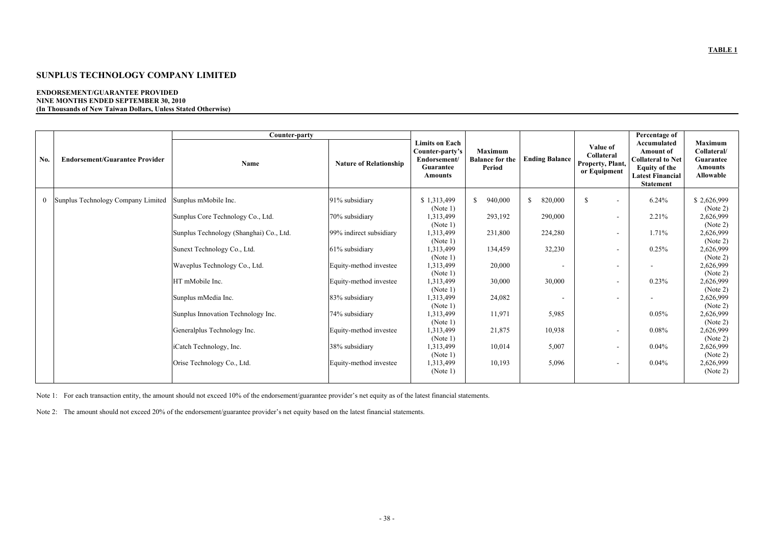**TABLE 1**

# SUNPLUS TECHNOLOGY COMPANY LIMITED

**ENDORSEMENT/GUARANTEE PROVIDED**
**NINE MONTHS ENDED SEPTEMBER 30, 2010**
**(In Thousands of New Taiwan Dollars, Unless Stated Otherwise)**

| No. | Endorsement/Guarantee Provider | Counter-party | | Limits on Each Counter-party's Endorsement/ Guarantee Amounts | Maximum Balance for the Period | Ending Balance | Value of Collateral Property, Plant, or Equipment | Percentage of Accumulated Amount of Collateral to Net Equity of the Latest Financial Statement | Maximum Collateral/ Guarantee Amounts Allowable |
|---|---|---|---|---|---|---|---|---|---|
| | | Name | Nature of Relationship | | | | | | |
| 0 | Sunplus Technology Company Limited | Sunplus mMobile Inc. | 91% subsidiary | $ 1,313,499 (Note 1) | $ 940,000 | $ 820,000 | $ - | 6.24% | $ 2,626,999 (Note 2) |
| | | Sunplus Core Technology Co., Ltd. | 70% subsidiary | 1,313,499 (Note 1) | 293,192 | 290,000 | - | 2.21% | 2,626,999 (Note 2) |
| | | Sunplus Technology (Shanghai) Co., Ltd. | 99% indirect subsidiary | 1,313,499 (Note 1) | 231,800 | 224,280 | - | 1.71% | 2,626,999 (Note 2) |
| | | Sunext Technology Co., Ltd. | 61% subsidiary | 1,313,499 (Note 1) | 134,459 | 32,230 | - | 0.25% | 2,626,999 (Note 2) |
| | | Waveplus Technology Co., Ltd. | Equity-method investee | 1,313,499 (Note 1) | 20,000 | - | - | - | 2,626,999 (Note 2) |
| | | HT mMobile Inc. | Equity-method investee | 1,313,499 (Note 1) | 30,000 | 30,000 | - | 0.23% | 2,626,999 (Note 2) |
| | | Sunplus mMedia Inc. | 83% subsidiary | 1,313,499 (Note 1) | 24,082 | - | - | - | 2,626,999 (Note 2) |
| | | Sunplus Innovation Technology Inc. | 74% subsidiary | 1,313,499 (Note 1) | 11,971 | 5,985 | | 0.05% | 2,626,999 (Note 2) |
| | | Generalplus Technology Inc. | Equity-method investee | 1,313,499 (Note 1) | 21,875 | 10,938 | - | 0.08% | 2,626,999 (Note 2) |
| | | iCatch Technology, Inc. | 38% subsidiary | 1,313,499 (Note 1) | 10,014 | 5,007 | - | 0.04% | 2,626,999 (Note 2) |
| | | Orise Technology Co., Ltd. | Equity-method investee | 1,313,499 (Note 1) | 10,193 | 5,096 | - | 0.04% | 2,626,999 (Note 2) |

Note 1: For each transaction entity, the amount should not exceed 10% of the endorsement/guarantee provider's net equity as of the latest financial statements.

Note 2: The amount should not exceed 20% of the endorsement/guarantee provider's net equity based on the latest financial statements.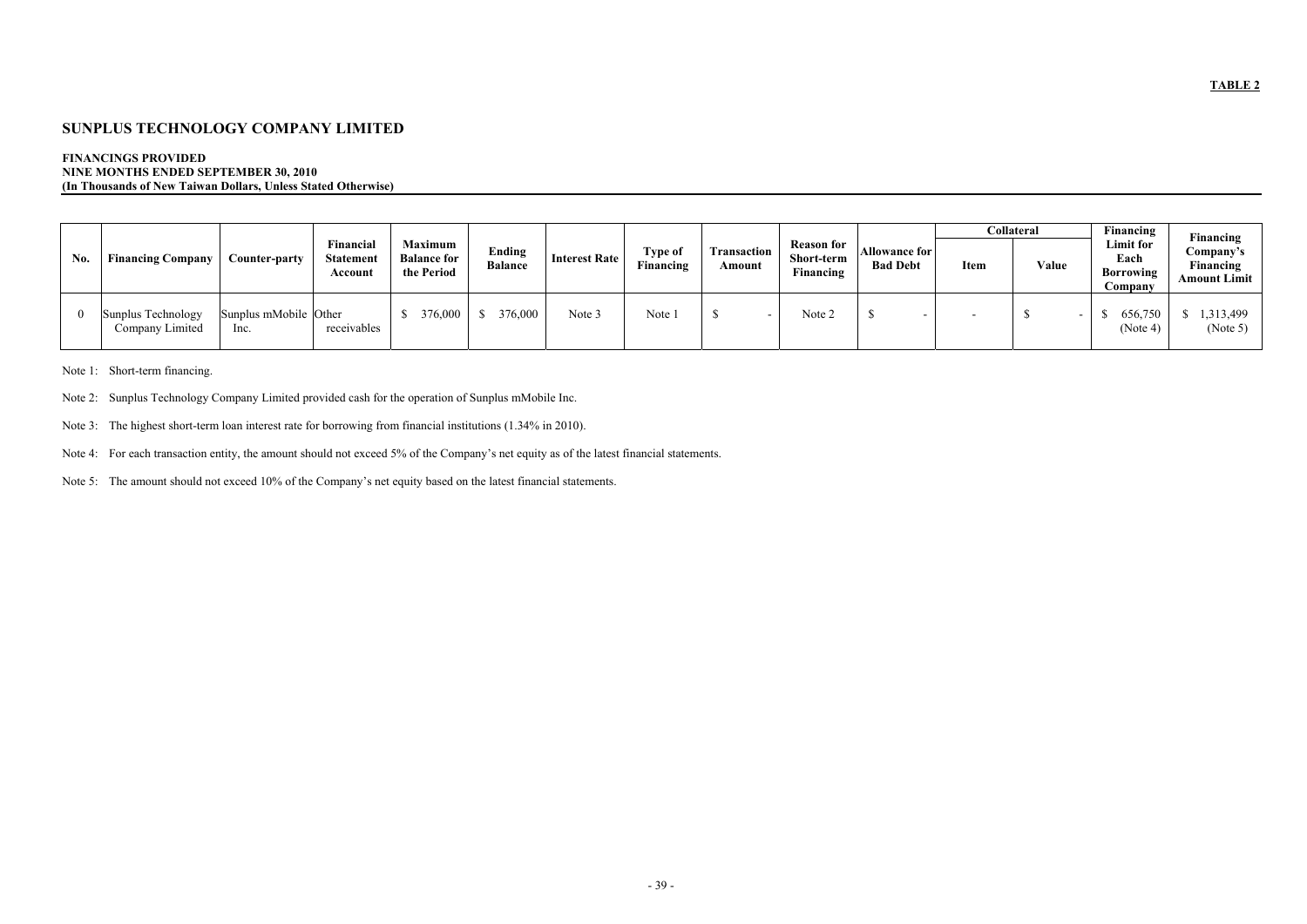**TABLE 2**

# SUNPLUS TECHNOLOGY COMPANY LIMITED

**FINANCINGS PROVIDED**
**NINE MONTHS ENDED SEPTEMBER 30, 2010**
**(In Thousands of New Taiwan Dollars, Unless Stated Otherwise)**

| No. | Financing Company | Counter-party | Financial Statement Account | Maximum Balance for the Period | Ending Balance | Interest Rate | Type of Financing | Transaction Amount | Reason for Short-term Financing | Allowance for Bad Debt | Collateral | | Financing Limit for Each Borrowing Company | Financing Company's Financing Amount Limit |
|---|---|---|---|---|---|---|---|---|---|---|---|---|---|---|
| | | | | | | | | | | | Item | Value | | |
| 0 | Sunplus Technology Company Limited | Sunplus mMobile Inc. | Other receivables | $ 376,000 | $ 376,000 | Note 3 | Note 1 | $ - | Note 2 | $ - | - | $ - | $ 656,750 (Note 4) | $ 1,313,499 (Note 5) |

Note 1: Short-term financing.

Note 2: Sunplus Technology Company Limited provided cash for the operation of Sunplus mMobile Inc.

Note 3: The highest short-term loan interest rate for borrowing from financial institutions (1.34% in 2010).

Note 4: For each transaction entity, the amount should not exceed 5% of the Company's net equity as of the latest financial statements.

Note 5: The amount should not exceed 10% of the Company's net equity based on the latest financial statements.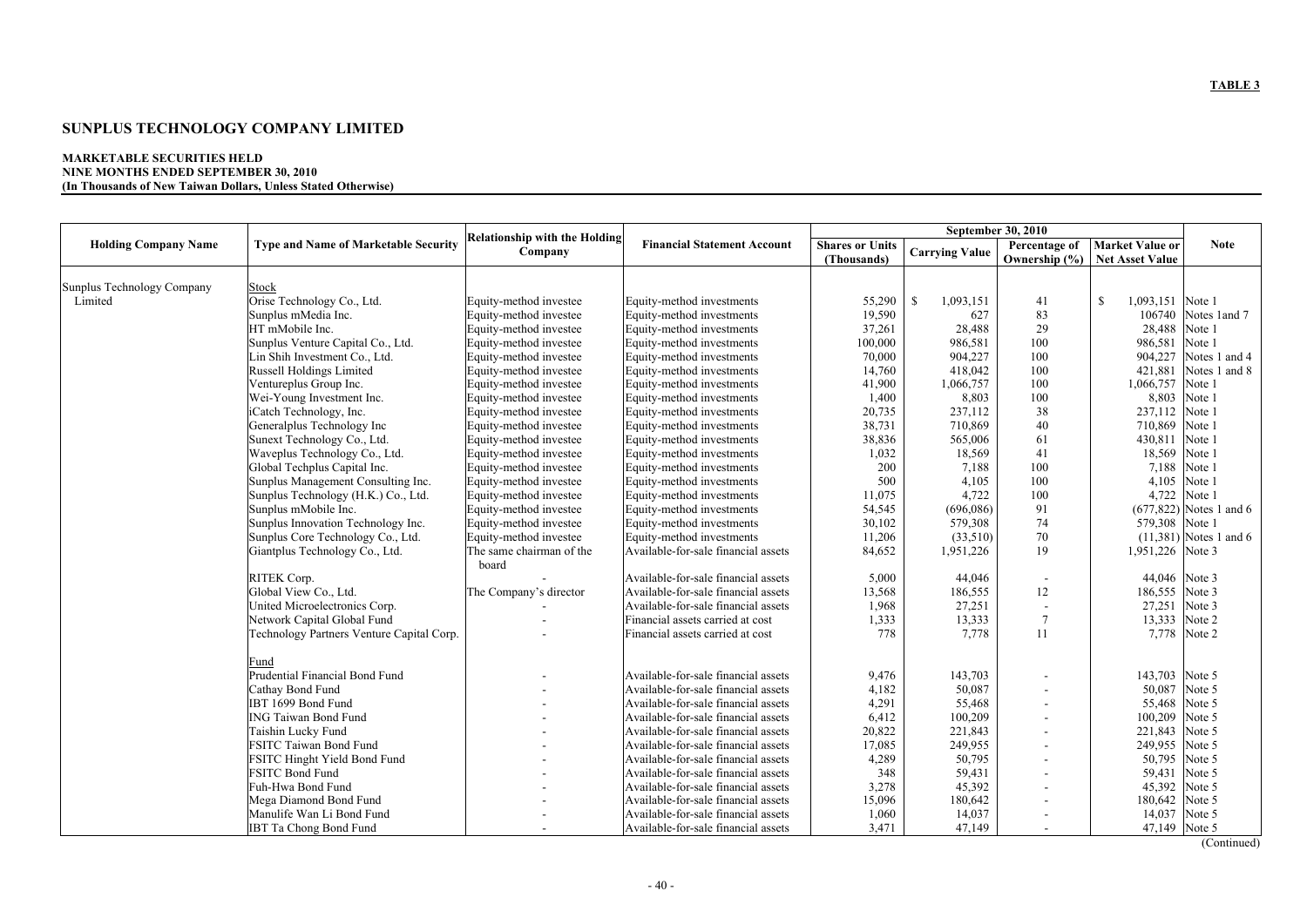**TABLE 3**

# SUNPLUS TECHNOLOGY COMPANY LIMITED

**MARKETABLE SECURITIES HELD**
**NINE MONTHS ENDED SEPTEMBER 30, 2010**
**(In Thousands of New Taiwan Dollars, Unless Stated Otherwise)**

| Holding Company Name | Type and Name of Marketable Security | Relationship with the Holding Company | Financial Statement Account | September 30, 2010 | | | | Note |
|---|---|---|---|---|---|---|---|---|
| | | | | Shares or Units (Thousands) | Carrying Value | Percentage of Ownership (%) | Market Value or Net Asset Value | |
| Sunplus Technology Company Limited | Stock | | | | | | | |
| | Orise Technology Co., Ltd. | Equity-method investee | Equity-method investments | 55,290 | $ 1,093,151 | 41 | $ 1,093,151 | Note 1 |
| | Sunplus mMedia Inc. | Equity-method investee | Equity-method investments | 19,590 | 627 | 83 | 106740 | Notes 1and 7 |
| | HT mMobile Inc. | Equity-method investee | Equity-method investments | 37,261 | 28,488 | 29 | 28,488 | Note 1 |
| | Sunplus Venture Capital Co., Ltd. | Equity-method investee | Equity-method investments | 100,000 | 986,581 | 100 | 986,581 | Note 1 |
| | Lin Shih Investment Co., Ltd. | Equity-method investee | Equity-method investments | 70,000 | 904,227 | 100 | 904,227 | Notes 1 and 4 |
| | Russell Holdings Limited | Equity-method investee | Equity-method investments | 14,760 | 418,042 | 100 | 421,881 | Notes 1 and 8 |
| | Ventureplus Group Inc. | Equity-method investee | Equity-method investments | 41,900 | 1,066,757 | 100 | 1,066,757 | Note 1 |
| | Wei-Young Investment Inc. | Equity-method investee | Equity-method investments | 1,400 | 8,803 | 100 | 8,803 | Note 1 |
| | iCatch Technology, Inc. | Equity-method investee | Equity-method investments | 20,735 | 237,112 | 38 | 237,112 | Note 1 |
| | Generalplus Technology Inc | Equity-method investee | Equity-method investments | 38,731 | 710,869 | 40 | 710,869 | Note 1 |
| | Sunext Technology Co., Ltd. | Equity-method investee | Equity-method investments | 38,836 | 565,006 | 61 | 430,811 | Note 1 |
| | Waveplus Technology Co., Ltd. | Equity-method investee | Equity-method investments | 1,032 | 18,569 | 41 | 18,569 | Note 1 |
| | Global Techplus Capital Inc. | Equity-method investee | Equity-method investments | 200 | 7,188 | 100 | 7,188 | Note 1 |
| | Sunplus Management Consulting Inc. | Equity-method investee | Equity-method investments | 500 | 4,105 | 100 | 4,105 | Note 1 |
| | Sunplus Technology (H.K.) Co., Ltd. | Equity-method investee | Equity-method investments | 11,075 | 4,722 | 100 | 4,722 | Note 1 |
| | Sunplus mMobile Inc. | Equity-method investee | Equity-method investments | 54,545 | (696,086) | 91 | (677,822) | Notes 1 and 6 |
| | Sunplus Innovation Technology Inc. | Equity-method investee | Equity-method investments | 30,102 | 579,308 | 74 | 579,308 | Note 1 |
| | Sunplus Core Technology Co., Ltd. | Equity-method investee | Equity-method investments | 11,206 | (33,510) | 70 | (11,381) | Notes 1 and 6 |
| | Giantplus Technology Co., Ltd. | The same chairman of the board | Available-for-sale financial assets | 84,652 | 1,951,226 | 19 | 1,951,226 | Note 3 |
| | RITEK Corp. | - | Available-for-sale financial assets | 5,000 | 44,046 | - | 44,046 | Note 3 |
| | Global View Co., Ltd. | The Company's director | Available-for-sale financial assets | 13,568 | 186,555 | 12 | 186,555 | Note 3 |
| | United Microelectronics Corp. | - | Available-for-sale financial assets | 1,968 | 27,251 | - | 27,251 | Note 3 |
| | Network Capital Global Fund | - | Financial assets carried at cost | 1,333 | 13,333 | 7 | 13,333 | Note 2 |
| | Technology Partners Venture Capital Corp. | - | Financial assets carried at cost | 778 | 7,778 | 11 | 7,778 | Note 2 |
| | Fund | | | | | | | |
| | Prudential Financial Bond Fund | - | Available-for-sale financial assets | 9,476 | 143,703 | - | 143,703 | Note 5 |
| | Cathay Bond Fund | - | Available-for-sale financial assets | 4,182 | 50,087 | - | 50,087 | Note 5 |
| | IBT 1699 Bond Fund | - | Available-for-sale financial assets | 4,291 | 55,468 | - | 55,468 | Note 5 |
| | ING Taiwan Bond Fund | - | Available-for-sale financial assets | 6,412 | 100,209 | - | 100,209 | Note 5 |
| | Taishin Lucky Fund | - | Available-for-sale financial assets | 20,822 | 221,843 | - | 221,843 | Note 5 |
| | FSITC Taiwan Bond Fund | - | Available-for-sale financial assets | 17,085 | 249,955 | - | 249,955 | Note 5 |
| | FSITC Hinght Yield Bond Fund | - | Available-for-sale financial assets | 4,289 | 50,795 | - | 50,795 | Note 5 |
| | FSITC Bond Fund | - | Available-for-sale financial assets | 348 | 59,431 | - | 59,431 | Note 5 |
| | Fuh-Hwa Bond Fund | - | Available-for-sale financial assets | 3,278 | 45,392 | - | 45,392 | Note 5 |
| | Mega Diamond Bond Fund | - | Available-for-sale financial assets | 15,096 | 180,642 | - | 180,642 | Note 5 |
| | Manulife Wan Li Bond Fund | - | Available-for-sale financial assets | 1,060 | 14,037 | - | 14,037 | Note 5 |
| | IBT Ta Chong Bond Fund | - | Available-for-sale financial assets | 3,471 | 47,149 | - | 47,149 | Note 5 |

(Continued)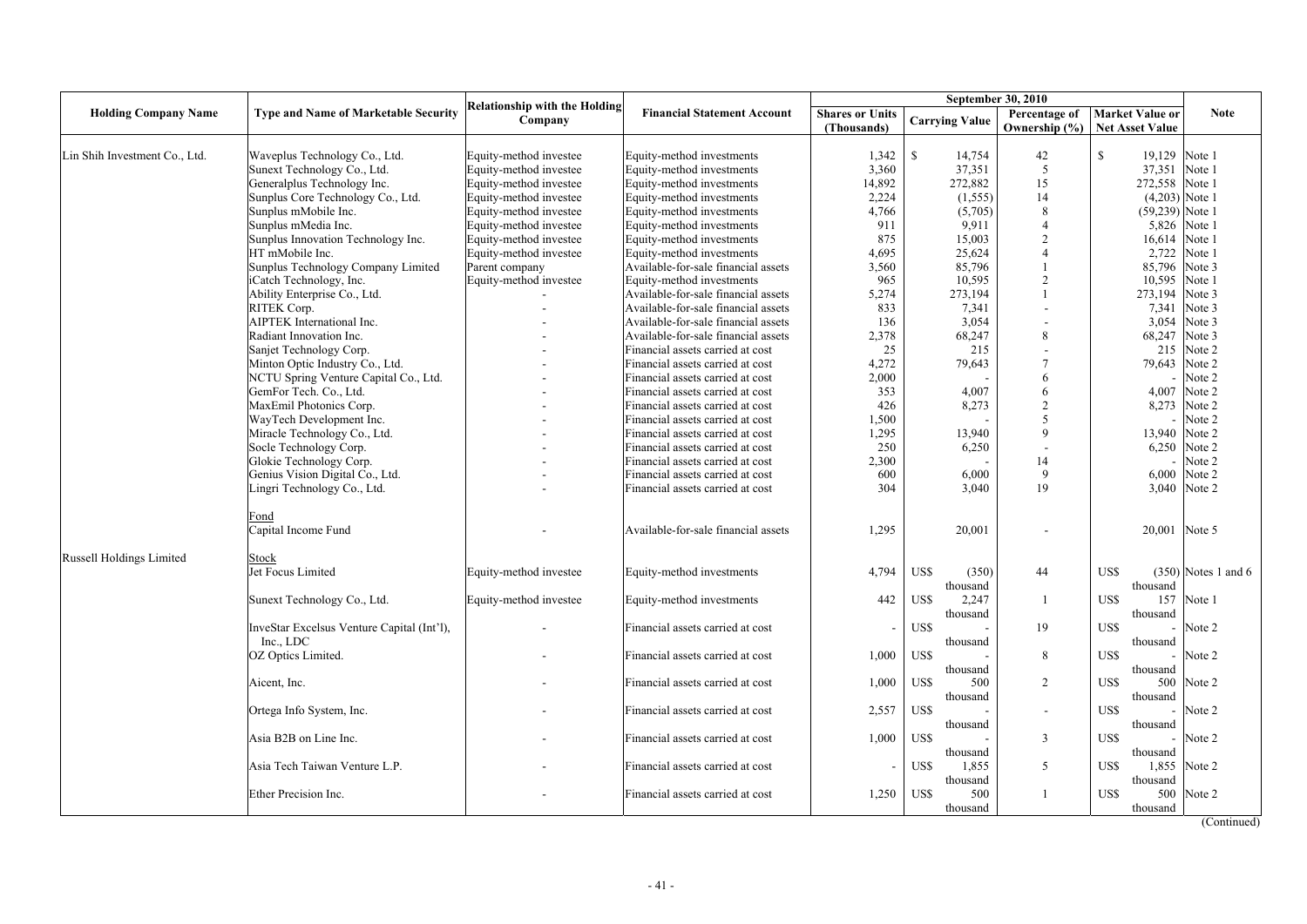| Holding Company Name | Type and Name of Marketable Security | Relationship with the Holding Company | Financial Statement Account | September 30, 2010 | | | | Note |
|---|---|---|---|---|---|---|---|---|
| | | | | Shares or Units (Thousands) | Carrying Value | Percentage of Ownership (%) | Market Value or Net Asset Value | |
| Lin Shih Investment Co., Ltd. | Waveplus Technology Co., Ltd. | Equity-method investee | Equity-method investments | 1,342 | $ 14,754 | 42 | $ 19,129 | Note 1 |
| | Sunext Technology Co., Ltd. | Equity-method investee | Equity-method investments | 3,360 | 37,351 | 5 | 37,351 | Note 1 |
| | Generalplus Technology Inc. | Equity-method investee | Equity-method investments | 14,892 | 272,882 | 15 | 272,558 | Note 1 |
| | Sunplus Core Technology Co., Ltd. | Equity-method investee | Equity-method investments | 2,224 | (1,555) | 14 | (4,203) | Note 1 |
| | Sunplus mMobile Inc. | Equity-method investee | Equity-method investments | 4,766 | (5,705) | 8 | (59,239) | Note 1 |
| | Sunplus mMedia Inc. | Equity-method investee | Equity-method investments | 911 | 9,911 | 4 | 5,826 | Note 1 |
| | Sunplus Innovation Technology Inc. | Equity-method investee | Equity-method investments | 875 | 15,003 | 2 | 16,614 | Note 1 |
| | HT mMobile Inc. | Equity-method investee | Equity-method investments | 4,695 | 25,624 | 4 | 2,722 | Note 1 |
| | Sunplus Technology Company Limited | Parent company | Available-for-sale financial assets | 3,560 | 85,796 | 1 | 85,796 | Note 3 |
| | iCatch Technology, Inc. | Equity-method investee | Equity-method investments | 965 | 10,595 | 2 | 10,595 | Note 1 |
| | Ability Enterprise Co., Ltd. | - | Available-for-sale financial assets | 5,274 | 273,194 | 1 | 273,194 | Note 3 |
| | RITEK Corp. | - | Available-for-sale financial assets | 833 | 7,341 | - | 7,341 | Note 3 |
| | AIPTEK International Inc. | - | Available-for-sale financial assets | 136 | 3,054 | - | 3,054 | Note 3 |
| | Radiant Innovation Inc. | - | Available-for-sale financial assets | 2,378 | 68,247 | 8 | 68,247 | Note 3 |
| | Sanjet Technology Corp. | - | Financial assets carried at cost | 25 | 215 | - | 215 | Note 2 |
| | Minton Optic Industry Co., Ltd. | - | Financial assets carried at cost | 4,272 | 79,643 | 7 | 79,643 | Note 2 |
| | NCTU Spring Venture Capital Co., Ltd. | - | Financial assets carried at cost | 2,000 | - | 6 | - | Note 2 |
| | GemFor Tech. Co., Ltd. | - | Financial assets carried at cost | 353 | 4,007 | 6 | 4,007 | Note 2 |
| | MaxEmil Photonics Corp. | - | Financial assets carried at cost | 426 | 8,273 | 2 | 8,273 | Note 2 |
| | WayTech Development Inc. | - | Financial assets carried at cost | 1,500 | - | 5 | - | Note 2 |
| | Miracle Technology Co., Ltd. | - | Financial assets carried at cost | 1,295 | 13,940 | 9 | 13,940 | Note 2 |
| | Socle Technology Corp. | - | Financial assets carried at cost | 250 | 6,250 | - | 6,250 | Note 2 |
| | Glokie Technology Corp. | - | Financial assets carried at cost | 2,300 | - | 14 | - | Note 2 |
| | Genius Vision Digital Co., Ltd. | - | Financial assets carried at cost | 600 | 6,000 | 9 | 6,000 | Note 2 |
| | Lingri Technology Co., Ltd. | - | Financial assets carried at cost | 304 | 3,040 | 19 | 3,040 | Note 2 |
| | Fond | | | | | | | |
| | Capital Income Fund | - | Available-for-sale financial assets | 1,295 | 20,001 | - | 20,001 | Note 5 |
| Russell Holdings Limited | Stock | | | | | | | |
| | Jet Focus Limited | Equity-method investee | Equity-method investments | 4,794 | US$ (350) thousand | 44 | US$ (350) thousand | Notes 1 and 6 |
| | Sunext Technology Co., Ltd. | Equity-method investee | Equity-method investments | 442 | US$ 2,247 thousand | 1 | US$ 157 thousand | Note 1 |
| | InveStar Excelsus Venture Capital (Int'l), Inc., LDC | - | Financial assets carried at cost | - | US$ - thousand | 19 | US$ - thousand | Note 2 |
| | OZ Optics Limited. | - | Financial assets carried at cost | 1,000 | US$ - thousand | 8 | US$ - thousand | Note 2 |
| | Aicent, Inc. | - | Financial assets carried at cost | 1,000 | US$ 500 thousand | 2 | US$ 500 thousand | Note 2 |
| | Ortega Info System, Inc. | - | Financial assets carried at cost | 2,557 | US$ - thousand | - | US$ - thousand | Note 2 |
| | Asia B2B on Line Inc. | - | Financial assets carried at cost | 1,000 | US$ - thousand | 3 | US$ - thousand | Note 2 |
| | Asia Tech Taiwan Venture L.P. | - | Financial assets carried at cost | - | US$ 1,855 thousand | 5 | US$ 1,855 thousand | Note 2 |
| | Ether Precision Inc. | - | Financial assets carried at cost | 1,250 | US$ 500 thousand | 1 | US$ 500 thousand | Note 2 |

(Continued)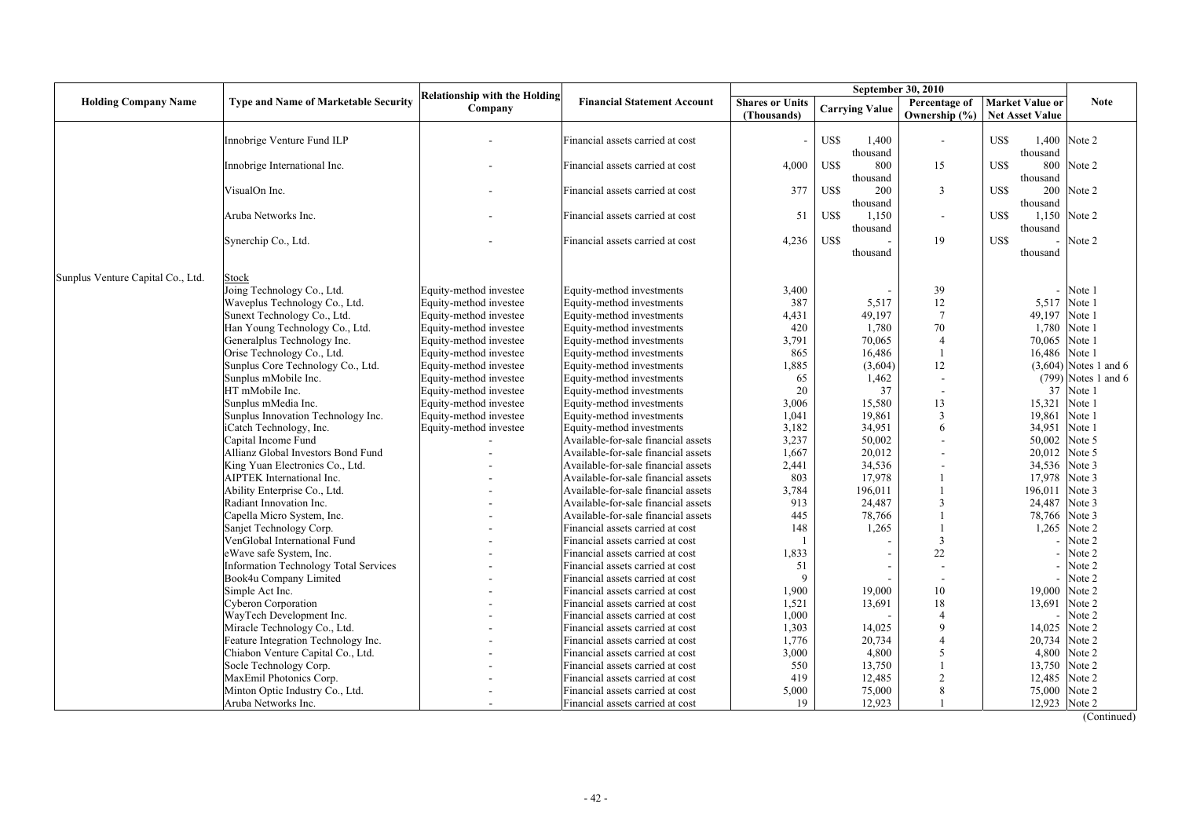| Holding Company Name | Type and Name of Marketable Security | Relationship with the Holding Company | Financial Statement Account | September 30, 2010 | | | | Note |
|---|---|---|---|---|---|---|---|---|
| | | | | Shares or Units (Thousands) | Carrying Value | Percentage of Ownership (%) | Market Value or Net Asset Value | |
| | Innobrige Venture Fund ILP | - | Financial assets carried at cost | - | US$ 1,400 thousand | - | US$ 1,400 thousand | Note 2 |
| | Innobrige International Inc. | - | Financial assets carried at cost | 4,000 | US$ 800 thousand | 15 | US$ 800 thousand | Note 2 |
| | VisualOn Inc. | - | Financial assets carried at cost | 377 | US$ 200 thousand | 3 | US$ 200 thousand | Note 2 |
| | Aruba Networks Inc. | - | Financial assets carried at cost | 51 | US$ 1,150 thousand | - | US$ 1,150 thousand | Note 2 |
| | Synerchip Co., Ltd. | - | Financial assets carried at cost | 4,236 | US$ - thousand | 19 | US$ - thousand | Note 2 |
| Sunplus Venture Capital Co., Ltd. | Stock | | | | | | | |
| | Joing Technology Co., Ltd. | Equity-method investee | Equity-method investments | 3,400 | - | 39 | - | Note 1 |
| | Waveplus Technology Co., Ltd. | Equity-method investee | Equity-method investments | 387 | 5,517 | 12 | 5,517 | Note 1 |
| | Sunext Technology Co., Ltd. | Equity-method investee | Equity-method investments | 4,431 | 49,197 | 7 | 49,197 | Note 1 |
| | Han Young Technology Co., Ltd. | Equity-method investee | Equity-method investments | 420 | 1,780 | 70 | 1,780 | Note 1 |
| | Generalplus Technology Inc. | Equity-method investee | Equity-method investments | 3,791 | 70,065 | 4 | 70,065 | Note 1 |
| | Orise Technology Co., Ltd. | Equity-method investee | Equity-method investments | 865 | 16,486 | 1 | 16,486 | Note 1 |
| | Sunplus Core Technology Co., Ltd. | Equity-method investee | Equity-method investments | 1,885 | (3,604) | 12 | (3,604) | Notes 1 and 6 |
| | Sunplus mMobile Inc. | Equity-method investee | Equity-method investments | 65 | 1,462 | - | (799) | Notes 1 and 6 |
| | HT mMobile Inc. | Equity-method investee | Equity-method investments | 20 | 37 | - | 37 | Note 1 |
| | Sunplus mMedia Inc. | Equity-method investee | Equity-method investments | 3,006 | 15,580 | 13 | 15,321 | Note 1 |
| | Sunplus Innovation Technology Inc. | Equity-method investee | Equity-method investments | 1,041 | 19,861 | 3 | 19,861 | Note 1 |
| | iCatch Technology, Inc. | Equity-method investee | Equity-method investments | 3,182 | 34,951 | 6 | 34,951 | Note 1 |
| | Capital Income Fund | - | Available-for-sale financial assets | 3,237 | 50,002 | - | 50,002 | Note 5 |
| | Allianz Global Investors Bond Fund | - | Available-for-sale financial assets | 1,667 | 20,012 | - | 20,012 | Note 5 |
| | King Yuan Electronics Co., Ltd. | - | Available-for-sale financial assets | 2,441 | 34,536 | - | 34,536 | Note 3 |
| | AIPTEK International Inc. | - | Available-for-sale financial assets | 803 | 17,978 | 1 | 17,978 | Note 3 |
| | Ability Enterprise Co., Ltd. | - | Available-for-sale financial assets | 3,784 | 196,011 | 1 | 196,011 | Note 3 |
| | Radiant Innovation Inc. | - | Available-for-sale financial assets | 913 | 24,487 | 3 | 24,487 | Note 3 |
| | Capella Micro System, Inc. | - | Available-for-sale financial assets | 445 | 78,766 | 1 | 78,766 | Note 3 |
| | Sanjet Technology Corp. | - | Financial assets carried at cost | 148 | 1,265 | 1 | 1,265 | Note 2 |
| | VenGlobal International Fund | - | Financial assets carried at cost | 1 | - | 3 | - | Note 2 |
| | eWave safe System, Inc. | - | Financial assets carried at cost | 1,833 | - | 22 | - | Note 2 |
| | Information Technology Total Services | - | Financial assets carried at cost | 51 | - | - | - | Note 2 |
| | Book4u Company Limited | - | Financial assets carried at cost | 9 | - | - | - | Note 2 |
| | Simple Act Inc. | - | Financial assets carried at cost | 1,900 | 19,000 | 10 | 19,000 | Note 2 |
| | Cyberon Corporation | - | Financial assets carried at cost | 1,521 | 13,691 | 18 | 13,691 | Note 2 |
| | WayTech Development Inc. | - | Financial assets carried at cost | 1,000 | - | 4 | - | Note 2 |
| | Miracle Technology Co., Ltd. | - | Financial assets carried at cost | 1,303 | 14,025 | 9 | 14,025 | Note 2 |
| | Feature Integration Technology Inc. | - | Financial assets carried at cost | 1,776 | 20,734 | 4 | 20,734 | Note 2 |
| | Chiabon Venture Capital Co., Ltd. | - | Financial assets carried at cost | 3,000 | 4,800 | 5 | 4,800 | Note 2 |
| | Socle Technology Corp. | - | Financial assets carried at cost | 550 | 13,750 | 1 | 13,750 | Note 2 |
| | MaxEmil Photonics Corp. | - | Financial assets carried at cost | 419 | 12,485 | 2 | 12,485 | Note 2 |
| | Minton Optic Industry Co., Ltd. | - | Financial assets carried at cost | 5,000 | 75,000 | 8 | 75,000 | Note 2 |
| | Aruba Networks Inc. | - | Financial assets carried at cost | 19 | 12,923 | 1 | 12,923 | Note 2 |

(Continued)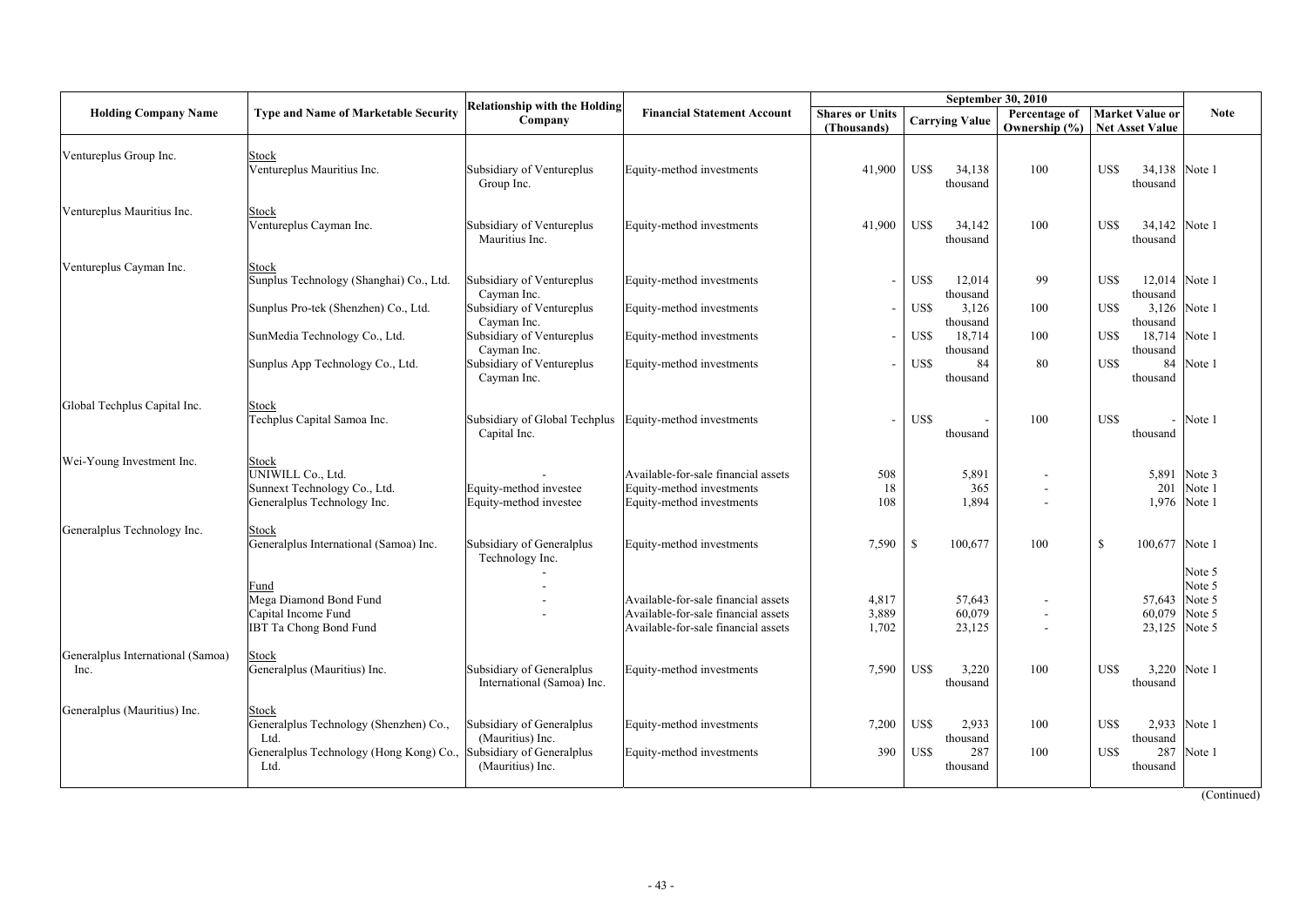| Holding Company Name | Type and Name of Marketable Security | Relationship with the Holding Company | Financial Statement Account | September 30, 2010 | | | | Note |
|---|---|---|---|---|---|---|---|---|
| | | | | Shares or Units (Thousands) | Carrying Value | Percentage of Ownership (%) | Market Value or Net Asset Value | |
| Ventureplus Group Inc. | Stock | | | | | | | |
| | Ventureplus Mauritius Inc. | Subsidiary of Ventureplus Group Inc. | Equity-method investments | 41,900 | US$ 34,138 thousand | 100 | US$ 34,138 thousand | Note 1 |
| Ventureplus Mauritius Inc. | Stock | | | | | | | |
| | Ventureplus Cayman Inc. | Subsidiary of Ventureplus Mauritius Inc. | Equity-method investments | 41,900 | US$ 34,142 thousand | 100 | US$ 34,142 thousand | Note 1 |
| Ventureplus Cayman Inc. | Stock | | | | | | | |
| | Sunplus Technology (Shanghai) Co., Ltd. | Subsidiary of Ventureplus Cayman Inc. | Equity-method investments | - | US$ 12,014 thousand | 99 | US$ 12,014 thousand | Note 1 |
| | Sunplus Pro-tek (Shenzhen) Co., Ltd. | Subsidiary of Ventureplus Cayman Inc. | Equity-method investments | - | US$ 3,126 thousand | 100 | US$ 3,126 thousand | Note 1 |
| | SunMedia Technology Co., Ltd. | Subsidiary of Ventureplus Cayman Inc. | Equity-method investments | - | US$ 18,714 thousand | 100 | US$ 18,714 thousand | Note 1 |
| | Sunplus App Technology Co., Ltd. | Subsidiary of Ventureplus Cayman Inc. | Equity-method investments | - | US$ 84 thousand | 80 | US$ 84 thousand | Note 1 |
| Global Techplus Capital Inc. | Stock | | | | | | | |
| | Techplus Capital Samoa Inc. | Subsidiary of Global Techplus Capital Inc. | Equity-method investments | - | US$ - thousand | 100 | US$ - thousand | Note 1 |
| Wei-Young Investment Inc. | Stock | | | | | | | |
| | UNIWILL Co., Ltd. | - | Available-for-sale financial assets | 508 | 5,891 | - | 5,891 | Note 3 |
| | Sunnext Technology Co., Ltd. | Equity-method investee | Equity-method investments | 18 | 365 | - | 201 | Note 1 |
| | Generalplus Technology Inc. | Equity-method investee | Equity-method investments | 108 | 1,894 | - | 1,976 | Note 1 |
| Generalplus Technology Inc. | Stock | | | | | | | |
| | Generalplus International (Samoa) Inc. | Subsidiary of Generalplus Technology Inc. | Equity-method investments | 7,590 | $ 100,677 | 100 | $ 100,677 | Note 1 |
| | | - | | | | | | Note 5 |
| | Fund | - | | | | | | Note 5 |
| | Mega Diamond Bond Fund | - | Available-for-sale financial assets | 4,817 | 57,643 | - | 57,643 | Note 5 |
| | Capital Income Fund | - | Available-for-sale financial assets | 3,889 | 60,079 | - | 60,079 | Note 5 |
| | IBT Ta Chong Bond Fund | | Available-for-sale financial assets | 1,702 | 23,125 | - | 23,125 | Note 5 |
| Generalplus International (Samoa) Inc. | Stock | | | | | | | |
| | Generalplus (Mauritius) Inc. | Subsidiary of Generalplus International (Samoa) Inc. | Equity-method investments | 7,590 | US$ 3,220 thousand | 100 | US$ 3,220 thousand | Note 1 |
| Generalplus (Mauritius) Inc. | Stock | | | | | | | |
| | Generalplus Technology (Shenzhen) Co., Ltd. | Subsidiary of Generalplus (Mauritius) Inc. | Equity-method investments | 7,200 | US$ 2,933 thousand | 100 | US$ 2,933 thousand | Note 1 |
| | Generalplus Technology (Hong Kong) Co., Ltd. | Subsidiary of Generalplus (Mauritius) Inc. | Equity-method investments | 390 | US$ 287 thousand | 100 | US$ 287 thousand | Note 1 |

(Continued)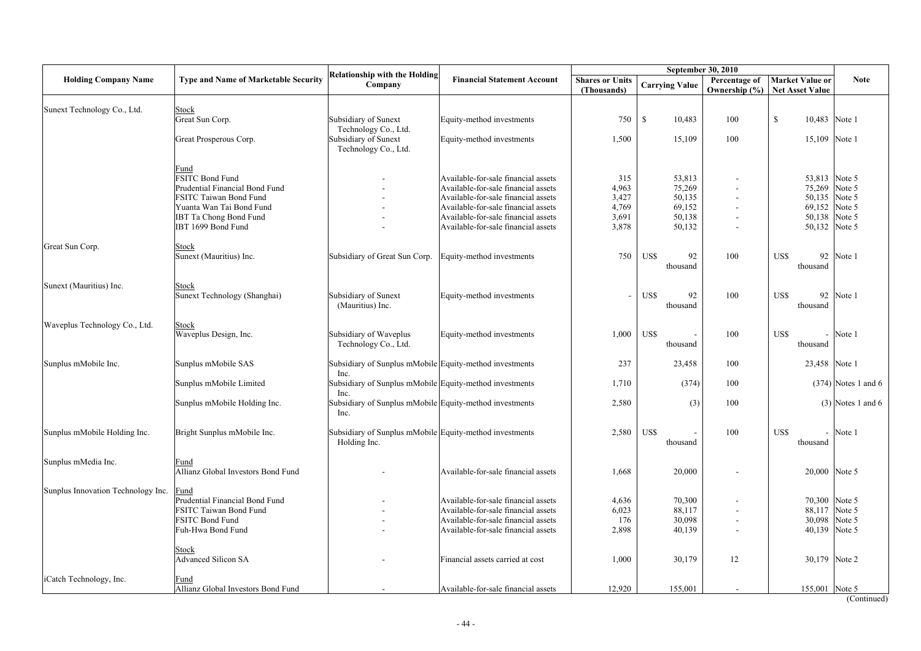| Holding Company Name | Type and Name of Marketable Security | Relationship with the Holding Company | Financial Statement Account | September 30, 2010 | | | | Note |
|---|---|---|---|---|---|---|---|---|
| | | | | Shares or Units (Thousands) | Carrying Value | Percentage of Ownership (%) | Market Value or Net Asset Value | |
| Sunext Technology Co., Ltd. | Stock | | | | | | | |
| | Great Sun Corp. | Subsidiary of Sunext Technology Co., Ltd. | Equity-method investments | 750 | $ 10,483 | 100 | $ 10,483 | Note 1 |
| | Great Prosperous Corp. | Subsidiary of Sunext Technology Co., Ltd. | Equity-method investments | 1,500 | 15,109 | 100 | 15,109 | Note 1 |
| | Fund | | | | | | | |
| | FSITC Bond Fund | - | Available-for-sale financial assets | 315 | 53,813 | - | 53,813 | Note 5 |
| | Prudential Financial Bond Fund | - | Available-for-sale financial assets | 4,963 | 75,269 | - | 75,269 | Note 5 |
| | FSITC Taiwan Bond Fund | - | Available-for-sale financial assets | 3,427 | 50,135 | - | 50,135 | Note 5 |
| | Yuanta Wan Tai Bond Fund | - | Available-for-sale financial assets | 4,769 | 69,152 | - | 69,152 | Note 5 |
| | IBT Ta Chong Bond Fund | - | Available-for-sale financial assets | 3,691 | 50,138 | - | 50,138 | Note 5 |
| | IBT 1699 Bond Fund | - | Available-for-sale financial assets | 3,878 | 50,132 | - | 50,132 | Note 5 |
| Great Sun Corp. | Stock | | | | | | | |
| | Sunext (Mauritius) Inc. | Subsidiary of Great Sun Corp. | Equity-method investments | 750 | US$ 92 thousand | 100 | US$ 92 thousand | Note 1 |
| Sunext (Mauritius) Inc. | Stock | | | | | | | |
| | Sunext Technology (Shanghai) | Subsidiary of Sunext (Mauritius) Inc. | Equity-method investments | - | US$ 92 thousand | 100 | US$ 92 thousand | Note 1 |
| Waveplus Technology Co., Ltd. | Stock | | | | | | | |
| | Waveplus Design, Inc. | Subsidiary of Waveplus Technology Co., Ltd. | Equity-method investments | 1,000 | US$ - thousand | 100 | US$ - thousand | Note 1 |
| Sunplus mMobile Inc. | Sunplus mMobile SAS | Subsidiary of Sunplus mMobile Inc. | Equity-method investments | 237 | 23,458 | 100 | 23,458 | Note 1 |
| | Sunplus mMobile Limited | Subsidiary of Sunplus mMobile Inc. | Equity-method investments | 1,710 | (374) | 100 | (374) | Notes 1 and 6 |
| | Sunplus mMobile Holding Inc. | Subsidiary of Sunplus mMobile Inc. | Equity-method investments | 2,580 | (3) | 100 | (3) | Notes 1 and 6 |
| Sunplus mMobile Holding Inc. | Bright Sunplus mMobile Inc. | Subsidiary of Sunplus mMobile Holding Inc. | Equity-method investments | 2,580 | US$ - thousand | 100 | US$ - thousand | Note 1 |
| Sunplus mMedia Inc. | Fund | | | | | | | |
| | Allianz Global Investors Bond Fund | - | Available-for-sale financial assets | 1,668 | 20,000 | - | 20,000 | Note 5 |
| Sunplus Innovation Technology Inc. | Fund | | | | | | | |
| | Prudential Financial Bond Fund | - | Available-for-sale financial assets | 4,636 | 70,300 | - | 70,300 | Note 5 |
| | FSITC Taiwan Bond Fund | - | Available-for-sale financial assets | 6,023 | 88,117 | - | 88,117 | Note 5 |
| | FSITC Bond Fund | - | Available-for-sale financial assets | 176 | 30,098 | - | 30,098 | Note 5 |
| | Fuh-Hwa Bond Fund | - | Available-for-sale financial assets | 2,898 | 40,139 | - | 40,139 | Note 5 |
| | Stock | | | | | | | |
| | Advanced Silicon SA | - | Financial assets carried at cost | 1,000 | 30,179 | 12 | 30,179 | Note 2 |
| iCatch Technology, Inc. | Fund | | | | | | | |
| | Allianz Global Investors Bond Fund | - | Available-for-sale financial assets | 12,920 | 155,001 | - | 155,001 | Note 5 |

(Continued)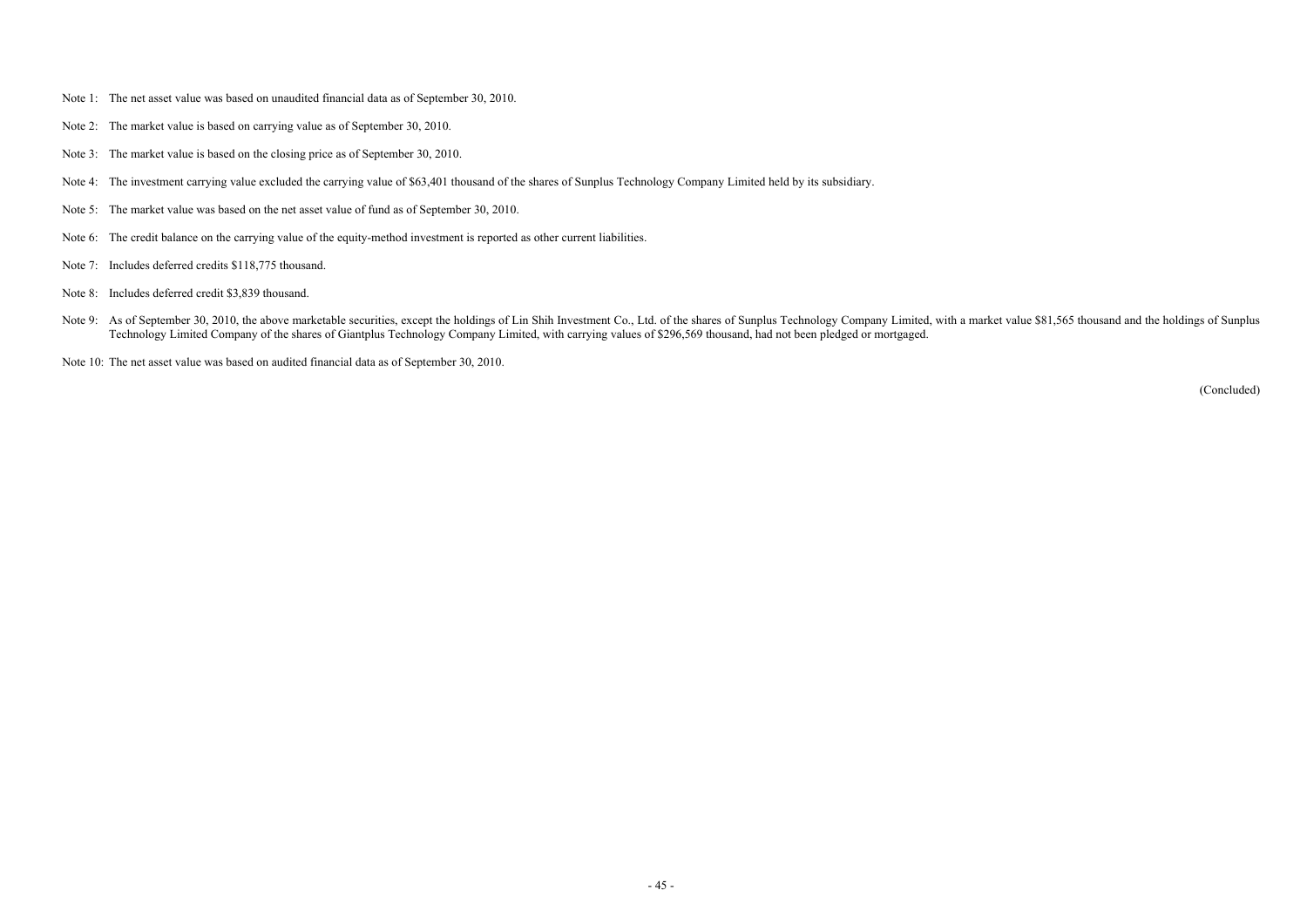Note 1: The net asset value was based on unaudited financial data as of September 30, 2010.

Note 2: The market value is based on carrying value as of September 30, 2010.

Note 3: The market value is based on the closing price as of September 30, 2010.

Note 4: The investment carrying value excluded the carrying value of $63,401 thousand of the shares of Sunplus Technology Company Limited held by its subsidiary.

Note 5: The market value was based on the net asset value of fund as of September 30, 2010.

Note 6: The credit balance on the carrying value of the equity-method investment is reported as other current liabilities.

Note 7: Includes deferred credits $118,775 thousand.

Note 8: Includes deferred credit $3,839 thousand.

Note 9: As of September 30, 2010, the above marketable securities, except the holdings of Lin Shih Investment Co., Ltd. of the shares of Sunplus Technology Company Limited, with a market value $81,565 thousand and the holdings of Sunplus Technology Limited Company of the shares of Giantplus Technology Company Limited, with carrying values of $296,569 thousand, had not been pledged or mortgaged.

Note 10: The net asset value was based on audited financial data as of September 30, 2010.

(Concluded)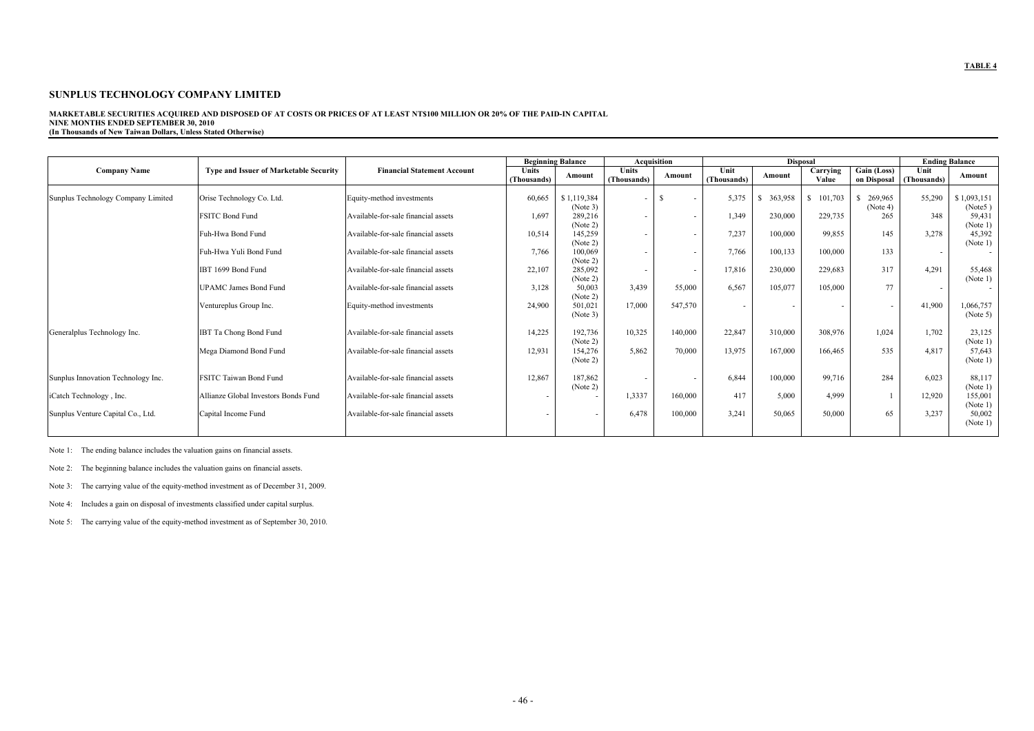TABLE 4

## SUNPLUS TECHNOLOGY COMPANY LIMITED

**MARKETABLE SECURITIES ACQUIRED AND DISPOSED OF AT COSTS OR PRICES OF AT LEAST NT$100 MILLION OR 20% OF THE PAID-IN CAPITAL**
**NINE MONTHS ENDED SEPTEMBER 30, 2010**
**(In Thousands of New Taiwan Dollars, Unless Stated Otherwise)**

| Company Name | Type and Issuer of Marketable Security | Financial Statement Account | Beginning Balance | | Acquisition | | Disposal | | | | Ending Balance | |
|---|---|---|---|---|---|---|---|---|---|---|---|---|
| | | | Units (Thousands) | Amount | Units (Thousands) | Amount | Unit (Thousands) | Amount | Carrying Value | Gain (Loss) on Disposal | Unit (Thousands) | Amount |
| Sunplus Technology Company Limited | Orise Technology Co. Ltd. | Equity-method investments | 60,665 | $ 1,119,384 (Note 3) | - | $ - | 5,375 | $ 363,958 | $ 101,703 | $ 269,965 (Note 4) | 55,290 | $ 1,093,151 (Note5 ) |
| | FSITC Bond Fund | Available-for-sale financial assets | 1,697 | 289,216 (Note 2) | - | - | 1,349 | 230,000 | 229,735 | 265 | 348 | 59,431 (Note 1) |
| | Fuh-Hwa Bond Fund | Available-for-sale financial assets | 10,514 | 145,259 (Note 2) | - | - | 7,237 | 100,000 | 99,855 | 145 | 3,278 | 45,392 (Note 1) |
| | Fuh-Hwa Yuli Bond Fund | Available-for-sale financial assets | 7,766 | 100,069 (Note 2) | - | - | 7,766 | 100,133 | 100,000 | 133 | - | - |
| | IBT 1699 Bond Fund | Available-for-sale financial assets | 22,107 | 285,092 (Note 2) | - | - | 17,816 | 230,000 | 229,683 | 317 | 4,291 | 55,468 (Note 1) |
| | UPAMC James Bond Fund | Available-for-sale financial assets | 3,128 | 50,003 (Note 2) | 3,439 | 55,000 | 6,567 | 105,077 | 105,000 | 77 | - | - |
| | Ventureplus Group Inc. | Equity-method investments | 24,900 | 501,021 (Note 3) | 17,000 | 547,570 | - | - | - | - | 41,900 | 1,066,757 (Note 5) |
| Generalplus Technology Inc. | IBT Ta Chong Bond Fund | Available-for-sale financial assets | 14,225 | 192,736 (Note 2) | 10,325 | 140,000 | 22,847 | 310,000 | 308,976 | 1,024 | 1,702 | 23,125 (Note 1) |
| | Mega Diamond Bond Fund | Available-for-sale financial assets | 12,931 | 154,276 (Note 2) | 5,862 | 70,000 | 13,975 | 167,000 | 166,465 | 535 | 4,817 | 57,643 (Note 1) |
| Sunplus Innovation Technology Inc. | FSITC Taiwan Bond Fund | Available-for-sale financial assets | 12,867 | 187,862 (Note 2) | - | - | 6,844 | 100,000 | 99,716 | 284 | 6,023 | 88,117 (Note 1) |
| iCatch Technology , Inc. | Allianze Global Investors Bonds Fund | Available-for-sale financial assets | - | - | 1,3337 | 160,000 | 417 | 5,000 | 4,999 | 1 | 12,920 | 155,001 (Note 1) |
| Sunplus Venture Capital Co., Ltd. | Capital Income Fund | Available-for-sale financial assets | - | - | 6,478 | 100,000 | 3,241 | 50,065 | 50,000 | 65 | 3,237 | 50,002 (Note 1) |

Note 1: The ending balance includes the valuation gains on financial assets.

Note 2: The beginning balance includes the valuation gains on financial assets.

Note 3: The carrying value of the equity-method investment as of December 31, 2009.

Note 4: Includes a gain on disposal of investments classified under capital surplus.

Note 5: The carrying value of the equity-method investment as of September 30, 2010.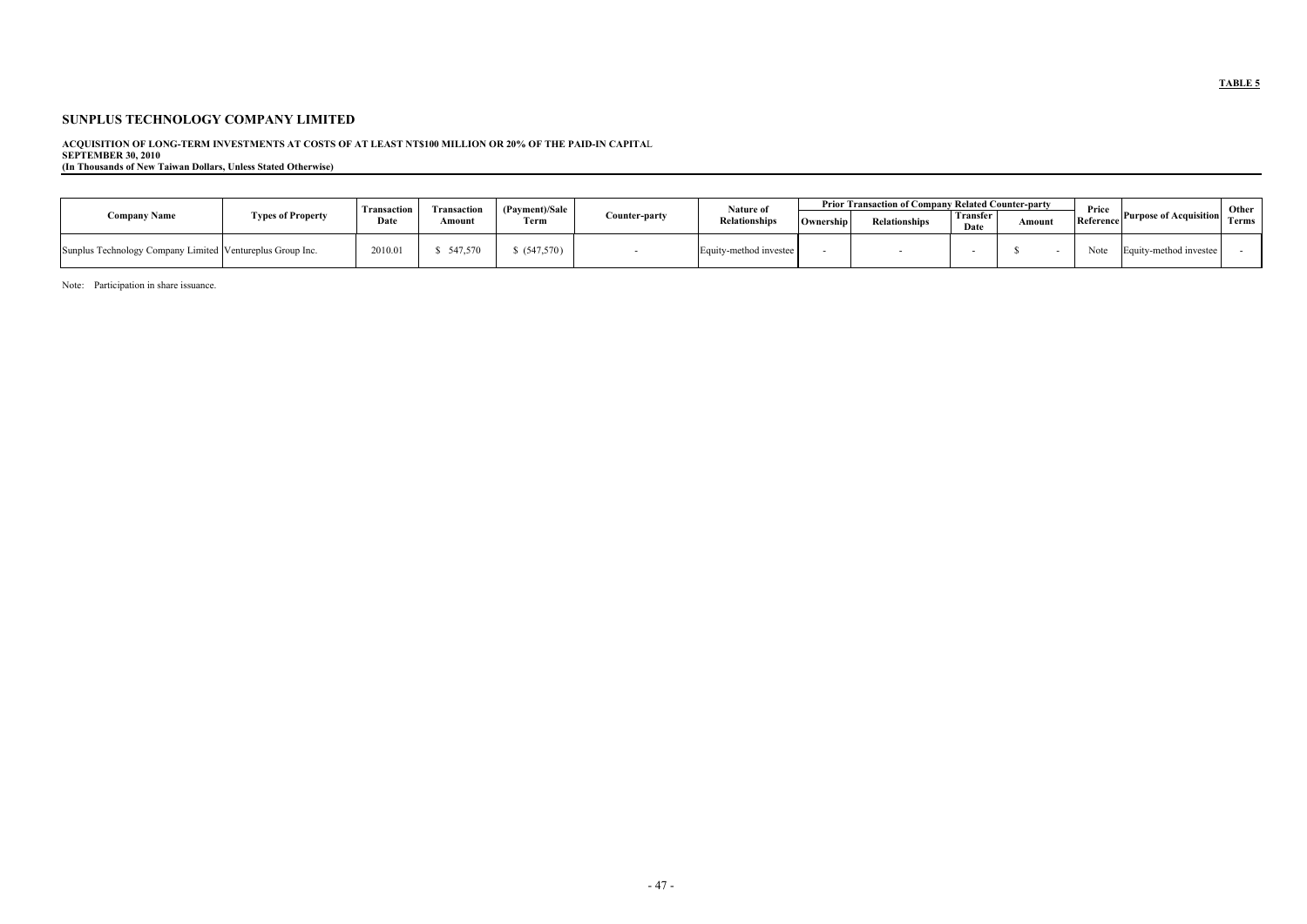**TABLE 5**

## SUNPLUS TECHNOLOGY COMPANY LIMITED

**ACQUISITION OF LONG-TERM INVESTMENTS AT COSTS OF AT LEAST NT$100 MILLION OR 20% OF THE PAID-IN CAPITAL**
**SEPTEMBER 30, 2010**
**(In Thousands of New Taiwan Dollars, Unless Stated Otherwise)**

| Company Name | Types of Property | Transaction Date | Transaction Amount | (Payment)/Sale Term | Counter-party | Nature of Relationships | Prior Transaction of Company Related Counter-party | | | | Price Reference | Purpose of Acquisition | Other Terms |
|---|---|---|---|---|---|---|---|---|---|---|---|---|---|
| | | | | | | | Ownership | Relationships | Transfer Date | Amount | | | |
| Sunplus Technology Company Limited | Ventureplus Group Inc. | 2010.01 | $ 547,570 | $ (547,570) | - | Equity-method investee | - | - | - | $ - | Note | Equity-method investee | - |

Note: Participation in share issuance.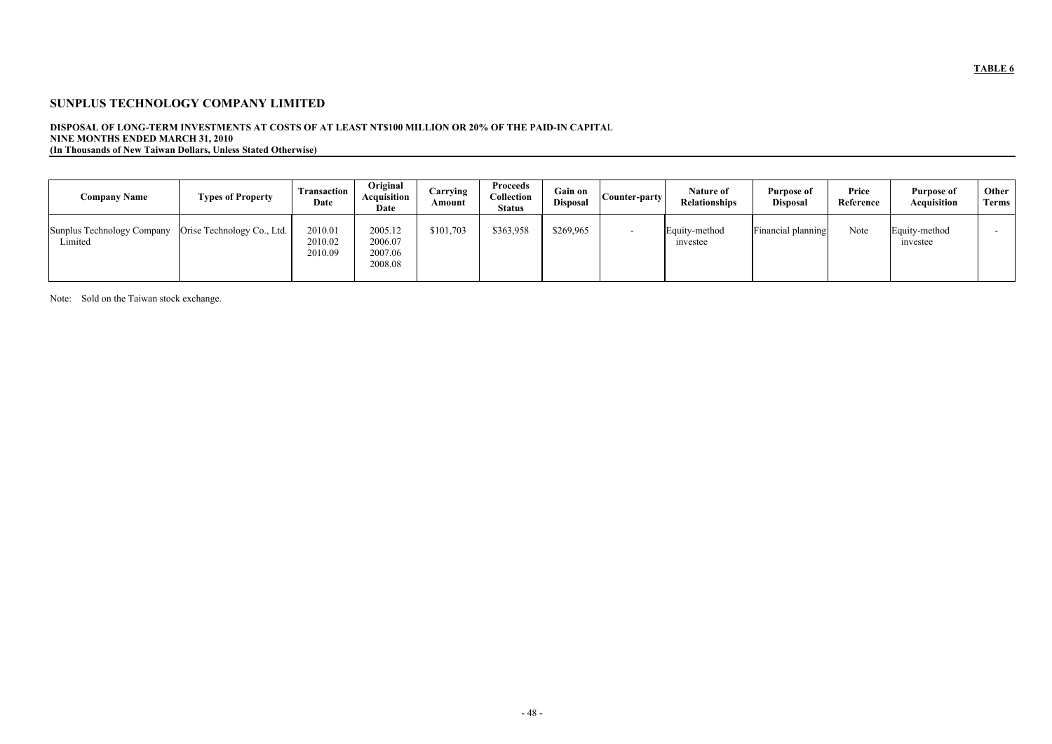**TABLE 6**

## SUNPLUS TECHNOLOGY COMPANY LIMITED

**DISPOSAL OF LONG-TERM INVESTMENTS AT COSTS OF AT LEAST NT$100 MILLION OR 20% OF THE PAID-IN CAPITAL**
**NINE MONTHS ENDED MARCH 31, 2010**
**(In Thousands of New Taiwan Dollars, Unless Stated Otherwise)**

| Company Name | Types of Property | Transaction Date | Original Acquisition Date | Carrying Amount | Proceeds Collection Status | Gain on Disposal | Counter-party | Nature of Relationships | Purpose of Disposal | Price Reference | Purpose of Acquisition | Other Terms |
|---|---|---|---|---|---|---|---|---|---|---|---|---|
| Sunplus Technology Company Limited | Orise Technology Co., Ltd. | 2010.01<br>2010.02<br>2010.09 | 2005.12<br>2006.07<br>2007.06<br>2008.08 | $101,703 | $363,958 | $269,965 | - | Equity-method investee | Financial planning | Note | Equity-method investee | - |

Note: Sold on the Taiwan stock exchange.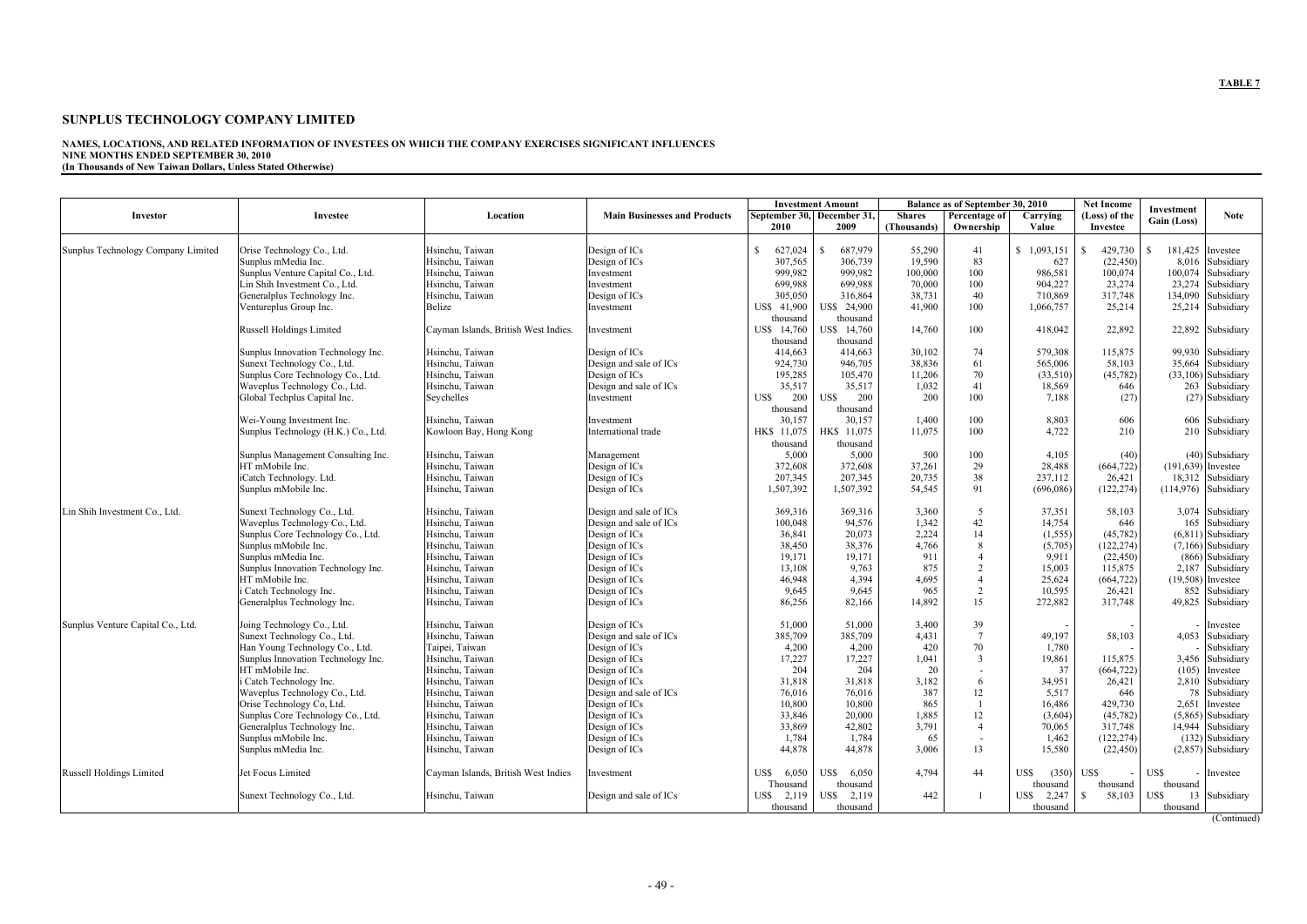**TABLE 7**

# SUNPLUS TECHNOLOGY COMPANY LIMITED

**NAMES, LOCATIONS, AND RELATED INFORMATION OF INVESTEES ON WHICH THE COMPANY EXERCISES SIGNIFICANT INFLUENCES**
**NINE MONTHS ENDED SEPTEMBER 30, 2010**
**(In Thousands of New Taiwan Dollars, Unless Stated Otherwise)**

| Investor | Investee | Location | Main Businesses and Products | Investment Amount | | Balance as of September 30, 2010 | | | Net Income (Loss) of the Investee | Investment Gain (Loss) | Note |
|---|---|---|---|---|---|---|---|---|---|---|---|
| | | | | September 30, 2010 | December 31, 2009 | Shares (Thousands) | Percentage of Ownership | Carrying Value | | | |
| Sunplus Technology Company Limited | Orise Technology Co., Ltd. | Hsinchu, Taiwan | Design of ICs | $ 627,024 | $ 687,979 | 55,290 | 41 | $ 1,093,151 | $ 429,730 | $ 181,425 | Investee |
| | Sunplus mMedia Inc. | Hsinchu, Taiwan | Design of ICs | 307,565 | 306,739 | 19,590 | 83 | 627 | (22,450) | 8,016 | Subsidiary |
| | Sunplus Venture Capital Co., Ltd. | Hsinchu, Taiwan | Investment | 999,982 | 999,982 | 100,000 | 100 | 986,581 | 100,074 | 100,074 | Subsidiary |
| | Lin Shih Investment Co., Ltd. | Hsinchu, Taiwan | Investment | 699,988 | 699,988 | 70,000 | 100 | 904,227 | 23,274 | 23,274 | Subsidiary |
| | Generalplus Technology Inc. | Hsinchu, Taiwan | Design of ICs | 305,050 | 316,864 | 38,731 | 40 | 710,869 | 317,748 | 134,090 | Subsidiary |
| | Ventureplus Group Inc. | Belize | Investment | US$ 41,900 thousand | US$ 24,900 thousand | 41,900 | 100 | 1,066,757 | 25,214 | 25,214 | Subsidiary |
| | Russell Holdings Limited | Cayman Islands, British West Indies. | Investment | US$ 14,760 thousand | US$ 14,760 thousand | 14,760 | 100 | 418,042 | 22,892 | 22,892 | Subsidiary |
| | Sunplus Innovation Technology Inc. | Hsinchu, Taiwan | Design of ICs | 414,663 | 414,663 | 30,102 | 74 | 579,308 | 115,875 | 99,930 | Subsidiary |
| | Sunext Technology Co., Ltd. | Hsinchu, Taiwan | Design and sale of ICs | 924,730 | 946,705 | 38,836 | 61 | 565,006 | 58,103 | 35,664 | Subsidiary |
| | Sunplus Core Technology Co., Ltd. | Hsinchu, Taiwan | Design of ICs | 195,285 | 105,470 | 11,206 | 70 | (33,510) | (45,782) | (33,106) | Subsidiary |
| | Waveplus Technology Co., Ltd. | Hsinchu, Taiwan | Design and sale of ICs | 35,517 | 35,517 | 1,032 | 41 | 18,569 | 646 | 263 | Subsidiary |
| | Global Techplus Capital Inc. | Seychelles | Investment | US$ 200 thousand | US$ 200 thousand | 200 | 100 | 7,188 | (27) | (27) | Subsidiary |
| | Wei-Young Investment Inc. | Hsinchu, Taiwan | Investment | 30,157 | 30,157 | 1,400 | 100 | 8,803 | 606 | 606 | Subsidiary |
| | Sunplus Technology (H.K.) Co., Ltd. | Kowloon Bay, Hong Kong | International trade | HK$ 11,075 thousand | HK$ 11,075 thousand | 11,075 | 100 | 4,722 | 210 | 210 | Subsidiary |
| | Sunplus Management Consulting Inc. | Hsinchu, Taiwan | Management | 5,000 | 5,000 | 500 | 100 | 4,105 | (40) | (40) | Subsidiary |
| | HT mMobile Inc. | Hsinchu, Taiwan | Design of ICs | 372,608 | 372,608 | 37,261 | 29 | 28,488 | (664,722) | (191,639) | Investee |
| | iCatch Technology. Ltd. | Hsinchu, Taiwan | Design of ICs | 207,345 | 207,345 | 20,735 | 38 | 237,112 | 26,421 | 18,312 | Subsidiary |
| | Sunplus mMobile Inc. | Hsinchu, Taiwan | Design of ICs | 1,507,392 | 1,507,392 | 54,545 | 91 | (696,086) | (122,274) | (114,976) | Subsidiary |
| Lin Shih Investment Co., Ltd. | Sunext Technology Co., Ltd. | Hsinchu, Taiwan | Design and sale of ICs | 369,316 | 369,316 | 3,360 | 5 | 37,351 | 58,103 | 3,074 | Subsidiary |
| | Waveplus Technology Co., Ltd. | Hsinchu, Taiwan | Design and sale of ICs | 100,048 | 94,576 | 1,342 | 42 | 14,754 | 646 | 165 | Subsidiary |
| | Sunplus Core Technology Co., Ltd. | Hsinchu, Taiwan | Design of ICs | 36,841 | 20,073 | 2,224 | 14 | (1,555) | (45,782) | (6,811) | Subsidiary |
| | Sunplus mMobile Inc. | Hsinchu, Taiwan | Design of ICs | 38,450 | 38,376 | 4,766 | 8 | (5,705) | (122,274) | (7,166) | Subsidiary |
| | Sunplus mMedia Inc. | Hsinchu, Taiwan | Design of ICs | 19,171 | 19,171 | 911 | 4 | 9,911 | (22,450) | (866) | Subsidiary |
| | Sunplus Innovation Technology Inc. | Hsinchu, Taiwan | Design of ICs | 13,108 | 9,763 | 875 | 2 | 15,003 | 115,875 | 2,187 | Subsidiary |
| | HT mMobile Inc. | Hsinchu, Taiwan | Design of ICs | 46,948 | 4,394 | 4,695 | 4 | 25,624 | (664,722) | (19,508) | Investee |
| | i Catch Technology Inc. | Hsinchu, Taiwan | Design of ICs | 9,645 | 9,645 | 965 | 2 | 10,595 | 26,421 | 852 | Subsidiary |
| | Generalplus Technology Inc. | Hsinchu, Taiwan | Design of ICs | 86,256 | 82,166 | 14,892 | 15 | 272,882 | 317,748 | 49,825 | Subsidiary |
| Sunplus Venture Capital Co., Ltd. | Joing Technology Co., Ltd. | Hsinchu, Taiwan | Design of ICs | 51,000 | 51,000 | 3,400 | 39 | - | - | - | Investee |
| | Sunext Technology Co., Ltd. | Hsinchu, Taiwan | Design and sale of ICs | 385,709 | 385,709 | 4,431 | 7 | 49,197 | 58,103 | 4,053 | Subsidiary |
| | Han Young Technology Co., Ltd. | Taipei, Taiwan | Design of ICs | 4,200 | 4,200 | 420 | 70 | 1,780 | - | - | Subsidiary |
| | Sunplus Innovation Technology Inc. | Hsinchu, Taiwan | Design of ICs | 17,227 | 17,227 | 1,041 | 3 | 19,861 | 115,875 | 3,456 | Subsidiary |
| | HT mMobile Inc. | Hsinchu, Taiwan | Design of ICs | 204 | 204 | 20 | - | 37 | (664,722) | (105) | Investee |
| | i Catch Technology Inc. | Hsinchu, Taiwan | Design of ICs | 31,818 | 31,818 | 3,182 | 6 | 34,951 | 26,421 | 2,810 | Subsidiary |
| | Waveplus Technology Co., Ltd. | Hsinchu, Taiwan | Design and sale of ICs | 76,016 | 76,016 | 387 | 12 | 5,517 | 646 | 78 | Subsidiary |
| | Orise Technology Co, Ltd. | Hsinchu, Taiwan | Design of ICs | 10,800 | 10,800 | 865 | 1 | 16,486 | 429,730 | 2,651 | Investee |
| | Sunplus Core Technology Co., Ltd. | Hsinchu, Taiwan | Design of ICs | 33,846 | 20,000 | 1,885 | 12 | (3,604) | (45,782) | (5,865) | Subsidiary |
| | Generalplus Technology Inc. | Hsinchu, Taiwan | Design of ICs | 33,869 | 42,802 | 3,791 | 4 | 70,065 | 317,748 | 14,944 | Subsidiary |
| | Sunplus mMobile Inc. | Hsinchu, Taiwan | Design of ICs | 1,784 | 1,784 | 65 | - | 1,462 | (122,274) | (132) | Subsidiary |
| | Sunplus mMedia Inc. | Hsinchu, Taiwan | Design of ICs | 44,878 | 44,878 | 3,006 | 13 | 15,580 | (22,450) | (2,857) | Subsidiary |
| Russell Holdings Limited | Jet Focus Limited | Cayman Islands, British West Indies | Investment | US$ 6,050 Thousand | US$ 6,050 thousand | 4,794 | 44 | US$ (350) thousand | US$ - | US$ - thousand | Investee |
| | Sunext Technology Co., Ltd. | Hsinchu, Taiwan | Design and sale of ICs | US$ 2,119 thousand | US$ 2,119 thousand | 442 | 1 | US$ 2,247 thousand | $ 58,103 | US$ 13 thousand | Subsidiary |

(Continued)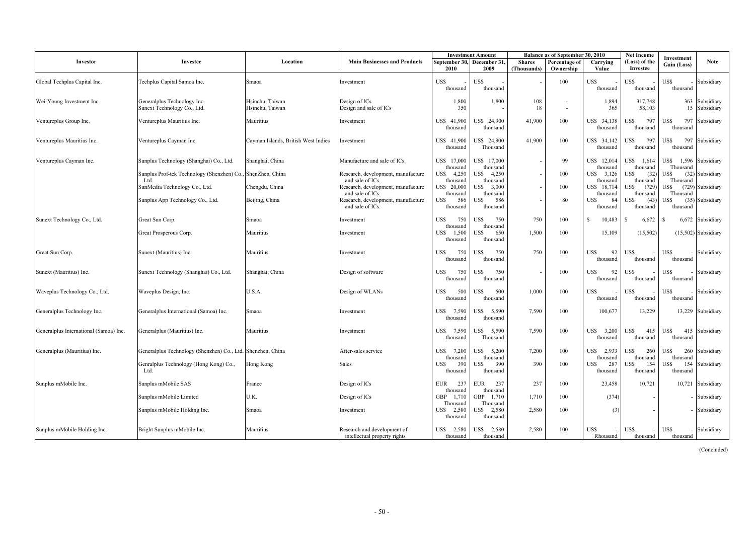| Investor | Investee | Location | Main Businesses and Products | Investment Amount | | Balance as of September 30, 2010 | | | Net Income (Loss) of the Investee | Investment Gain (Loss) | Note |
|---|---|---|---|---|---|---|---|---|---|---|---|
| | | | | September 30, 2010 | December 31, 2009 | Shares (Thousands) | Percentage of Ownership | Carrying Value | | | |
| Global Techplus Capital Inc. | Techplus Capital Samoa Inc. | Smaoa | Investment | US$ - thousand | US$ - thousand | - | 100 | US$ - thousand | US$ - thousand | US$ - thousand | Subsidiary |
| Wei-Young Investment Inc. | Generalplus Technology Inc. | Hsinchu, Taiwan | Design of ICs | 1,800 | 1,800 | 108 | - | 1,894 | 317,748 | 363 | Subsidiary |
| | Sunext Technology Co., Ltd. | Hsinchu, Taiwan | Design and sale of ICs | 350 | - | 18 | - | 365 | 58,103 | 15 | Subsidiary |
| Ventureplus Group Inc. | Ventureplus Mauritius Inc. | Mauritius | Investment | US$ 41,900 thousand | US$ 24,900 thousand | 41,900 | 100 | US$ 34,138 thousand | US$ 797 thousand | US$ 797 thousand | Subsidiary |
| Ventureplus Mauritius Inc. | Ventureplus Cayman Inc. | Cayman Islands, British West Indies | Investment | US$ 41,900 thousand | US$ 24,900 Thousand | 41,900 | 100 | US$ 34,142 thousand | US$ 797 thousand | US$ 797 thousand | Subsidiary |
| Ventureplus Cayman Inc. | Sunplus Technology (Shanghai) Co., Ltd. | Shanghai, China | Manufacture and sale of ICs. | US$ 17,000 thousand | US$ 17,000 thousand | - | 99 | US$ 12,014 thousand | US$ 1,614 thousand | US$ 1,596 Thousand | Subsidiary |
| | Sunplus Prof-tek Technology (Shenzhen) Co., Ltd. | ShenZhen, China | Research, development, manufacture and sale of ICs. | US$ 4,250 thousand | US$ 4,250 thousand | - | 100 | US$ 3,126 thousand | US$ (32) thousand | US$ (32) Thousand | Subsidiary |
| | SunMedia Technology Co., Ltd. | Chengdu, China | Research, development, manufacture and sale of ICs. | US$ 20,000 thousand | US$ 3,000 thousand | - | 100 | US$ 18,714 thousand | US$ (729) thousand | US$ (729) Thousand | Subsidiary |
| | Sunplus App Technology Co., Ltd. | Beijing, China | Research, development, manufacture and sale of ICs. | US$ 586 thousand | US$ 586 thousand | - | 80 | US$ 84 thousand | US$ (43) thousand | US$ (35) thousand | Subsidiary |
| Sunext Technology Co., Ltd. | Great Sun Corp. | Smaoa | Investment | US$ 750 thousand | US$ 750 thousand | 750 | 100 | $ 10,483 | $ 6,672 | $ 6,672 | Subsidiary |
| | Great Prosperous Corp. | Mauritius | Investment | US$ 1,500 thousand | US$ 650 thousand | 1,500 | 100 | 15,109 | (15,502) | (15,502) | Subsidiary |
| Great Sun Corp. | Sunext (Mauritius) Inc. | Mauritius | Investment | US$ 750 thousand | US$ 750 thousand | 750 | 100 | US$ 92 thousand | US$ - thousand | US$ - thousand | Subsidiary |
| Sunext (Mauritius) Inc. | Sunext Technology (Shanghai) Co., Ltd. | Shanghai, China | Design of software | US$ 750 thousand | US$ 750 thousand | - | 100 | US$ 92 thousand | US$ - thousand | US$ - thousand | Subsidiary |
| Waveplus Technology Co., Ltd. | Waveplus Design, Inc. | U.S.A. | Design of WLANs | US$ 500 thousand | US$ 500 thousand | 1,000 | 100 | US$ - thousand | US$ - thousand | US$ - thousand | Subsidiary |
| Generalplus Technology Inc. | Generalplus International (Samoa) Inc. | Smaoa | Investment | US$ 7,590 thousand | US$ 5,590 thousand | 7,590 | 100 | 100,677 | 13,229 | 13,229 | Subsidiary |
| Generalplus International (Samoa) Inc. | Generalplus (Mauritius) Inc. | Mauritius | Investment | US$ 7,590 thousand | US$ 5,590 Thousand | 7,590 | 100 | US$ 3,200 thousand | US$ 415 thousand | US$ 415 thousand | Subsidiary |
| Generalplus (Mauritius) Inc. | Generalplus Technology (Shenzhen) Co., Ltd. | Shenzhen, China | After-sales service | US$ 7,200 thousand | US$ 5,200 thousand | 7,200 | 100 | US$ 2,933 thousand | US$ 260 thousand | US$ 260 thousand | Subsidiary |
| | Genralplus Technology (Hong Kong) Co., Ltd. | Hong Kong | Sales | US$ 390 thousand | US$ 390 thousand | 390 | 100 | US$ 287 thousand | US$ 154 thousand | US$ 154 thousand | Subsidiary |
| Sunplus mMobile Inc. | Sunplus mMobile SAS | France | Design of ICs | EUR 237 thousand | EUR 237 thousand | 237 | 100 | 23,458 | 10,721 | 10,721 | Subsidiary |
| | Sunplus mMobile Limited | U.K. | Design of ICs | GBP 1,710 Thousand | GBP 1,710 Thousand | 1,710 | 100 | (374) | - | - | Subsidiary |
| | Sunplus mMobile Holding Inc. | Smaoa | Investment | US$ 2,580 thousand | US$ 2,580 thousand | 2,580 | 100 | (3) | - | - | Subsidiary |
| Sunplus mMobile Holding Inc. | Bright Sunplus mMobile Inc. | Mauritius | Research and development of intellectual property rights | US$ 2,580 thousand | US$ 2,580 thousand | 2,580 | 100 | US$ - Rhousand | US$ - thousand | US$ - thousand | Subsidiary |

(Concluded)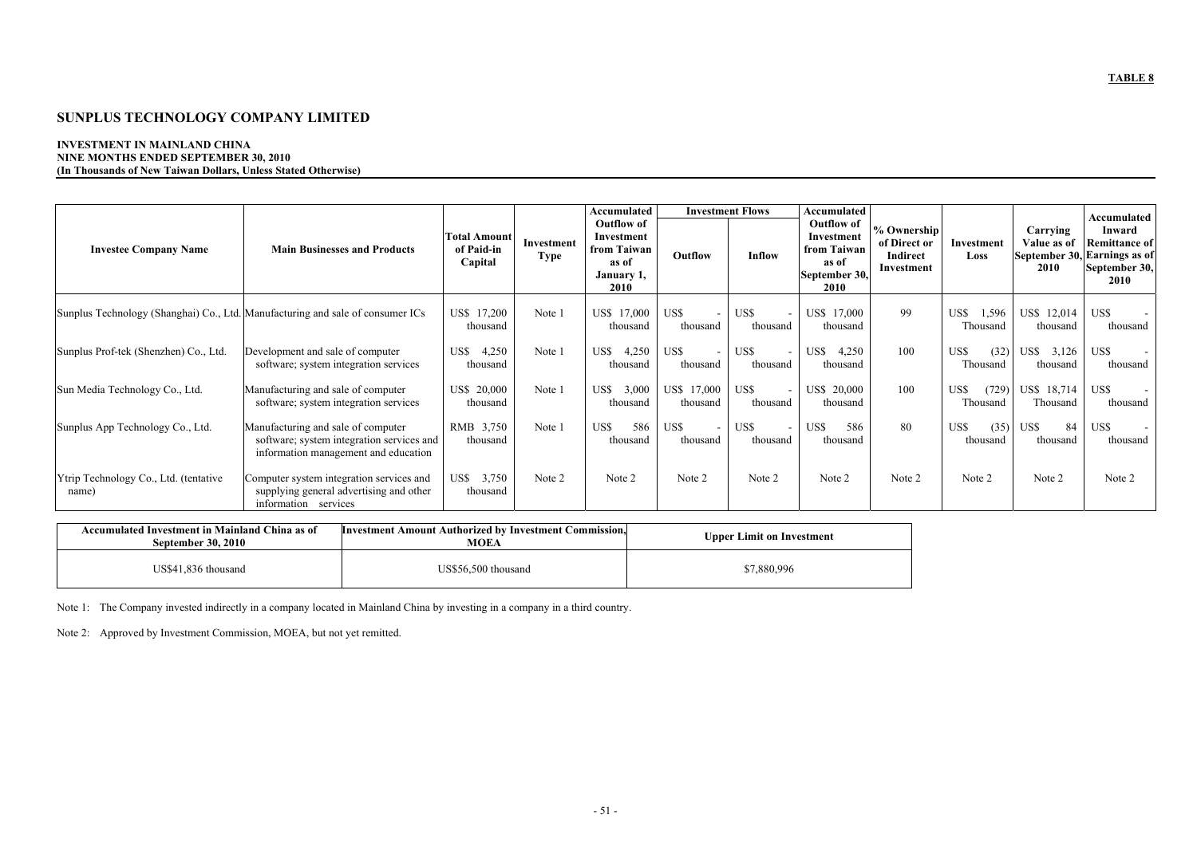**TABLE 8**

# SUNPLUS TECHNOLOGY COMPANY LIMITED

**INVESTMENT IN MAINLAND CHINA**
**NINE MONTHS ENDED SEPTEMBER 30, 2010**
**(In Thousands of New Taiwan Dollars, Unless Stated Otherwise)**

| Investee Company Name | Main Businesses and Products | Total Amount of Paid-in Capital | Investment Type | Accumulated Outflow of Investment from Taiwan as of January 1, 2010 | Investment Flows | | Accumulated Outflow of Investment from Taiwan as of September 30, 2010 | % Ownership of Direct or Indirect Investment | Investment Loss | Carrying Value as of September 30, 2010 | Accumulated Inward Remittance of Earnings as of September 30, 2010 |
|---|---|---|---|---|---|---|---|---|---|---|---|
| | | | | | Outflow | Inflow | | | | | |
| Sunplus Technology (Shanghai) Co., Ltd. | Manufacturing and sale of consumer ICs | US$ 17,200 thousand | Note 1 | US$ 17,000 thousand | US$ - thousand | US$ - thousand | US$ 17,000 thousand | 99 | US$ 1,596 Thousand | US$ 12,014 thousand | US$ - thousand |
| Sunplus Prof-tek (Shenzhen) Co., Ltd. | Development and sale of computer software; system integration services | US$ 4,250 thousand | Note 1 | US$ 4,250 thousand | US$ - thousand | US$ - thousand | US$ 4,250 thousand | 100 | US$ (32) Thousand | US$ 3,126 thousand | US$ - thousand |
| Sun Media Technology Co., Ltd. | Manufacturing and sale of computer software; system integration services | US$ 20,000 thousand | Note 1 | US$ 3,000 thousand | US$ 17,000 thousand | US$ - thousand | US$ 20,000 thousand | 100 | US$ (729) Thousand | US$ 18,714 Thousand | US$ - thousand |
| Sunplus App Technology Co., Ltd. | Manufacturing and sale of computer software; system integration services and information management and education | RMB 3,750 thousand | Note 1 | US$ 586 thousand | US$ - thousand | US$ - thousand | US$ 586 thousand | 80 | US$ (35) thousand | US$ 84 thousand | US$ - thousand |
| Ytrip Technology Co., Ltd. (tentative name) | Computer system integration services and supplying general advertising and other information services | US$ 3,750 thousand | Note 2 | Note 2 | Note 2 | Note 2 | Note 2 | Note 2 | Note 2 | Note 2 | Note 2 |

| Accumulated Investment in Mainland China as of September 30, 2010 | Investment Amount Authorized by Investment Commission, MOEA | Upper Limit on Investment |
|---|---|---|
| US$41,836 thousand | US$56,500 thousand | $7,880,996 |

Note 1: The Company invested indirectly in a company located in Mainland China by investing in a company in a third country.

Note 2: Approved by Investment Commission, MOEA, but not yet remitted.